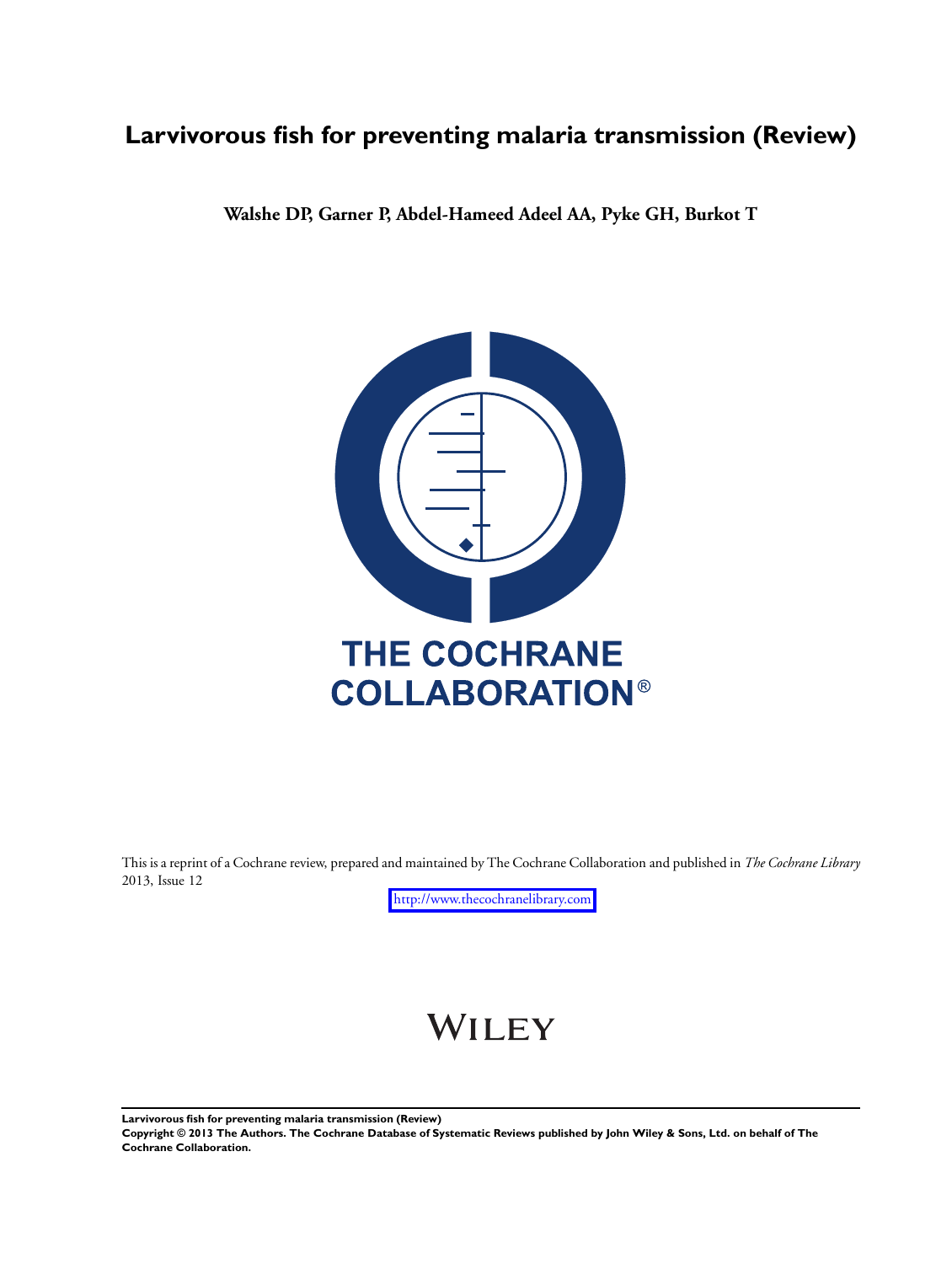# Larvivorous fish for preventing malaria transmission (Review)

**Walshe DP, Garner P, Abdel-Hameed Adeel AA, Pyke GH, Burkot T**

THE COCHRANE COLLABORATION®

This is a reprint of a Cochrane review, prepared and maintained by The Cochrane Collaboration and published in *The Cochrane Library* 2013, Issue 12

http://www.thecochranelibrary.com

WILEY

**Copyright © 2013 The Authors. The Cochrane Database of Systematic Reviews published by John Wiley & Sons, Ltd. on behalf of The Cochrane Collaboration.**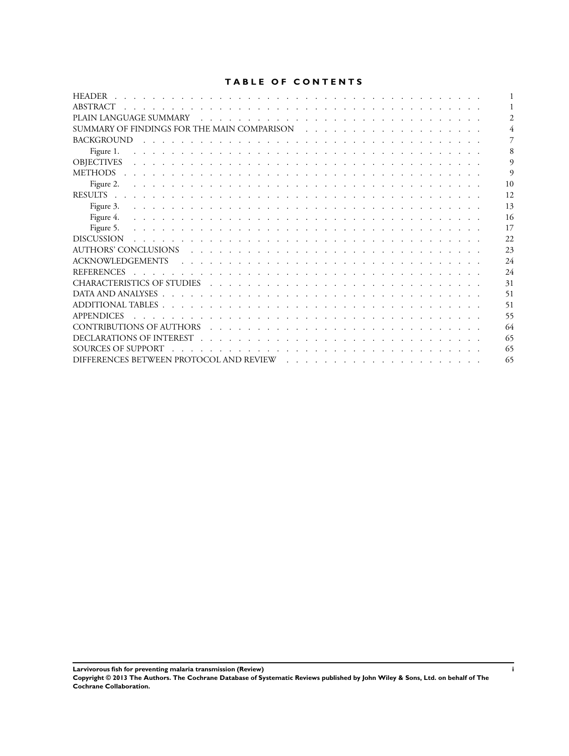# TABLE OF CONTENTS

| | |
|---|---|
| HEADER | 1 |
| ABSTRACT | 1 |
| PLAIN LANGUAGE SUMMARY | 2 |
| SUMMARY OF FINDINGS FOR THE MAIN COMPARISON | 4 |
| BACKGROUND | 7 |
| Figure 1. | 8 |
| OBJECTIVES | 9 |
| METHODS | 9 |
| Figure 2. | 10 |
| RESULTS | 12 |
| Figure 3. | 13 |
| Figure 4. | 16 |
| Figure 5. | 17 |
| DISCUSSION | 22 |
| AUTHORS' CONCLUSIONS | 23 |
| ACKNOWLEDGEMENTS | 24 |
| REFERENCES | 24 |
| CHARACTERISTICS OF STUDIES | 31 |
| DATA AND ANALYSES | 51 |
| ADDITIONAL TABLES | 51 |
| APPENDICES | 55 |
| CONTRIBUTIONS OF AUTHORS | 64 |
| DECLARATIONS OF INTEREST | 65 |
| SOURCES OF SUPPORT | 65 |
| DIFFERENCES BETWEEN PROTOCOL AND REVIEW | 65 |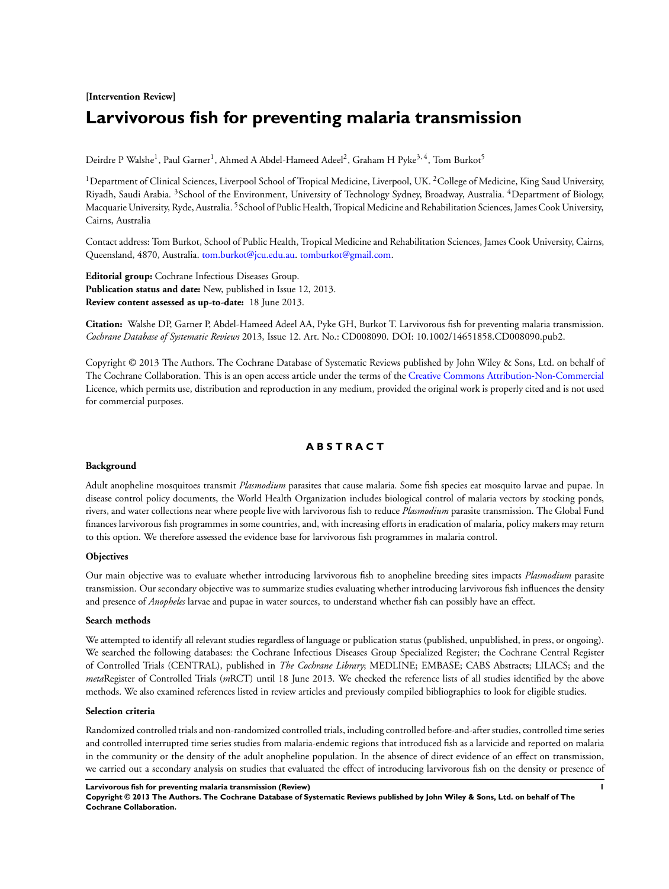[Intervention Review]

# Larvivorous fish for preventing malaria transmission

Deirdre P Walshe[1], Paul Garner[1], Ahmed A Abdel-Hameed Adeel[2], Graham H Pyke[3,4], Tom Burkot[5]

[1]Department of Clinical Sciences, Liverpool School of Tropical Medicine, Liverpool, UK. [2]College of Medicine, King Saud University, Riyadh, Saudi Arabia. [3]School of the Environment, University of Technology Sydney, Broadway, Australia. [4]Department of Biology, Macquarie University, Ryde, Australia. [5]School of Public Health, Tropical Medicine and Rehabilitation Sciences, James Cook University, Cairns, Australia

Contact address: Tom Burkot, School of Public Health, Tropical Medicine and Rehabilitation Sciences, James Cook University, Cairns, Queensland, 4870, Australia. tom.burkot@jcu.edu.au. tomburkot@gmail.com.

**Editorial group:** Cochrane Infectious Diseases Group.
**Publication status and date:** New, published in Issue 12, 2013.
**Review content assessed as up-to-date:** 18 June 2013.

**Citation:** Walshe DP, Garner P, Abdel-Hameed Adeel AA, Pyke GH, Burkot T. Larvivorous fish for preventing malaria transmission. *Cochrane Database of Systematic Reviews* 2013, Issue 12. Art. No.: CD008090. DOI: 10.1002/14651858.CD008090.pub2.

Copyright © 2013 The Authors. The Cochrane Database of Systematic Reviews published by John Wiley & Sons, Ltd. on behalf of The Cochrane Collaboration. This is an open access article under the terms of the Creative Commons Attribution-Non-Commercial Licence, which permits use, distribution and reproduction in any medium, provided the original work is properly cited and is not used for commercial purposes.

## ABSTRACT

### Background

Adult anopheline mosquitoes transmit *Plasmodium* parasites that cause malaria. Some fish species eat mosquito larvae and pupae. In disease control policy documents, the World Health Organization includes biological control of malaria vectors by stocking ponds, rivers, and water collections near where people live with larvivorous fish to reduce *Plasmodium* parasite transmission. The Global Fund finances larvivorous fish programmes in some countries, and, with increasing efforts in eradication of malaria, policy makers may return to this option. We therefore assessed the evidence base for larvivorous fish programmes in malaria control.

### Objectives

Our main objective was to evaluate whether introducing larvivorous fish to anopheline breeding sites impacts *Plasmodium* parasite transmission. Our secondary objective was to summarize studies evaluating whether introducing larvivorous fish influences the density and presence of *Anopheles* larvae and pupae in water sources, to understand whether fish can possibly have an effect.

### Search methods

We attempted to identify all relevant studies regardless of language or publication status (published, unpublished, in press, or ongoing). We searched the following databases: the Cochrane Infectious Diseases Group Specialized Register; the Cochrane Central Register of Controlled Trials (CENTRAL), published in *The Cochrane Library*; MEDLINE; EMBASE; CABS Abstracts; LILACS; and the *meta*Register of Controlled Trials (*m*RCT) until 18 June 2013. We checked the reference lists of all studies identified by the above methods. We also examined references listed in review articles and previously compiled bibliographies to look for eligible studies.

### Selection criteria

Randomized controlled trials and non-randomized controlled trials, including controlled before-and-after studies, controlled time series and controlled interrupted time series studies from malaria-endemic regions that introduced fish as a larvicide and reported on malaria in the community or the density of the adult anopheline population. In the absence of direct evidence of an effect on transmission, we carried out a secondary analysis on studies that evaluated the effect of introducing larvivorous fish on the density or presence of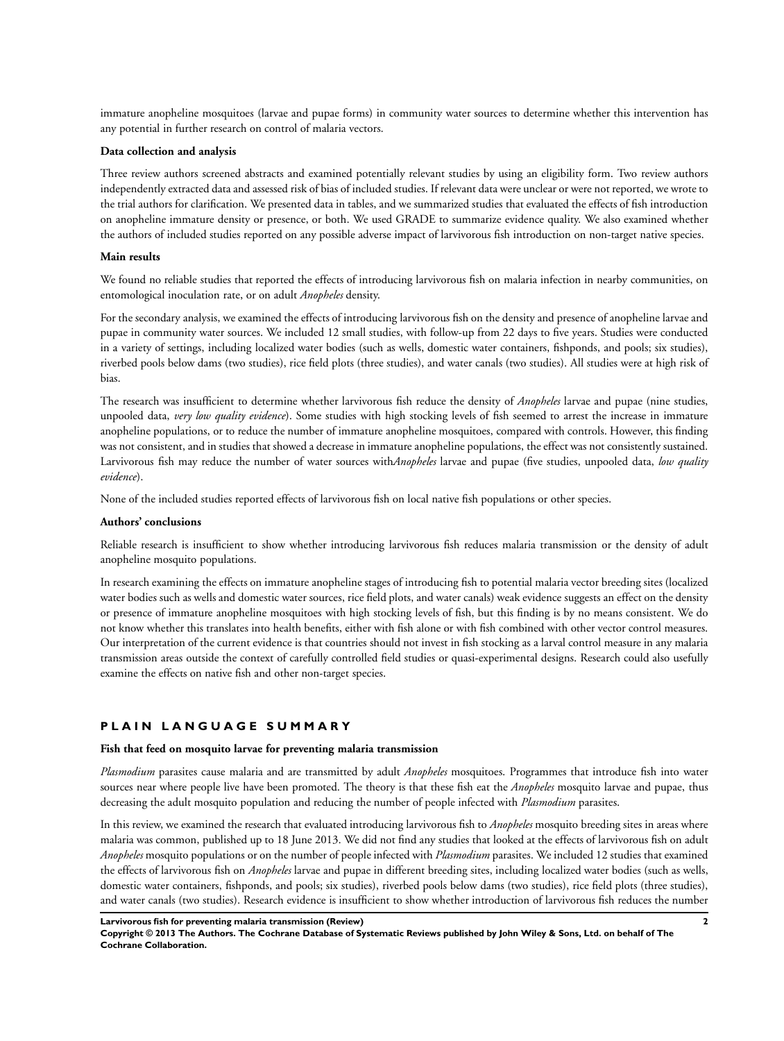immature anopheline mosquitoes (larvae and pupae forms) in community water sources to determine whether this intervention has any potential in further research on control of malaria vectors.

**Data collection and analysis**

Three review authors screened abstracts and examined potentially relevant studies by using an eligibility form. Two review authors independently extracted data and assessed risk of bias of included studies. If relevant data were unclear or were not reported, we wrote to the trial authors for clarification. We presented data in tables, and we summarized studies that evaluated the effects of fish introduction on anopheline immature density or presence, or both. We used GRADE to summarize evidence quality. We also examined whether the authors of included studies reported on any possible adverse impact of larvivorous fish introduction on non-target native species.

**Main results**

We found no reliable studies that reported the effects of introducing larvivorous fish on malaria infection in nearby communities, on entomological inoculation rate, or on adult *Anopheles* density.

For the secondary analysis, we examined the effects of introducing larvivorous fish on the density and presence of anopheline larvae and pupae in community water sources. We included 12 small studies, with follow-up from 22 days to five years. Studies were conducted in a variety of settings, including localized water bodies (such as wells, domestic water containers, fishponds, and pools; six studies), riverbed pools below dams (two studies), rice field plots (three studies), and water canals (two studies). All studies were at high risk of bias.

The research was insufficient to determine whether larvivorous fish reduce the density of *Anopheles* larvae and pupae (nine studies, unpooled data, *very low quality evidence*). Some studies with high stocking levels of fish seemed to arrest the increase in immature anopheline populations, or to reduce the number of immature anopheline mosquitoes, compared with controls. However, this finding was not consistent, and in studies that showed a decrease in immature anopheline populations, the effect was not consistently sustained. Larvivorous fish may reduce the number of water sources with*Anopheles* larvae and pupae (five studies, unpooled data, *low quality evidence*).

None of the included studies reported effects of larvivorous fish on local native fish populations or other species.

**Authors' conclusions**

Reliable research is insufficient to show whether introducing larvivorous fish reduces malaria transmission or the density of adult anopheline mosquito populations.

In research examining the effects on immature anopheline stages of introducing fish to potential malaria vector breeding sites (localized water bodies such as wells and domestic water sources, rice field plots, and water canals) weak evidence suggests an effect on the density or presence of immature anopheline mosquitoes with high stocking levels of fish, but this finding is by no means consistent. We do not know whether this translates into health benefits, either with fish alone or with fish combined with other vector control measures. Our interpretation of the current evidence is that countries should not invest in fish stocking as a larval control measure in any malaria transmission areas outside the context of carefully controlled field studies or quasi-experimental designs. Research could also usefully examine the effects on native fish and other non-target species.

## PLAIN LANGUAGE SUMMARY

**Fish that feed on mosquito larvae for preventing malaria transmission**

*Plasmodium* parasites cause malaria and are transmitted by adult *Anopheles* mosquitoes. Programmes that introduce fish into water sources near where people live have been promoted. The theory is that these fish eat the *Anopheles* mosquito larvae and pupae, thus decreasing the adult mosquito population and reducing the number of people infected with *Plasmodium* parasites.

In this review, we examined the research that evaluated introducing larvivorous fish to *Anopheles* mosquito breeding sites in areas where malaria was common, published up to 18 June 2013. We did not find any studies that looked at the effects of larvivorous fish on adult *Anopheles* mosquito populations or on the number of people infected with *Plasmodium* parasites. We included 12 studies that examined the effects of larvivorous fish on *Anopheles* larvae and pupae in different breeding sites, including localized water bodies (such as wells, domestic water containers, fishponds, and pools; six studies), riverbed pools below dams (two studies), rice field plots (three studies), and water canals (two studies). Research evidence is insufficient to show whether introduction of larvivorous fish reduces the number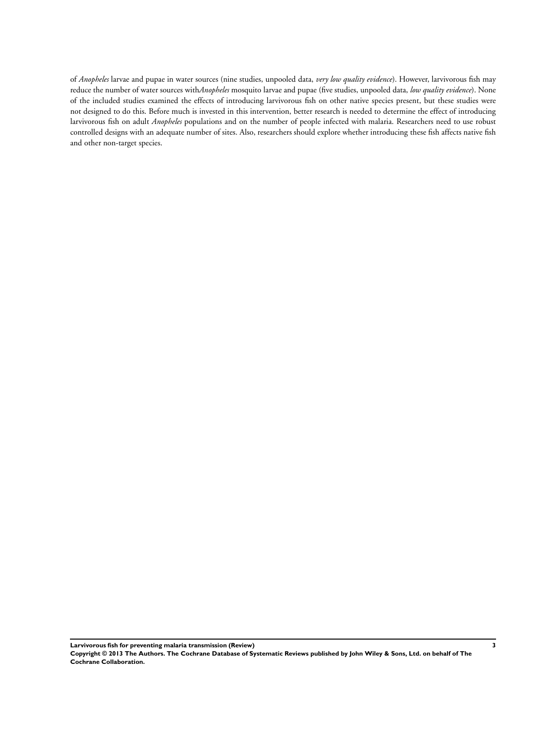of *Anopheles* larvae and pupae in water sources (nine studies, unpooled data, *very low quality evidence*). However, larvivorous fish may reduce the number of water sources with*Anopheles* mosquito larvae and pupae (five studies, unpooled data, *low quality evidence*). None of the included studies examined the effects of introducing larvivorous fish on other native species present, but these studies were not designed to do this. Before much is invested in this intervention, better research is needed to determine the effect of introducing larvivorous fish on adult *Anopheles* populations and on the number of people infected with malaria. Researchers need to use robust controlled designs with an adequate number of sites. Also, researchers should explore whether introducing these fish affects native fish and other non-target species.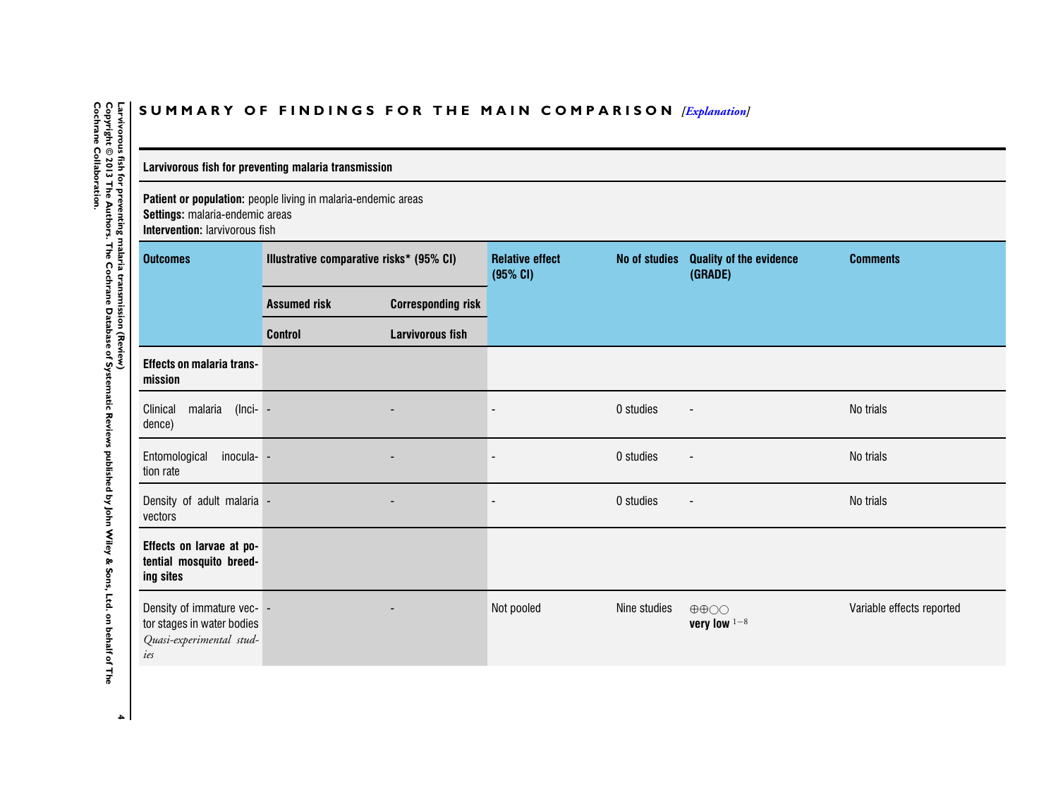## SUMMARY OF FINDINGS FOR THE MAIN COMPARISON *[Explanation]*

| Larvivorous fish for preventing malaria transmission | | | | | | |
|---|---|---|---|---|---|---|
| **Patient or population:** people living in malaria-endemic areas<br>**Settings:** malaria-endemic areas<br>**Intervention:** larvivorous fish | | | | | | |
| **Outcomes** | **Illustrative comparative risks* (95% CI)** | | **Relative effect (95% CI)** | **No of studies** | **Quality of the evidence (GRADE)** | **Comments** |
| | **Assumed risk** | **Corresponding risk** | | | | |
| | **Control** | **Larvivorous fish** | | | | |
| **Effects on malaria transmission** | | | | | | |
| Clinical malaria (Incidence) | - | - | - | 0 studies | - | No trials |
| Entomological inoculation rate | - | - | - | 0 studies | - | No trials |
| Density of adult malaria vectors | - | - | - | 0 studies | - | No trials |
| **Effects on larvae at potential mosquito breeding sites** | | | | | | |
| Density of immature vector stages in water bodies<br>*Quasi-experimental studies* | - | - | Not pooled | Nine studies | ⊕⊕○○<br>**very low** [1-8] | Variable effects reported |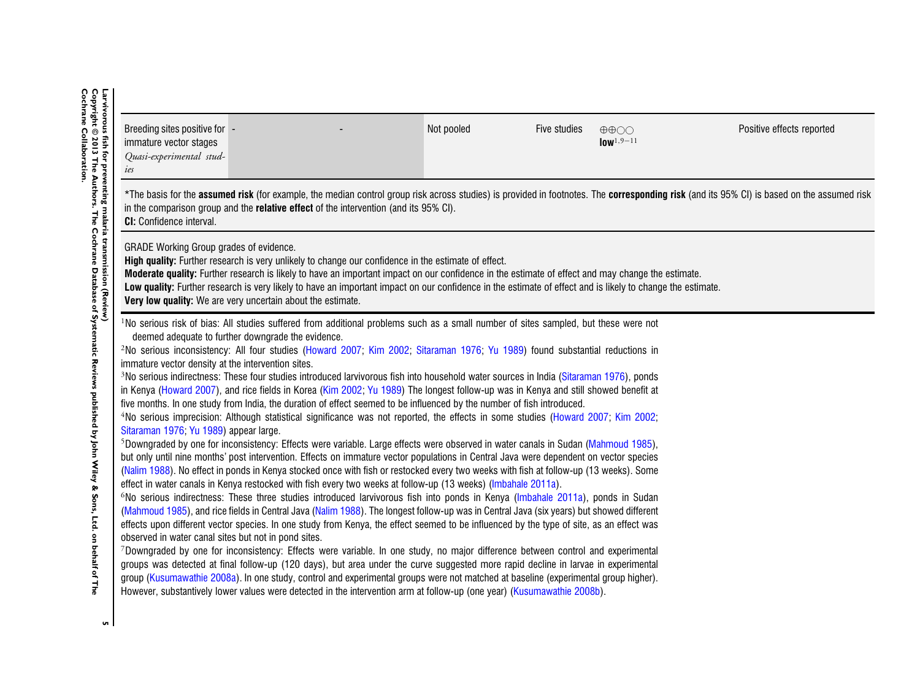| Breeding sites positive for immature vector stages *Quasi-experimental studies* | - | - | Not pooled | Five studies | ⊕⊕○○ **low**[1,9−11] | Positive effects reported |
|---|---|---|---|---|---|---|

*The basis for the **assumed risk** (for example, the median control group risk across studies) is provided in footnotes. The **corresponding risk** (and its 95% CI) is based on the assumed risk in the comparison group and the **relative effect** of the intervention (and its 95% CI).
**CI:** Confidence interval.

GRADE Working Group grades of evidence.
**High quality:** Further research is very unlikely to change our confidence in the estimate of effect.
**Moderate quality:** Further research is likely to have an important impact on our confidence in the estimate of effect and may change the estimate.
**Low quality:** Further research is very likely to have an important impact on our confidence in the estimate of effect and is likely to change the estimate.
**Very low quality:** We are very uncertain about the estimate.

[1]No serious risk of bias: All studies suffered from additional problems such as a small number of sites sampled, but these were not deemed adequate to further downgrade the evidence.
[2]No serious inconsistency: All four studies (Howard 2007; Kim 2002; Sitaraman 1976; Yu 1989) found substantial reductions in immature vector density at the intervention sites.
[3]No serious indirectness: These four studies introduced larvivorous fish into household water sources in India (Sitaraman 1976), ponds in Kenya (Howard 2007), and rice fields in Korea (Kim 2002; Yu 1989) The longest follow-up was in Kenya and still showed benefit at five months. In one study from India, the duration of effect seemed to be influenced by the number of fish introduced.
[4]No serious imprecision: Although statistical significance was not reported, the effects in some studies (Howard 2007; Kim 2002; Sitaraman 1976; Yu 1989) appear large.
[5]Downgraded by one for inconsistency: Effects were variable. Large effects were observed in water canals in Sudan (Mahmoud 1985), but only until nine months' post intervention. Effects on immature vector populations in Central Java were dependent on vector species (Nalim 1988). No effect in ponds in Kenya stocked once with fish or restocked every two weeks with fish at follow-up (13 weeks). Some effect in water canals in Kenya restocked with fish every two weeks at follow-up (13 weeks) (Imbahale 2011a).
[6]No serious indirectness: These three studies introduced larvivorous fish into ponds in Kenya (Imbahale 2011a), ponds in Sudan (Mahmoud 1985), and rice fields in Central Java (Nalim 1988). The longest follow-up was in Central Java (six years) but showed different effects upon different vector species. In one study from Kenya, the effect seemed to be influenced by the type of site, as an effect was observed in water canal sites but not in pond sites.
[7]Downgraded by one for inconsistency: Effects were variable. In one study, no major difference between control and experimental groups was detected at final follow-up (120 days), but area under the curve suggested more rapid decline in larvae in experimental group (Kusumawathie 2008a). In one study, control and experimental groups were not matched at baseline (experimental group higher). However, substantively lower values were detected in the intervention arm at follow-up (one year) (Kusumawathie 2008b).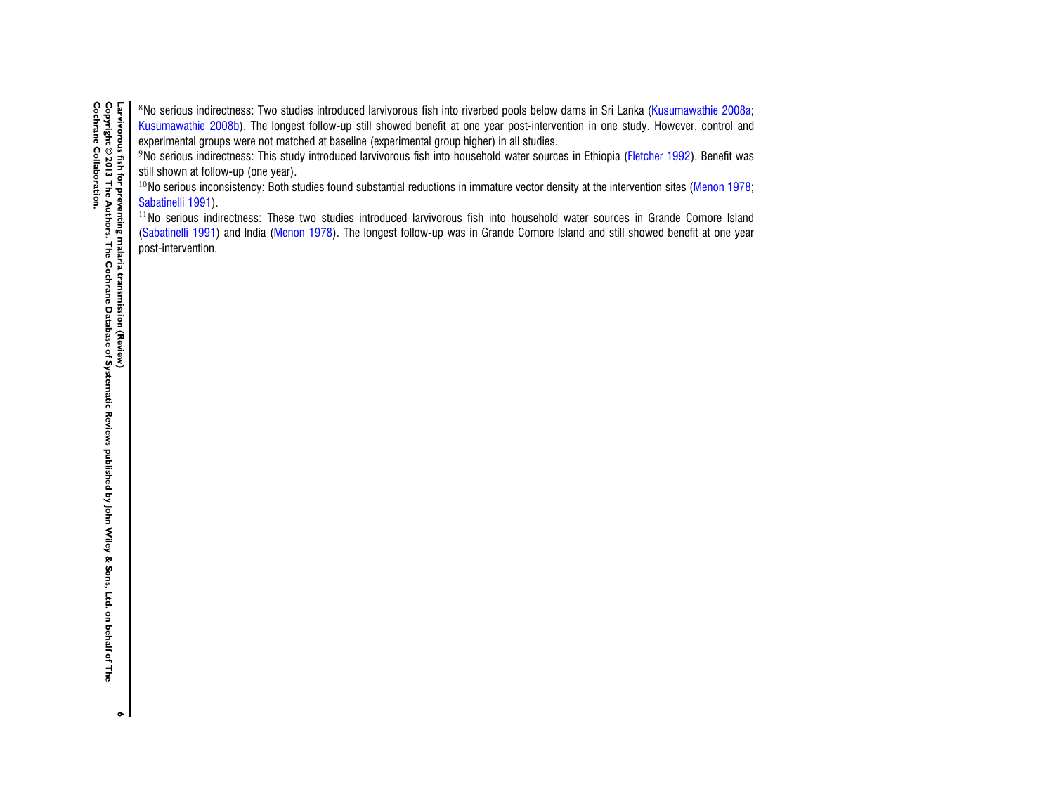[8]No serious indirectness: Two studies introduced larvivorous fish into riverbed pools below dams in Sri Lanka (Kusumawathie 2008a; Kusumawathie 2008b). The longest follow-up still showed benefit at one year post-intervention in one study. However, control and experimental groups were not matched at baseline (experimental group higher) in all studies.

[9]No serious indirectness: This study introduced larvivorous fish into household water sources in Ethiopia (Fletcher 1992). Benefit was still shown at follow-up (one year).

[10]No serious inconsistency: Both studies found substantial reductions in immature vector density at the intervention sites (Menon 1978; Sabatinelli 1991).

[11]No serious indirectness: These two studies introduced larvivorous fish into household water sources in Grande Comore Island (Sabatinelli 1991) and India (Menon 1978). The longest follow-up was in Grande Comore Island and still showed benefit at one year post-intervention.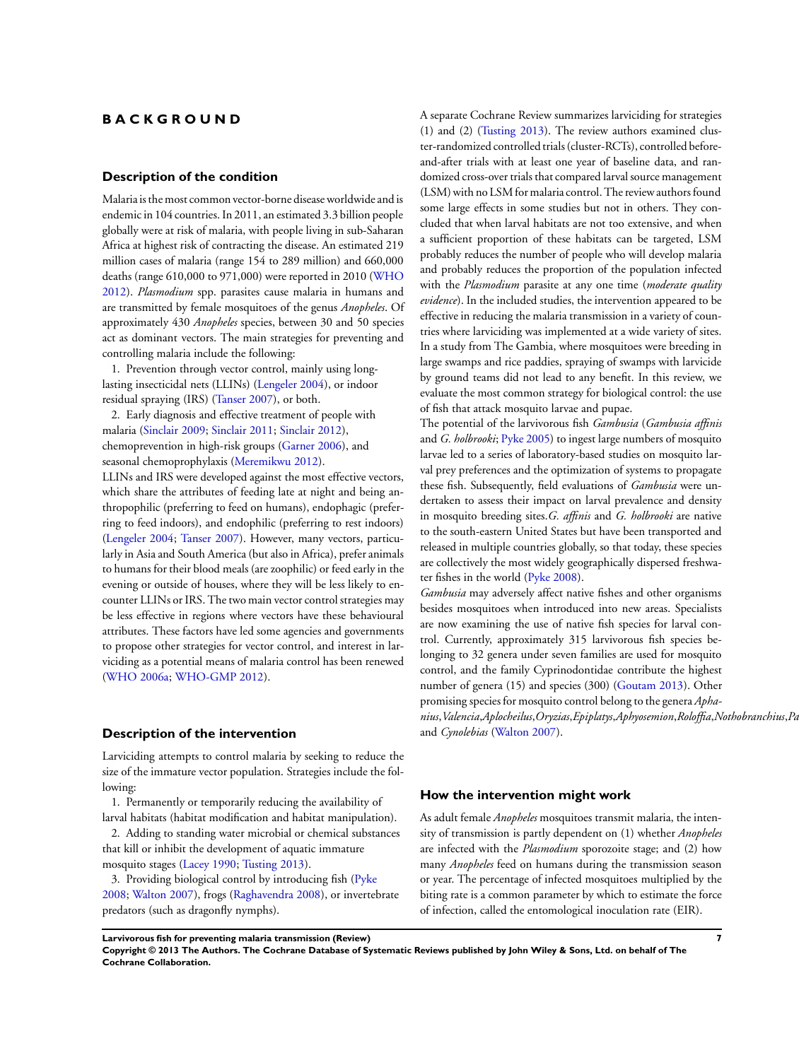# BACKGROUND

## Description of the condition

Malaria is the most common vector-borne disease worldwide and is endemic in 104 countries. In 2011, an estimated 3.3 billion people globally were at risk of malaria, with people living in sub-Saharan Africa at highest risk of contracting the disease. An estimated 219 million cases of malaria (range 154 to 289 million) and 660,000 deaths (range 610,000 to 971,000) were reported in 2010 (WHO 2012). *Plasmodium* spp. parasites cause malaria in humans and are transmitted by female mosquitoes of the genus *Anopheles*. Of approximately 430 *Anopheles* species, between 30 and 50 species act as dominant vectors. The main strategies for preventing and controlling malaria include the following:

1. Prevention through vector control, mainly using long-lasting insecticidal nets (LLINs) (Lengeler 2004), or indoor residual spraying (IRS) (Tanser 2007), or both.
2. Early diagnosis and effective treatment of people with malaria (Sinclair 2009; Sinclair 2011; Sinclair 2012), chemoprevention in high-risk groups (Garner 2006), and seasonal chemoprophylaxis (Meremikwu 2012).

LLINs and IRS were developed against the most effective vectors, which share the attributes of feeding late at night and being anthropophilic (preferring to feed on humans), endophagic (preferring to feed indoors), and endophilic (preferring to rest indoors) (Lengeler 2004; Tanser 2007). However, many vectors, particularly in Asia and South America (but also in Africa), prefer animals to humans for their blood meals (are zoophilic) or feed early in the evening or outside of houses, where they will be less likely to encounter LLINs or IRS. The two main vector control strategies may be less effective in regions where vectors have these behavioural attributes. These factors have led some agencies and governments to propose other strategies for vector control, and interest in larviciding as a potential means of malaria control has been renewed (WHO 2006a; WHO-GMP 2012).

## Description of the intervention

Larviciding attempts to control malaria by seeking to reduce the size of the immature vector population. Strategies include the following:

1. Permanently or temporarily reducing the availability of larval habitats (habitat modification and habitat manipulation).
2. Adding to standing water microbial or chemical substances that kill or inhibit the development of aquatic immature mosquito stages (Lacey 1990; Tusting 2013).
3. Providing biological control by introducing fish (Pyke 2008; Walton 2007), frogs (Raghavendra 2008), or invertebrate predators (such as dragonfly nymphs).

A separate Cochrane Review summarizes larviciding for strategies (1) and (2) (Tusting 2013). The review authors examined cluster-randomized controlled trials (cluster-RCTs), controlled before-and-after trials with at least one year of baseline data, and randomized cross-over trials that compared larval source management (LSM) with no LSM for malaria control. The review authors found some large effects in some studies but not in others. They concluded that when larval habitats are not too extensive, and when a sufficient proportion of these habitats can be targeted, LSM probably reduces the number of people who will develop malaria and probably reduces the proportion of the population infected with the *Plasmodium* parasite at any one time (*moderate quality evidence*). In the included studies, the intervention appeared to be effective in reducing the malaria transmission in a variety of countries where larviciding was implemented at a wide variety of sites. In a study from The Gambia, where mosquitoes were breeding in large swamps and rice paddies, spraying of swamps with larvicide by ground teams did not lead to any benefit. In this review, we evaluate the most common strategy for biological control: the use of fish that attack mosquito larvae and pupae.

The potential of the larvivorous fish *Gambusia* (*Gambusia affinis* and *G. holbrooki*; Pyke 2005) to ingest large numbers of mosquito larvae led to a series of laboratory-based studies on mosquito larval prey preferences and the optimization of systems to propagate these fish. Subsequently, field evaluations of *Gambusia* were undertaken to assess their impact on larval prevalence and density in mosquito breeding sites.*G. affinis* and *G. holbrooki* are native to the south-eastern United States but have been transported and released in multiple countries globally, so that today, these species are collectively the most widely geographically dispersed freshwater fishes in the world (Pyke 2008).

*Gambusia* may adversely affect native fishes and other organisms besides mosquitoes when introduced into new areas. Specialists are now examining the use of native fish species for larval control. Currently, approximately 315 larvivorous fish species belonging to 32 genera under seven families are used for mosquito control, and the family Cyprinodontidae contribute the highest number of genera (15) and species (300) (Goutam 2013). Other promising species for mosquito control belong to the genera *Aphanius*,*Valencia*,*Aplocheilus*,*Oryzias*,*Epiplatys*,*Aphyosemion*,*Roloffia*,*Nothobranchius*,*Pa* and *Cynolebias* (Walton 2007).

## How the intervention might work

As adult female *Anopheles* mosquitoes transmit malaria, the intensity of transmission is partly dependent on (1) whether *Anopheles* are infected with the *Plasmodium* sporozoite stage; and (2) how many *Anopheles* feed on humans during the transmission season or year. The percentage of infected mosquitoes multiplied by the biting rate is a common parameter by which to estimate the force of infection, called the entomological inoculation rate (EIR).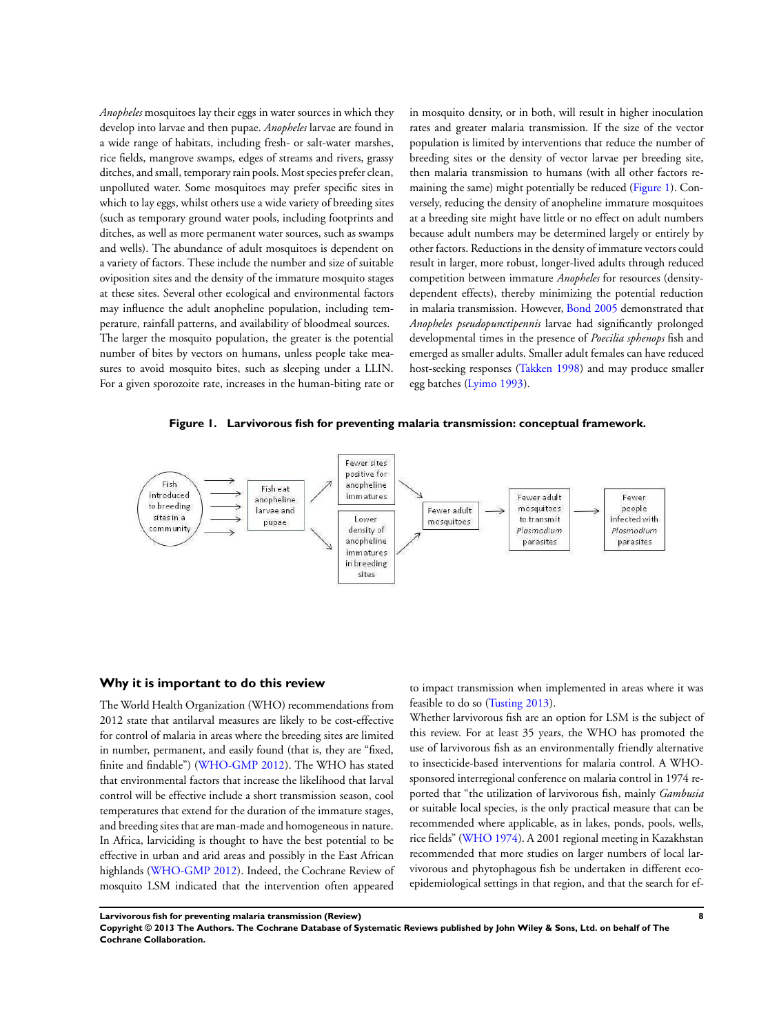*Anopheles* mosquitoes lay their eggs in water sources in which they develop into larvae and then pupae. *Anopheles* larvae are found in a wide range of habitats, including fresh- or salt-water marshes, rice fields, mangrove swamps, edges of streams and rivers, grassy ditches, and small, temporary rain pools. Most species prefer clean, unpolluted water. Some mosquitoes may prefer specific sites in which to lay eggs, whilst others use a wide variety of breeding sites (such as temporary ground water pools, including footprints and ditches, as well as more permanent water sources, such as swamps and wells). The abundance of adult mosquitoes is dependent on a variety of factors. These include the number and size of suitable oviposition sites and the density of the immature mosquito stages at these sites. Several other ecological and environmental factors may influence the adult anopheline population, including temperature, rainfall patterns, and availability of bloodmeal sources.

The larger the mosquito population, the greater is the potential number of bites by vectors on humans, unless people take measures to avoid mosquito bites, such as sleeping under a LLIN. For a given sporozoite rate, increases in the human-biting rate or in mosquito density, or in both, will result in higher inoculation rates and greater malaria transmission. If the size of the vector population is limited by interventions that reduce the number of breeding sites or the density of vector larvae per breeding site, then malaria transmission to humans (with all other factors remaining the same) might potentially be reduced (Figure 1). Conversely, reducing the density of anopheline immature mosquitoes at a breeding site might have little or no effect on adult numbers because adult numbers may be determined largely or entirely by other factors. Reductions in the density of immature vectors could result in larger, more robust, longer-lived adults through reduced competition between immature *Anopheles* for resources (density-dependent effects), thereby minimizing the potential reduction in malaria transmission. However, Bond 2005 demonstrated that *Anopheles pseudopunctipennis* larvae had significantly prolonged developmental times in the presence of *Poecilia sphenops* fish and emerged as smaller adults. Smaller adult females can have reduced host-seeking responses (Takken 1998) and may produce smaller egg batches (Lyimo 1993).

**Figure 1. Larvivorous fish for preventing malaria transmission: conceptual framework.**

Fish introduced to breeding sites in a community → Fish eat anopheline larvae and pupae → Fewer sites positive for anopheline immatures / Lower density of anopheline immatures in breeding sites → Fewer adult mosquitoes → Fewer adult mosquitoes to transmit *Plasmodium* parasites → Fewer people infected with *Plasmodium* parasites

## Why it is important to do this review

The World Health Organization (WHO) recommendations from 2012 state that antilarval measures are likely to be cost-effective for control of malaria in areas where the breeding sites are limited in number, permanent, and easily found (that is, they are "fixed, finite and findable") (WHO-GMP 2012). The WHO has stated that environmental factors that increase the likelihood that larval control will be effective include a short transmission season, cool temperatures that extend for the duration of the immature stages, and breeding sites that are man-made and homogeneous in nature. In Africa, larviciding is thought to have the best potential to be effective in urban and arid areas and possibly in the East African highlands (WHO-GMP 2012). Indeed, the Cochrane Review of mosquito LSM indicated that the intervention often appeared to impact transmission when implemented in areas where it was feasible to do so (Tusting 2013).

Whether larvivorous fish are an option for LSM is the subject of this review. For at least 35 years, the WHO has promoted the use of larvivorous fish as an environmentally friendly alternative to insecticide-based interventions for malaria control. A WHO-sponsored interregional conference on malaria control in 1974 reported that "the utilization of larvivorous fish, mainly *Gambusia* or suitable local species, is the only practical measure that can be recommended where applicable, as in lakes, ponds, pools, wells, rice fields" (WHO 1974). A 2001 regional meeting in Kazakhstan recommended that more studies on larger numbers of local larvivorous and phytophagous fish be undertaken in different eco-epidemiological settings in that region, and that the search for ef-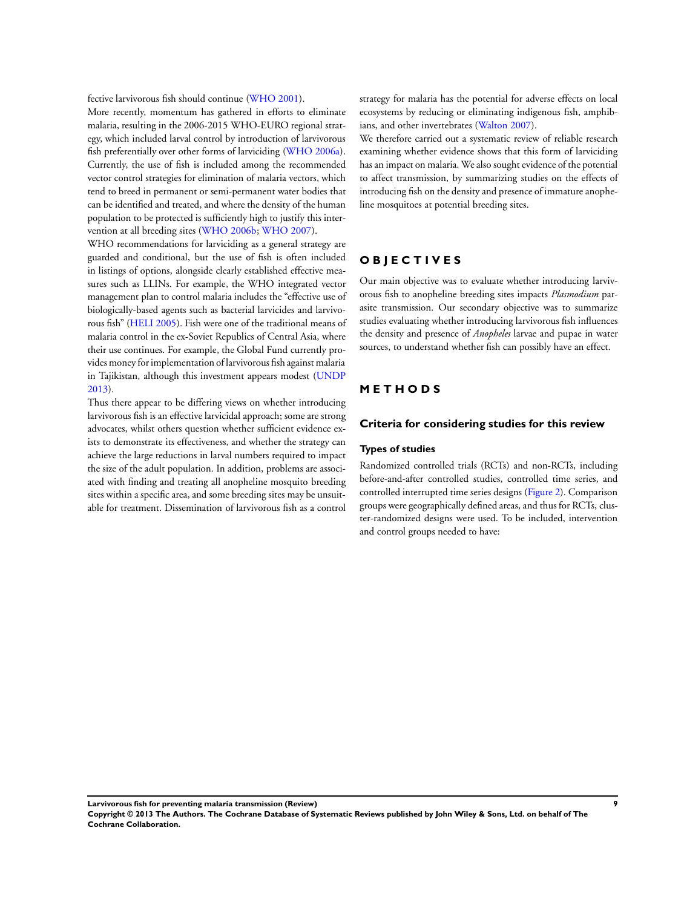fective larvivorous fish should continue (WHO 2001).

More recently, momentum has gathered in efforts to eliminate malaria, resulting in the 2006-2015 WHO-EURO regional strategy, which included larval control by introduction of larvivorous fish preferentially over other forms of larviciding (WHO 2006a). Currently, the use of fish is included among the recommended vector control strategies for elimination of malaria vectors, which tend to breed in permanent or semi-permanent water bodies that can be identified and treated, and where the density of the human population to be protected is sufficiently high to justify this intervention at all breeding sites (WHO 2006b; WHO 2007).

WHO recommendations for larviciding as a general strategy are guarded and conditional, but the use of fish is often included in listings of options, alongside clearly established effective measures such as LLINs. For example, the WHO integrated vector management plan to control malaria includes the "effective use of biologically-based agents such as bacterial larvicides and larvivorous fish" (HELI 2005). Fish were one of the traditional means of malaria control in the ex-Soviet Republics of Central Asia, where their use continues. For example, the Global Fund currently provides money for implementation of larvivorous fish against malaria in Tajikistan, although this investment appears modest (UNDP 2013).

Thus there appear to be differing views on whether introducing larvivorous fish is an effective larvicidal approach; some are strong advocates, whilst others question whether sufficient evidence exists to demonstrate its effectiveness, and whether the strategy can achieve the large reductions in larval numbers required to impact the size of the adult population. In addition, problems are associated with finding and treating all anopheline mosquito breeding sites within a specific area, and some breeding sites may be unsuitable for treatment. Dissemination of larvivorous fish as a control strategy for malaria has the potential for adverse effects on local ecosystems by reducing or eliminating indigenous fish, amphibians, and other invertebrates (Walton 2007).

We therefore carried out a systematic review of reliable research examining whether evidence shows that this form of larviciding has an impact on malaria. We also sought evidence of the potential to affect transmission, by summarizing studies on the effects of introducing fish on the density and presence of immature anopheline mosquitoes at potential breeding sites.

# OBJECTIVES

Our main objective was to evaluate whether introducing larvivorous fish to anopheline breeding sites impacts *Plasmodium* parasite transmission. Our secondary objective was to summarize studies evaluating whether introducing larvivorous fish influences the density and presence of *Anopheles* larvae and pupae in water sources, to understand whether fish can possibly have an effect.

# METHODS

## Criteria for considering studies for this review

### Types of studies

Randomized controlled trials (RCTs) and non-RCTs, including before-and-after controlled studies, controlled time series, and controlled interrupted time series designs (Figure 2). Comparison groups were geographically defined areas, and thus for RCTs, cluster-randomized designs were used. To be included, intervention and control groups needed to have: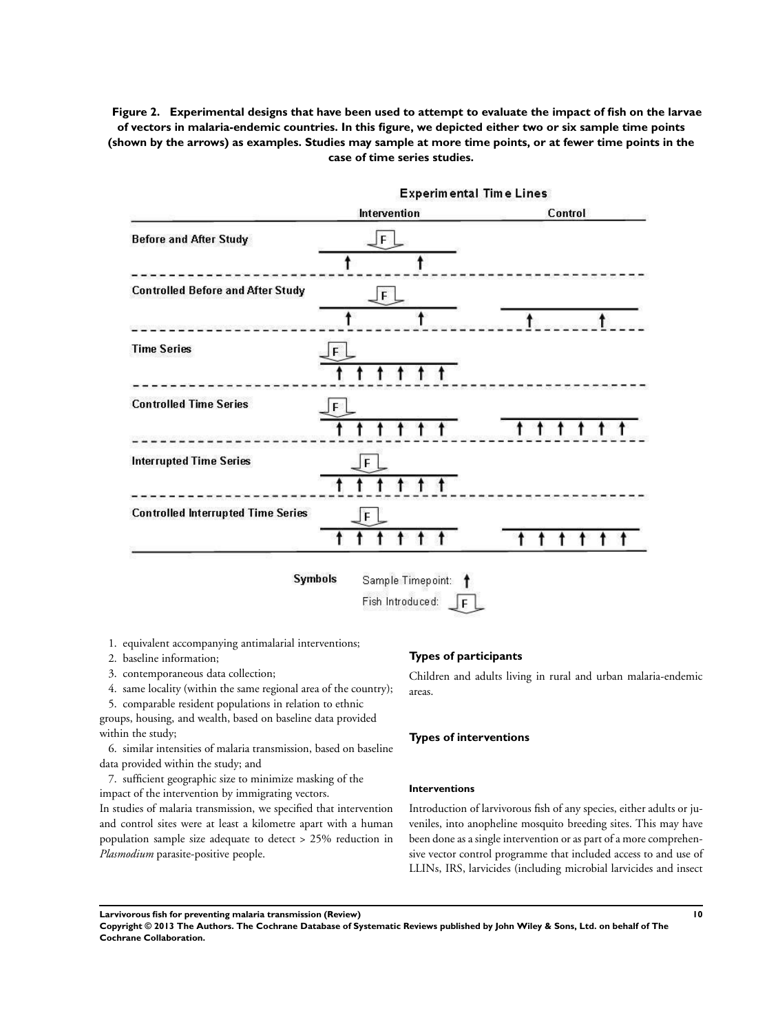**Figure 2. Experimental designs that have been used to attempt to evaluate the impact of fish on the larvae of vectors in malaria-endemic countries. In this figure, we depicted either two or six sample time points (shown by the arrows) as examples. Studies may sample at more time points, or at fewer time points in the case of time series studies.**

1. equivalent accompanying antimalarial interventions;
2. baseline information;
3. contemporaneous data collection;
4. same locality (within the same regional area of the country);
5. comparable resident populations in relation to ethnic groups, housing, and wealth, based on baseline data provided within the study;
6. similar intensities of malaria transmission, based on baseline data provided within the study; and
7. sufficient geographic size to minimize masking of the impact of the intervention by immigrating vectors.

In studies of malaria transmission, we specified that intervention and control sites were at least a kilometre apart with a human population sample size adequate to detect > 25% reduction in *Plasmodium* parasite-positive people.

### Types of participants

Children and adults living in rural and urban malaria-endemic areas.

### Types of interventions

#### Interventions

Introduction of larvivorous fish of any species, either adults or juveniles, into anopheline mosquito breeding sites. This may have been done as a single intervention or as part of a more comprehensive vector control programme that included access to and use of LLINs, IRS, larvicides (including microbial larvicides and insect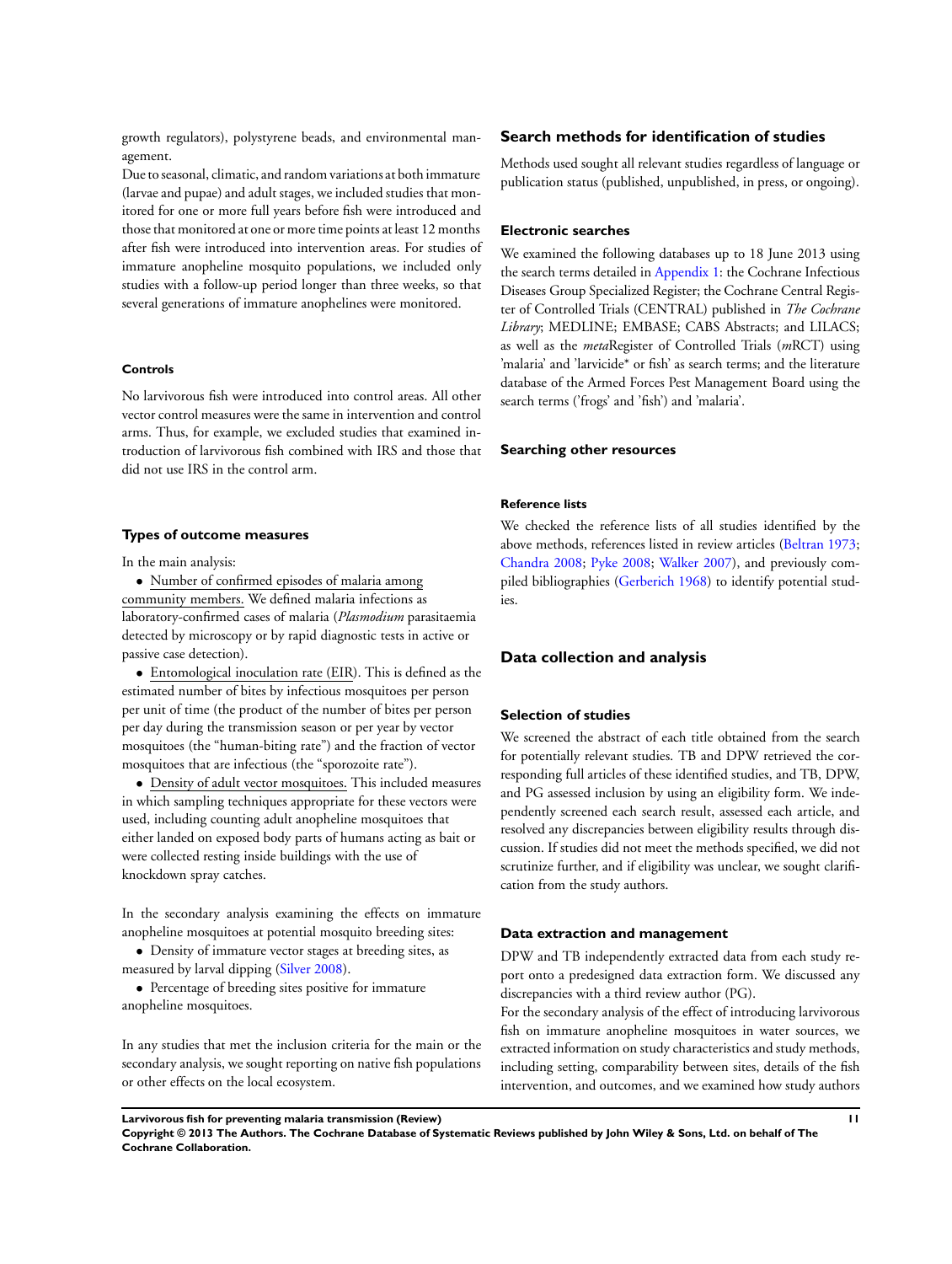growth regulators), polystyrene beads, and environmental management.

Due to seasonal, climatic, and random variations at both immature (larvae and pupae) and adult stages, we included studies that monitored for one or more full years before fish were introduced and those that monitored at one or more time points at least 12 months after fish were introduced into intervention areas. For studies of immature anopheline mosquito populations, we included only studies with a follow-up period longer than three weeks, so that several generations of immature anophelines were monitored.

#### Controls

No larvivorous fish were introduced into control areas. All other vector control measures were the same in intervention and control arms. Thus, for example, we excluded studies that examined introduction of larvivorous fish combined with IRS and those that did not use IRS in the control arm.

### Types of outcome measures

In the main analysis:

- Number of confirmed episodes of malaria among community members. We defined malaria infections as laboratory-confirmed cases of malaria (*Plasmodium* parasitaemia detected by microscopy or by rapid diagnostic tests in active or passive case detection).
- Entomological inoculation rate (EIR). This is defined as the estimated number of bites by infectious mosquitoes per person per unit of time (the product of the number of bites per person per day during the transmission season or per year by vector mosquitoes (the "human-biting rate") and the fraction of vector mosquitoes that are infectious (the "sporozoite rate").
- Density of adult vector mosquitoes. This included measures in which sampling techniques appropriate for these vectors were used, including counting adult anopheline mosquitoes that either landed on exposed body parts of humans acting as bait or were collected resting inside buildings with the use of knockdown spray catches.

In the secondary analysis examining the effects on immature anopheline mosquitoes at potential mosquito breeding sites:

- Density of immature vector stages at breeding sites, as measured by larval dipping (Silver 2008).
- Percentage of breeding sites positive for immature anopheline mosquitoes.

In any studies that met the inclusion criteria for the main or the secondary analysis, we sought reporting on native fish populations or other effects on the local ecosystem.

## Search methods for identification of studies

Methods used sought all relevant studies regardless of language or publication status (published, unpublished, in press, or ongoing).

### Electronic searches

We examined the following databases up to 18 June 2013 using the search terms detailed in Appendix 1: the Cochrane Infectious Diseases Group Specialized Register; the Cochrane Central Register of Controlled Trials (CENTRAL) published in *The Cochrane Library*; MEDLINE; EMBASE; CABS Abstracts; and LILACS; as well as the *meta*Register of Controlled Trials (*m*RCT) using 'malaria' and 'larvicide* or fish' as search terms; and the literature database of the Armed Forces Pest Management Board using the search terms ('frogs' and 'fish') and 'malaria'.

### Searching other resources

#### Reference lists

We checked the reference lists of all studies identified by the above methods, references listed in review articles (Beltran 1973; Chandra 2008; Pyke 2008; Walker 2007), and previously compiled bibliographies (Gerberich 1968) to identify potential studies.

## Data collection and analysis

### Selection of studies

We screened the abstract of each title obtained from the search for potentially relevant studies. TB and DPW retrieved the corresponding full articles of these identified studies, and TB, DPW, and PG assessed inclusion by using an eligibility form. We independently screened each search result, assessed each article, and resolved any discrepancies between eligibility results through discussion. If studies did not meet the methods specified, we did not scrutinize further, and if eligibility was unclear, we sought clarification from the study authors.

### Data extraction and management

DPW and TB independently extracted data from each study report onto a predesigned data extraction form. We discussed any discrepancies with a third review author (PG).

For the secondary analysis of the effect of introducing larvivorous fish on immature anopheline mosquitoes in water sources, we extracted information on study characteristics and study methods, including setting, comparability between sites, details of the fish intervention, and outcomes, and we examined how study authors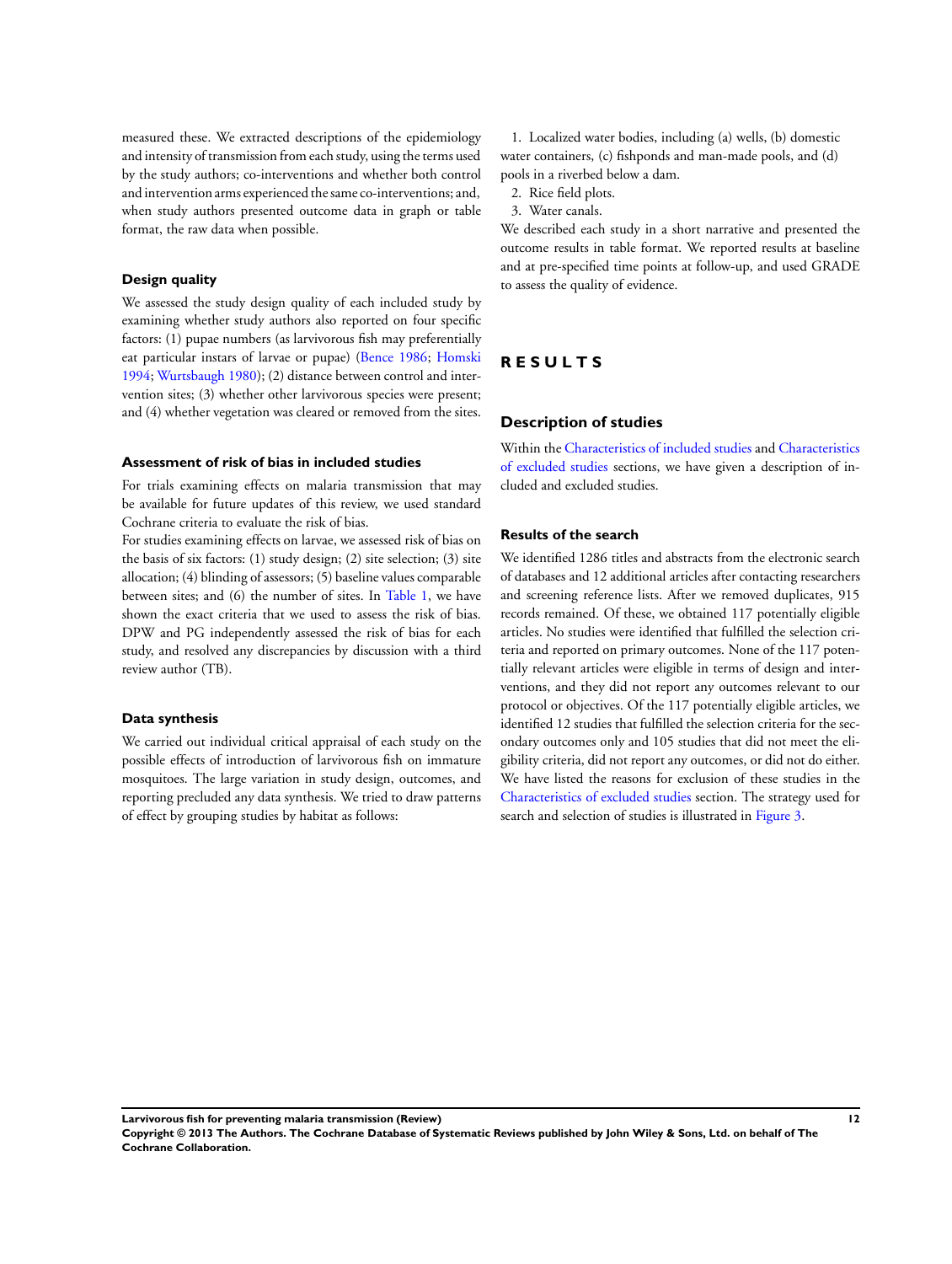measured these. We extracted descriptions of the epidemiology and intensity of transmission from each study, using the terms used by the study authors; co-interventions and whether both control and intervention arms experienced the same co-interventions; and, when study authors presented outcome data in graph or table format, the raw data when possible.

### Design quality

We assessed the study design quality of each included study by examining whether study authors also reported on four specific factors: (1) pupae numbers (as larvivorous fish may preferentially eat particular instars of larvae or pupae) (Bence 1986; Homski 1994; Wurtsbaugh 1980); (2) distance between control and intervention sites; (3) whether other larvivorous species were present; and (4) whether vegetation was cleared or removed from the sites.

### Assessment of risk of bias in included studies

For trials examining effects on malaria transmission that may be available for future updates of this review, we used standard Cochrane criteria to evaluate the risk of bias.

For studies examining effects on larvae, we assessed risk of bias on the basis of six factors: (1) study design; (2) site selection; (3) site allocation; (4) blinding of assessors; (5) baseline values comparable between sites; and (6) the number of sites. In Table 1, we have shown the exact criteria that we used to assess the risk of bias. DPW and PG independently assessed the risk of bias for each study, and resolved any discrepancies by discussion with a third review author (TB).

### Data synthesis

We carried out individual critical appraisal of each study on the possible effects of introduction of larvivorous fish on immature mosquitoes. The large variation in study design, outcomes, and reporting precluded any data synthesis. We tried to draw patterns of effect by grouping studies by habitat as follows:

1. Localized water bodies, including (a) wells, (b) domestic water containers, (c) fishponds and man-made pools, and (d) pools in a riverbed below a dam.
2. Rice field plots.
3. Water canals.

We described each study in a short narrative and presented the outcome results in table format. We reported results at baseline and at pre-specified time points at follow-up, and used GRADE to assess the quality of evidence.

# RESULTS

## Description of studies

Within the Characteristics of included studies and Characteristics of excluded studies sections, we have given a description of included and excluded studies.

### Results of the search

We identified 1286 titles and abstracts from the electronic search of databases and 12 additional articles after contacting researchers and screening reference lists. After we removed duplicates, 915 records remained. Of these, we obtained 117 potentially eligible articles. No studies were identified that fulfilled the selection criteria and reported on primary outcomes. None of the 117 potentially relevant articles were eligible in terms of design and interventions, and they did not report any outcomes relevant to our protocol or objectives. Of the 117 potentially eligible articles, we identified 12 studies that fulfilled the selection criteria for the secondary outcomes only and 105 studies that did not meet the eligibility criteria, did not report any outcomes, or did not do either. We have listed the reasons for exclusion of these studies in the Characteristics of excluded studies section. The strategy used for search and selection of studies is illustrated in Figure 3.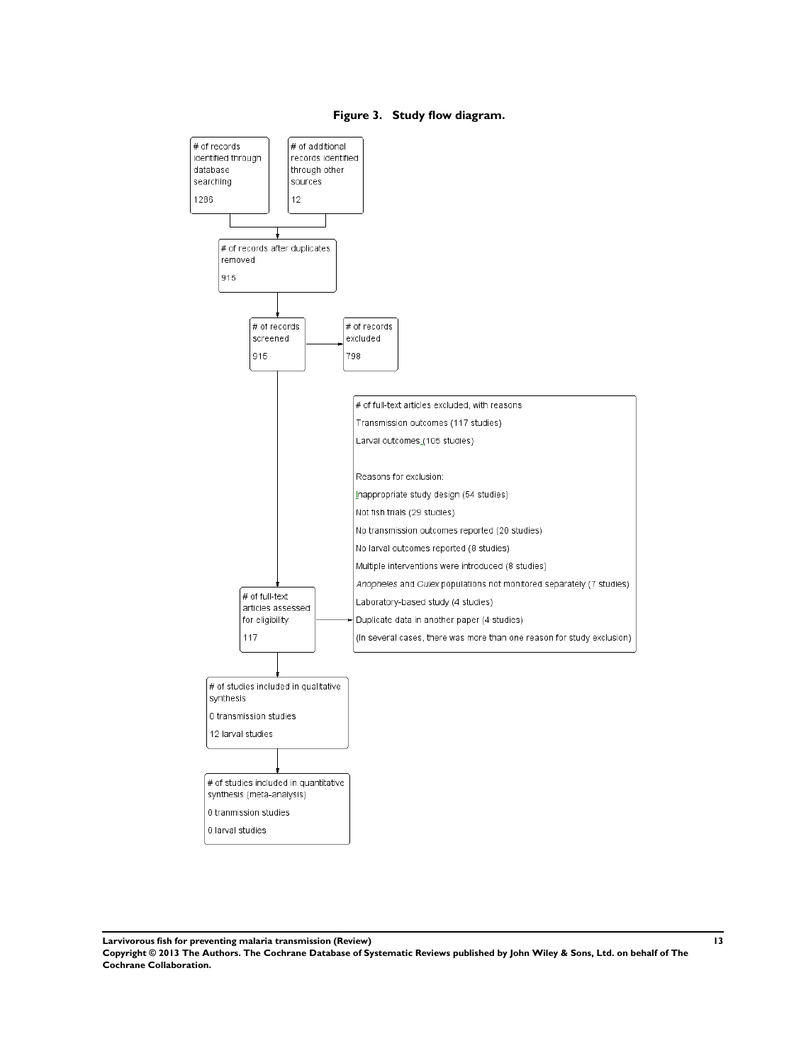**Figure 3. Study flow diagram.**

# of records identified through database searching

1286

# of additional records identified through other sources

12

# of records after duplicates removed

915

# of records screened

915

# of records excluded

798

# of full-text articles excluded, with reasons

Transmission outcomes (117 studies)

Larval outcomes (105 studies)

Reasons for exclusion:

Inappropriate study design (54 studies)

Not fish trials (29 studies)

No transmission outcomes reported (20 studies)

No larval outcomes reported (8 studies)

Multiple interventions were introduced (8 studies)

*Anopheles* and *Culex* populations not monitored separately (7 studies)

Laboratory-based study (4 studies)

Duplicate data in another paper (4 studies)

(In several cases, there was more than one reason for study exclusion)

# of full-text articles assessed for eligibility

117

# of studies included in qualitative synthesis

0 transmission studies

12 larval studies

# of studies included in quantitative synthesis (meta-analysis)

0 tranmission studies

0 larval studies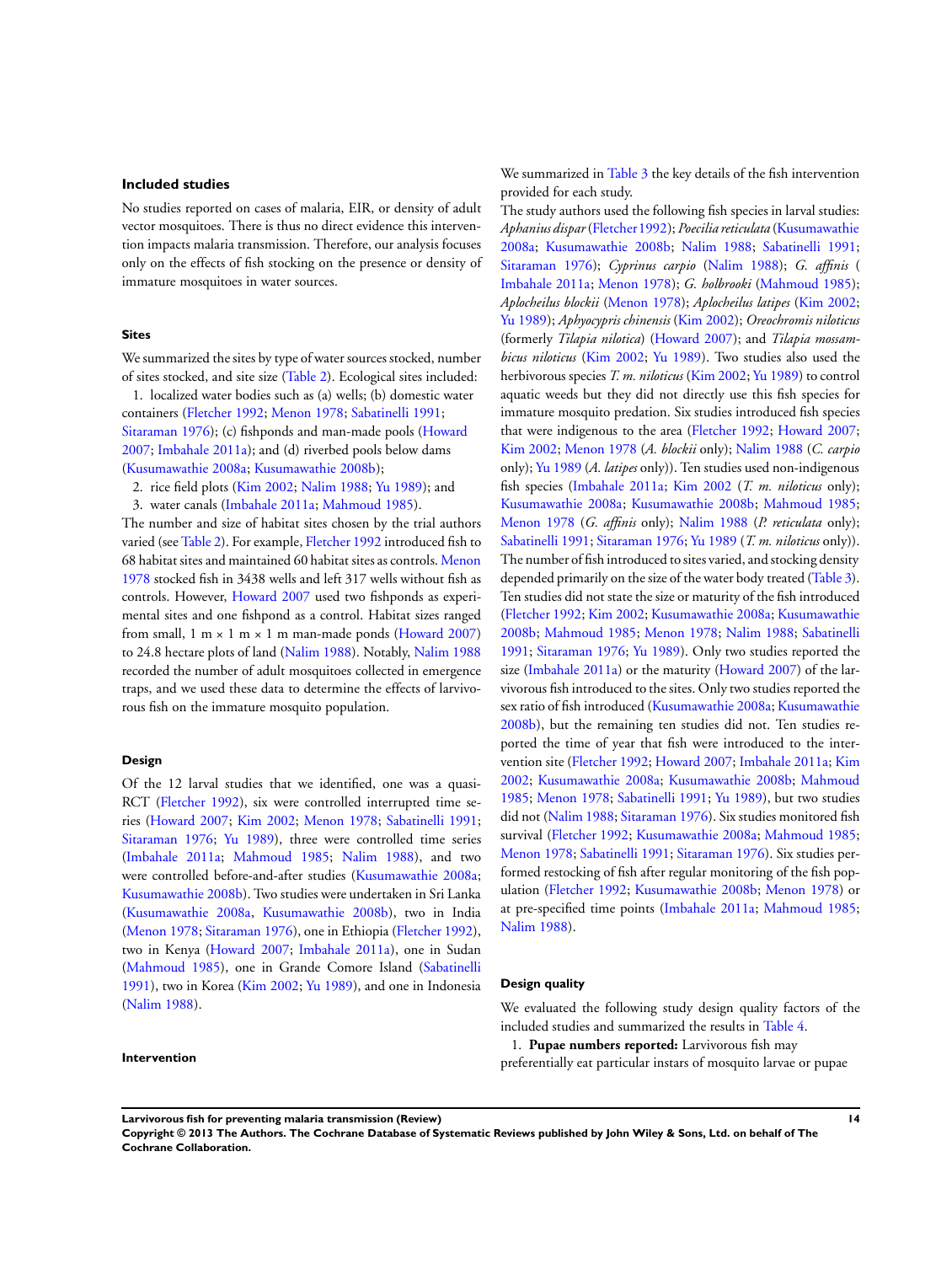### Included studies

No studies reported on cases of malaria, EIR, or density of adult vector mosquitoes. There is thus no direct evidence this intervention impacts malaria transmission. Therefore, our analysis focuses only on the effects of fish stocking on the presence or density of immature mosquitoes in water sources.

#### Sites

We summarized the sites by type of water sources stocked, number of sites stocked, and site size (Table 2). Ecological sites included:

1. localized water bodies such as (a) wells; (b) domestic water containers (Fletcher 1992; Menon 1978; Sabatinelli 1991; Sitaraman 1976); (c) fishponds and man-made pools (Howard 2007; Imbahale 2011a); and (d) riverbed pools below dams (Kusumawathie 2008a; Kusumawathie 2008b);
2. rice field plots (Kim 2002; Nalim 1988; Yu 1989); and
3. water canals (Imbahale 2011a; Mahmoud 1985).

The number and size of habitat sites chosen by the trial authors varied (see Table 2). For example, Fletcher 1992 introduced fish to 68 habitat sites and maintained 60 habitat sites as controls. Menon 1978 stocked fish in 3438 wells and left 317 wells without fish as controls. However, Howard 2007 used two fishponds as experimental sites and one fishpond as a control. Habitat sizes ranged from small, 1 m × 1 m × 1 m man-made ponds (Howard 2007) to 24.8 hectare plots of land (Nalim 1988). Notably, Nalim 1988 recorded the number of adult mosquitoes collected in emergence traps, and we used these data to determine the effects of larvivorous fish on the immature mosquito population.

#### Design

Of the 12 larval studies that we identified, one was a quasi-RCT (Fletcher 1992), six were controlled interrupted time series (Howard 2007; Kim 2002; Menon 1978; Sabatinelli 1991; Sitaraman 1976; Yu 1989), three were controlled time series (Imbahale 2011a; Mahmoud 1985; Nalim 1988), and two were controlled before-and-after studies (Kusumawathie 2008a; Kusumawathie 2008b). Two studies were undertaken in Sri Lanka (Kusumawathie 2008a, Kusumawathie 2008b), two in India (Menon 1978; Sitaraman 1976), one in Ethiopia (Fletcher 1992), two in Kenya (Howard 2007; Imbahale 2011a), one in Sudan (Mahmoud 1985), one in Grande Comore Island (Sabatinelli 1991), two in Korea (Kim 2002; Yu 1989), and one in Indonesia (Nalim 1988).

#### Intervention

We summarized in Table 3 the key details of the fish intervention provided for each study.

The study authors used the following fish species in larval studies: *Aphanius dispar* (Fletcher 1992); *Poecilia reticulata* (Kusumawathie 2008a; Kusumawathie 2008b; Nalim 1988; Sabatinelli 1991; Sitaraman 1976); *Cyprinus carpio* (Nalim 1988); *G. affinis* (Imbahale 2011a; Menon 1978); *G. holbrooki* (Mahmoud 1985); *Aplocheilus blockii* (Menon 1978); *Aplocheilus latipes* (Kim 2002; Yu 1989); *Aphyocypris chinensis* (Kim 2002); *Oreochromis niloticus* (formerly *Tilapia nilotica*) (Howard 2007); and *Tilapia mossambicus niloticus* (Kim 2002; Yu 1989). Two studies also used the herbivorous species *T. m. niloticus* (Kim 2002; Yu 1989) to control aquatic weeds but they did not directly use this fish species for immature mosquito predation. Six studies introduced fish species that were indigenous to the area (Fletcher 1992; Howard 2007; Kim 2002; Menon 1978 (*A. blockii* only); Nalim 1988 (*C. carpio* only); Yu 1989 (*A. latipes* only)). Ten studies used non-indigenous fish species (Imbahale 2011a; Kim 2002 (*T. m. niloticus* only); Kusumawathie 2008a; Kusumawathie 2008b; Mahmoud 1985; Menon 1978 (*G. affinis* only); Nalim 1988 (*P. reticulata* only); Sabatinelli 1991; Sitaraman 1976; Yu 1989 (*T. m. niloticus* only)). The number of fish introduced to sites varied, and stocking density depended primarily on the size of the water body treated (Table 3). Ten studies did not state the size or maturity of the fish introduced (Fletcher 1992; Kim 2002; Kusumawathie 2008a; Kusumawathie 2008b; Mahmoud 1985; Menon 1978; Nalim 1988; Sabatinelli 1991; Sitaraman 1976; Yu 1989). Only two studies reported the size (Imbahale 2011a) or the maturity (Howard 2007) of the larvivorous fish introduced to the sites. Only two studies reported the sex ratio of fish introduced (Kusumawathie 2008a; Kusumawathie 2008b), but the remaining ten studies did not. Ten studies reported the time of year that fish were introduced to the intervention site (Fletcher 1992; Howard 2007; Imbahale 2011a; Kim 2002; Kusumawathie 2008a; Kusumawathie 2008b; Mahmoud 1985; Menon 1978; Sabatinelli 1991; Yu 1989), but two studies did not (Nalim 1988; Sitaraman 1976). Six studies monitored fish survival (Fletcher 1992; Kusumawathie 2008a; Mahmoud 1985; Menon 1978; Sabatinelli 1991; Sitaraman 1976). Six studies performed restocking of fish after regular monitoring of the fish population (Fletcher 1992; Kusumawathie 2008b; Menon 1978) or at pre-specified time points (Imbahale 2011a; Mahmoud 1985; Nalim 1988).

#### Design quality

We evaluated the following study design quality factors of the included studies and summarized the results in Table 4.

1. **Pupae numbers reported:** Larvivorous fish may preferentially eat particular instars of mosquito larvae or pupae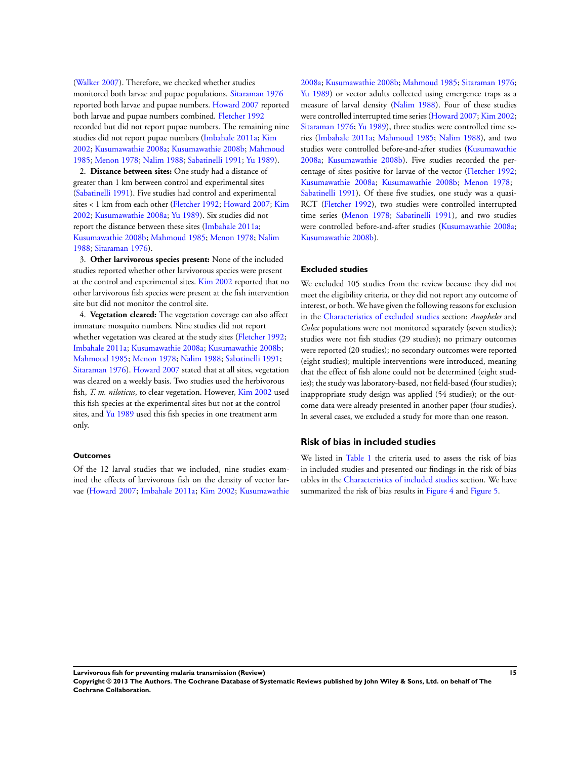(Walker 2007). Therefore, we checked whether studies monitored both larvae and pupae populations. Sitaraman 1976 reported both larvae and pupae numbers. Howard 2007 reported both larvae and pupae numbers combined. Fletcher 1992 recorded but did not report pupae numbers. The remaining nine studies did not report pupae numbers (Imbahale 2011a; Kim 2002; Kusumawathie 2008a; Kusumawathie 2008b; Mahmoud 1985; Menon 1978; Nalim 1988; Sabatinelli 1991; Yu 1989).

2. **Distance between sites:** One study had a distance of greater than 1 km between control and experimental sites (Sabatinelli 1991). Five studies had control and experimental sites < 1 km from each other (Fletcher 1992; Howard 2007; Kim 2002; Kusumawathie 2008a; Yu 1989). Six studies did not report the distance between these sites (Imbahale 2011a; Kusumawathie 2008b; Mahmoud 1985; Menon 1978; Nalim 1988; Sitaraman 1976).

3. **Other larvivorous species present:** None of the included studies reported whether other larvivorous species were present at the control and experimental sites. Kim 2002 reported that no other larvivorous fish species were present at the fish intervention site but did not monitor the control site.

4. **Vegetation cleared:** The vegetation coverage can also affect immature mosquito numbers. Nine studies did not report whether vegetation was cleared at the study sites (Fletcher 1992; Imbahale 2011a; Kusumawathie 2008a; Kusumawathie 2008b; Mahmoud 1985; Menon 1978; Nalim 1988; Sabatinelli 1991; Sitaraman 1976). Howard 2007 stated that at all sites, vegetation was cleared on a weekly basis. Two studies used the herbivorous fish, *T. m. niloticus*, to clear vegetation. However, Kim 2002 used this fish species at the experimental sites but not at the control sites, and Yu 1989 used this fish species in one treatment arm only.

#### Outcomes

Of the 12 larval studies that we included, nine studies examined the effects of larvivorous fish on the density of vector larvae (Howard 2007; Imbahale 2011a; Kim 2002; Kusumawathie 2008a; Kusumawathie 2008b; Mahmoud 1985; Sitaraman 1976; Yu 1989) or vector adults collected using emergence traps as a measure of larval density (Nalim 1988). Four of these studies were controlled interrupted time series (Howard 2007; Kim 2002; Sitaraman 1976; Yu 1989), three studies were controlled time series (Imbahale 2011a; Mahmoud 1985; Nalim 1988), and two studies were controlled before-and-after studies (Kusumawathie 2008a; Kusumawathie 2008b). Five studies recorded the percentage of sites positive for larvae of the vector (Fletcher 1992; Kusumawathie 2008a; Kusumawathie 2008b; Menon 1978; Sabatinelli 1991). Of these five studies, one study was a quasi-RCT (Fletcher 1992), two studies were controlled interrupted time series (Menon 1978; Sabatinelli 1991), and two studies were controlled before-and-after studies (Kusumawathie 2008a; Kusumawathie 2008b).

#### Excluded studies

We excluded 105 studies from the review because they did not meet the eligibility criteria, or they did not report any outcome of interest, or both. We have given the following reasons for exclusion in the Characteristics of excluded studies section: *Anopheles* and *Culex* populations were not monitored separately (seven studies); studies were not fish studies (29 studies); no primary outcomes were reported (20 studies); no secondary outcomes were reported (eight studies); multiple interventions were introduced, meaning that the effect of fish alone could not be determined (eight studies); the study was laboratory-based, not field-based (four studies); inappropriate study design was applied (54 studies); or the outcome data were already presented in another paper (four studies). In several cases, we excluded a study for more than one reason.

### Risk of bias in included studies

We listed in Table 1 the criteria used to assess the risk of bias in included studies and presented our findings in the risk of bias tables in the Characteristics of included studies section. We have summarized the risk of bias results in Figure 4 and Figure 5.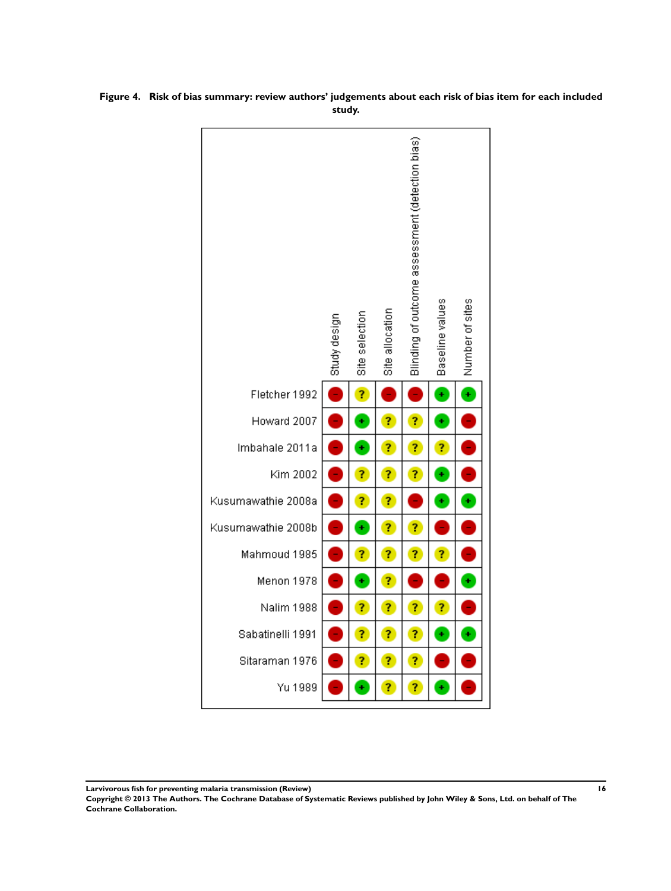**Figure 4. Risk of bias summary: review authors' judgements about each risk of bias item for each included study.**

| | Study design | Site selection | Site allocation | Blinding of outcome assessment (detection bias) | Baseline values | Number of sites |
|---|---|---|---|---|---|---|
| Fletcher 1992 | - | ? | - | - | + | + |
| Howard 2007 | - | + | ? | ? | + | - |
| Imbahale 2011a | - | + | ? | ? | ? | - |
| Kim 2002 | - | ? | ? | ? | + | - |
| Kusumawathie 2008a | - | ? | ? | - | + | + |
| Kusumawathie 2008b | - | + | ? | ? | - | - |
| Mahmoud 1985 | - | ? | ? | ? | ? | - |
| Menon 1978 | - | + | ? | - | - | + |
| Nalim 1988 | - | ? | ? | ? | ? | - |
| Sabatinelli 1991 | - | ? | ? | ? | + | + |
| Sitaraman 1976 | - | ? | ? | ? | - | - |
| Yu 1989 | - | + | ? | ? | + | - |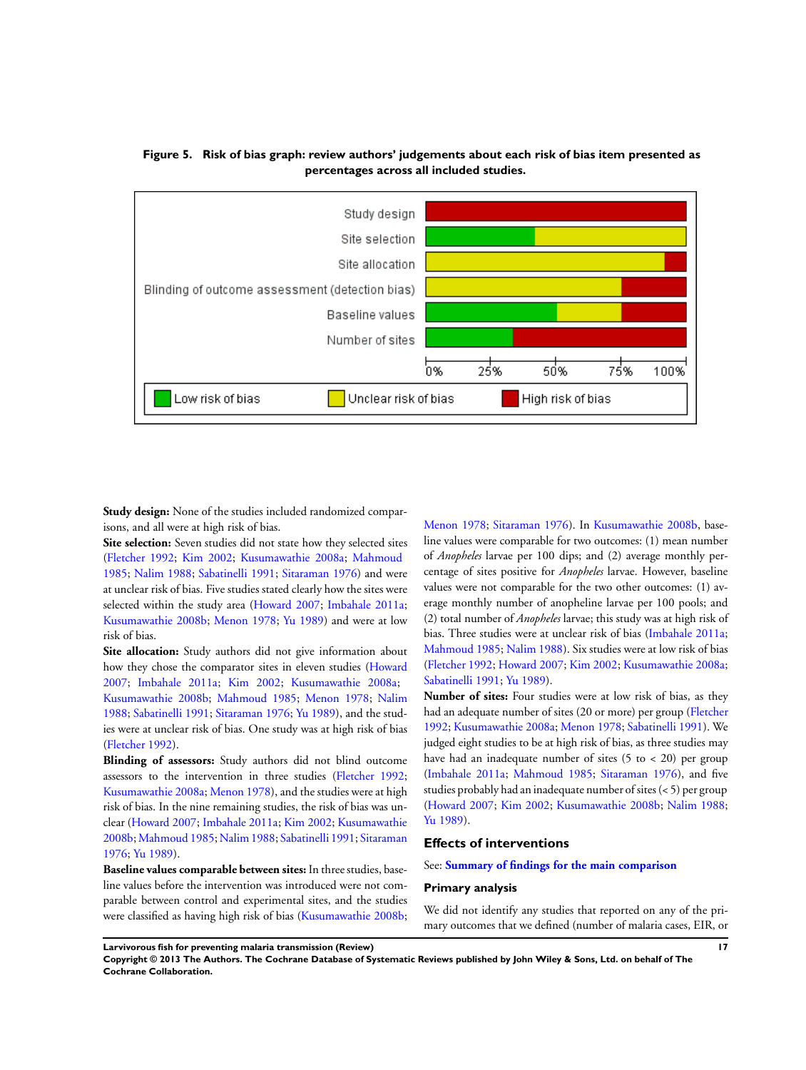**Figure 5. Risk of bias graph: review authors' judgements about each risk of bias item presented as percentages across all included studies.**

**Study design:** None of the studies included randomized comparisons, and all were at high risk of bias.

**Site selection:** Seven studies did not state how they selected sites (Fletcher 1992; Kim 2002; Kusumawathie 2008a; Mahmoud 1985; Nalim 1988; Sabatinelli 1991; Sitaraman 1976) and were at unclear risk of bias. Five studies stated clearly how the sites were selected within the study area (Howard 2007; Imbahale 2011a; Kusumawathie 2008b; Menon 1978; Yu 1989) and were at low risk of bias.

**Site allocation:** Study authors did not give information about how they chose the comparator sites in eleven studies (Howard 2007; Imbahale 2011a; Kim 2002; Kusumawathie 2008a; Kusumawathie 2008b; Mahmoud 1985; Menon 1978; Nalim 1988; Sabatinelli 1991; Sitaraman 1976; Yu 1989), and the studies were at unclear risk of bias. One study was at high risk of bias (Fletcher 1992).

**Blinding of assessors:** Study authors did not blind outcome assessors to the intervention in three studies (Fletcher 1992; Kusumawathie 2008a; Menon 1978), and the studies were at high risk of bias. In the nine remaining studies, the risk of bias was unclear (Howard 2007; Imbahale 2011a; Kim 2002; Kusumawathie 2008b; Mahmoud 1985; Nalim 1988; Sabatinelli 1991; Sitaraman 1976; Yu 1989).

**Baseline values comparable between sites:** In three studies, baseline values before the intervention was introduced were not comparable between control and experimental sites, and the studies were classified as having high risk of bias (Kusumawathie 2008b; Menon 1978; Sitaraman 1976). In Kusumawathie 2008b, baseline values were comparable for two outcomes: (1) mean number of *Anopheles* larvae per 100 dips; and (2) average monthly percentage of sites positive for *Anopheles* larvae. However, baseline values were not comparable for the two other outcomes: (1) average monthly number of anopheline larvae per 100 pools; and (2) total number of *Anopheles* larvae; this study was at high risk of bias. Three studies were at unclear risk of bias (Imbahale 2011a; Mahmoud 1985; Nalim 1988). Six studies were at low risk of bias (Fletcher 1992; Howard 2007; Kim 2002; Kusumawathie 2008a; Sabatinelli 1991; Yu 1989).

**Number of sites:** Four studies were at low risk of bias, as they had an adequate number of sites (20 or more) per group (Fletcher 1992; Kusumawathie 2008a; Menon 1978; Sabatinelli 1991). We judged eight studies to be at high risk of bias, as three studies may have had an inadequate number of sites (5 to < 20) per group (Imbahale 2011a; Mahmoud 1985; Sitaraman 1976), and five studies probably had an inadequate number of sites (< 5) per group (Howard 2007; Kim 2002; Kusumawathie 2008b; Nalim 1988; Yu 1989).

## Effects of interventions

See: **Summary of findings for the main comparison**

### Primary analysis

We did not identify any studies that reported on any of the primary outcomes that we defined (number of malaria cases, EIR, or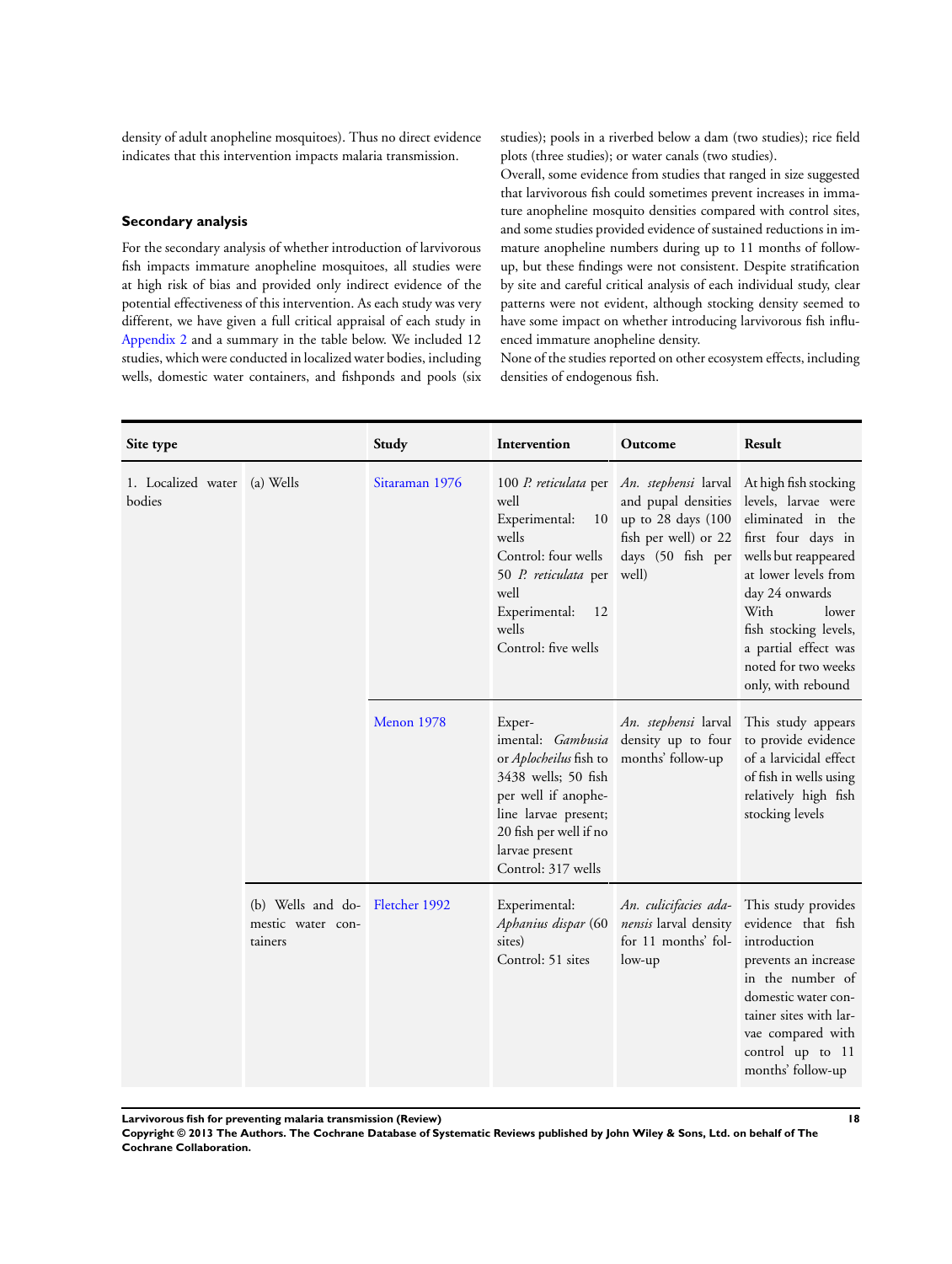density of adult anopheline mosquitoes). Thus no direct evidence indicates that this intervention impacts malaria transmission.

### Secondary analysis

For the secondary analysis of whether introduction of larvivorous fish impacts immature anopheline mosquitoes, all studies were at high risk of bias and provided only indirect evidence of the potential effectiveness of this intervention. As each study was very different, we have given a full critical appraisal of each study in Appendix 2 and a summary in the table below. We included 12 studies, which were conducted in localized water bodies, including wells, domestic water containers, and fishponds and pools (six studies); pools in a riverbed below a dam (two studies); rice field plots (three studies); or water canals (two studies).

Overall, some evidence from studies that ranged in size suggested that larvivorous fish could sometimes prevent increases in immature anopheline mosquito densities compared with control sites, and some studies provided evidence of sustained reductions in immature anopheline numbers during up to 11 months of follow-up, but these findings were not consistent. Despite stratification by site and careful critical analysis of each individual study, clear patterns were not evident, although stocking density seemed to have some impact on whether introducing larvivorous fish influenced immature anopheline density.

None of the studies reported on other ecosystem effects, including densities of endogenous fish.

| Site type | | Study | Intervention | Outcome | Result |
|---|---|---|---|---|---|
| 1. Localized water bodies | (a) Wells | Sitaraman 1976 | 100 *P. reticulata* per well<br>Experimental: 10 wells<br>Control: four wells<br>50 *P. reticulata* per well<br>Experimental: 12 wells<br>Control: five wells | *An. stephensi* larval and pupal densities up to 28 days (100 fish per well) or 22 days (50 fish per well) | At high fish stocking levels, larvae were eliminated in the first four days in wells but reappeared at lower levels from day 24 onwards<br>With lower fish stocking levels, a partial effect was noted for two weeks only, with rebound |
| | | Menon 1978 | Experimental: *Gambusia* or *Aplocheilus* fish to 3438 wells; 50 fish per well if anopheline larvae present; 20 fish per well if no larvae present<br>Control: 317 wells | *An. stephensi* larval density up to four months' follow-up | This study appears to provide evidence of a larvicidal effect of fish in wells using relatively high fish stocking levels |
| | (b) Wells and domestic water containers | Fletcher 1992 | Experimental: *Aphanius dispar* (60 sites)<br>Control: 51 sites | *An. culicifacies adanensis* larval density for 11 months' follow-up | This study provides evidence that fish introduction prevents an increase in the number of domestic water container sites with larvae compared with control up to 11 months' follow-up |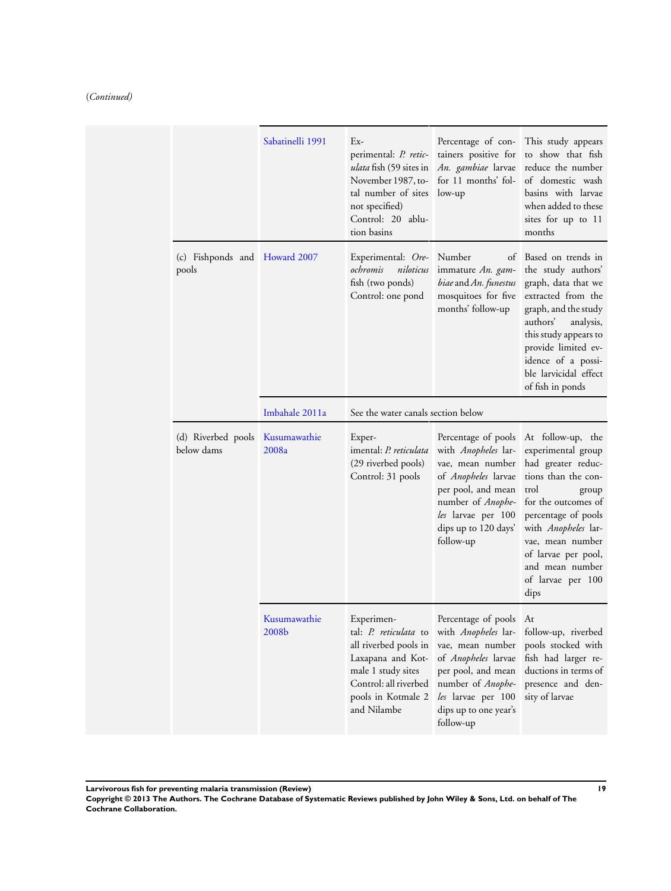(*Continued*)

| | | | | |
|---|---|---|---|---|
| | | Sabatinelli 1991 | Experimental: *P. reticulata* fish (59 sites in November 1987, total number of sites not specified) Control: 20 ablution basins | Percentage of containers positive for *An. gambiae* larvae for 11 months' follow-up | This study appears to show that fish reduce the number of domestic wash basins with larvae when added to these sites for up to 11 months |
| | (c) Fishponds and pools | Howard 2007 | Experimental: *Oreochromis niloticus* fish (two ponds) Control: one pond | Number of immature *An. gambiae* and *An. funestus* mosquitoes for five months' follow-up | Based on trends in the study authors' graph, data that we extracted from the graph, and the study authors' analysis, this study appears to provide limited evidence of a possible larvicidal effect of fish in ponds |
| | | Imbahale 2011a | See the water canals section below | | |
| | (d) Riverbed pools below dams | Kusumawathie 2008a | Experimental: *P. reticulata* (29 riverbed pools) Control: 31 pools | Percentage of pools with *Anopheles* larvae, mean number of *Anopheles* larvae per pool, and mean number of *Anopheles* larvae per 100 dips up to 120 days' follow-up | At follow-up, the experimental group had greater reductions than the control group for the outcomes of percentage of pools with *Anopheles* larvae, mean number of larvae per pool, and mean number of larvae per 100 dips |
| | | Kusumawathie 2008b | Experimental: *P. reticulata* to all riverbed pools in Laxapana and Kotmale 1 study sites Control: all riverbed pools in Kotmale 2 and Nilambe | Percentage of pools with *Anopheles* larvae, mean number of *Anopheles* larvae per pool, and mean number of *Anopheles* larvae per 100 dips up to one year's follow-up | At follow-up, riverbed pools stocked with fish had larger reductions in terms of presence and density of larvae |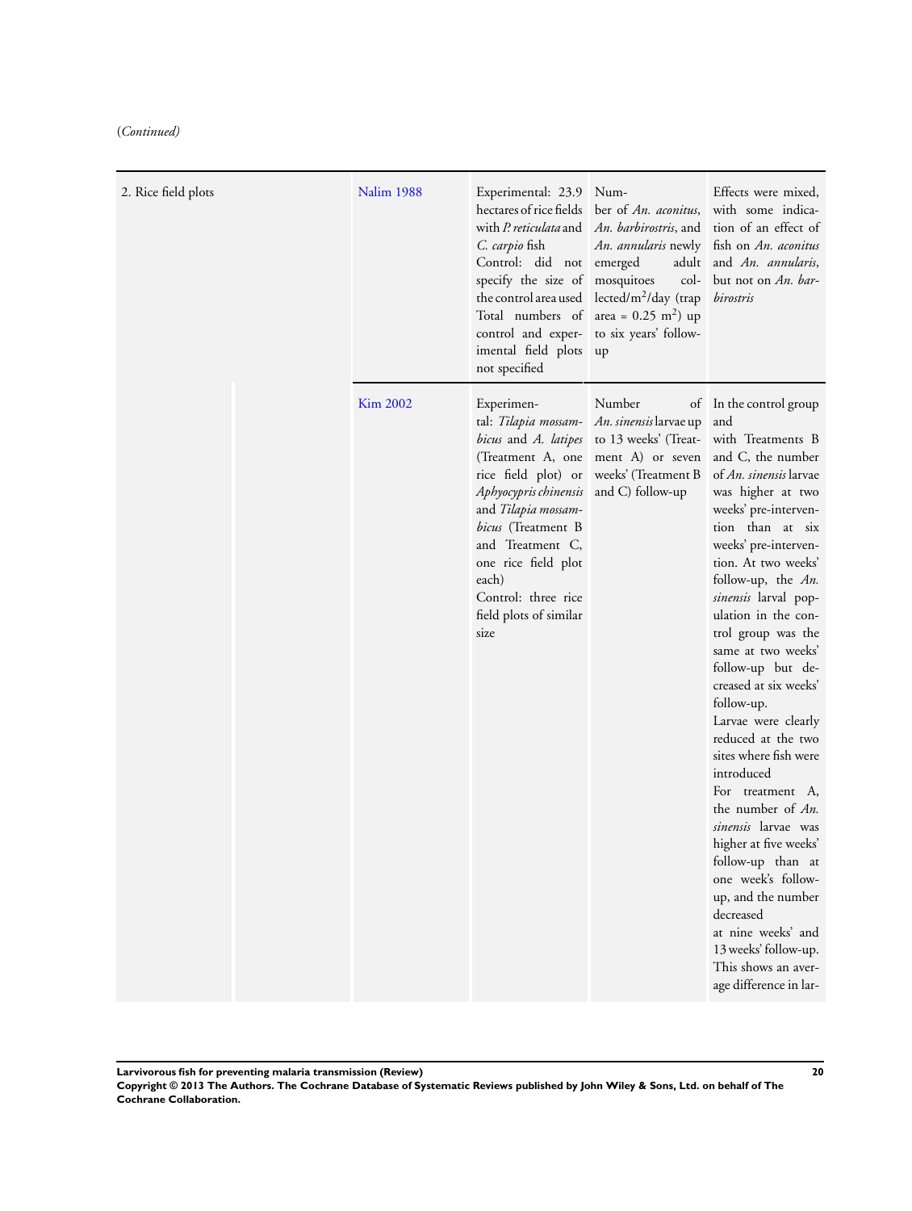(*Continued*)

| | | | | |
|---|---|---|---|---|
| 2. Rice field plots | Nalim 1988 | Experimental: 23.9 hectares of rice fields with *P. reticulata* and *C. carpio* fish<br>Control: did not specify the size of the control area used<br>Total numbers of control and experimental field plots not specified | Number of *An. aconitus*, *An. barbirostris*, and *An. annularis* newly emerged adult mosquitoes collected/m$^2$/day (trap area = 0.25 m$^2$) up to six years' follow-up | Effects were mixed, with some indication of an effect of fish on *An. aconitus* and *An. annularis*, but not on *An. barbirostris* |
| | Kim 2002 | Experimental: *Tilapia mossambicus* and *A. latipes* (Treatment A, one rice field plot) or *Aphyocypris chinensis* and *Tilapia mossambicus* (Treatment B and Treatment C, one rice field plot each)<br>Control: three rice field plots of similar size | Number of *An. sinensis* larvae up to 13 weeks' (Treatment A) or seven weeks' (Treatment B and C) follow-up | In the control group and with Treatments B and C, the number of *An. sinensis* larvae was higher at two weeks' pre-intervention than at six weeks' pre-intervention. At two weeks' follow-up, the *An. sinensis* larval population in the control group was the same at two weeks' follow-up but deceased at six weeks' follow-up.<br>Larvae were clearly reduced at the two sites where fish were introduced<br>For treatment A, the number of *An. sinensis* larvae was higher at five weeks' follow-up than at one week's follow-up, and the number decreased at nine weeks' and 13 weeks' follow-up. This shows an average difference in lar- |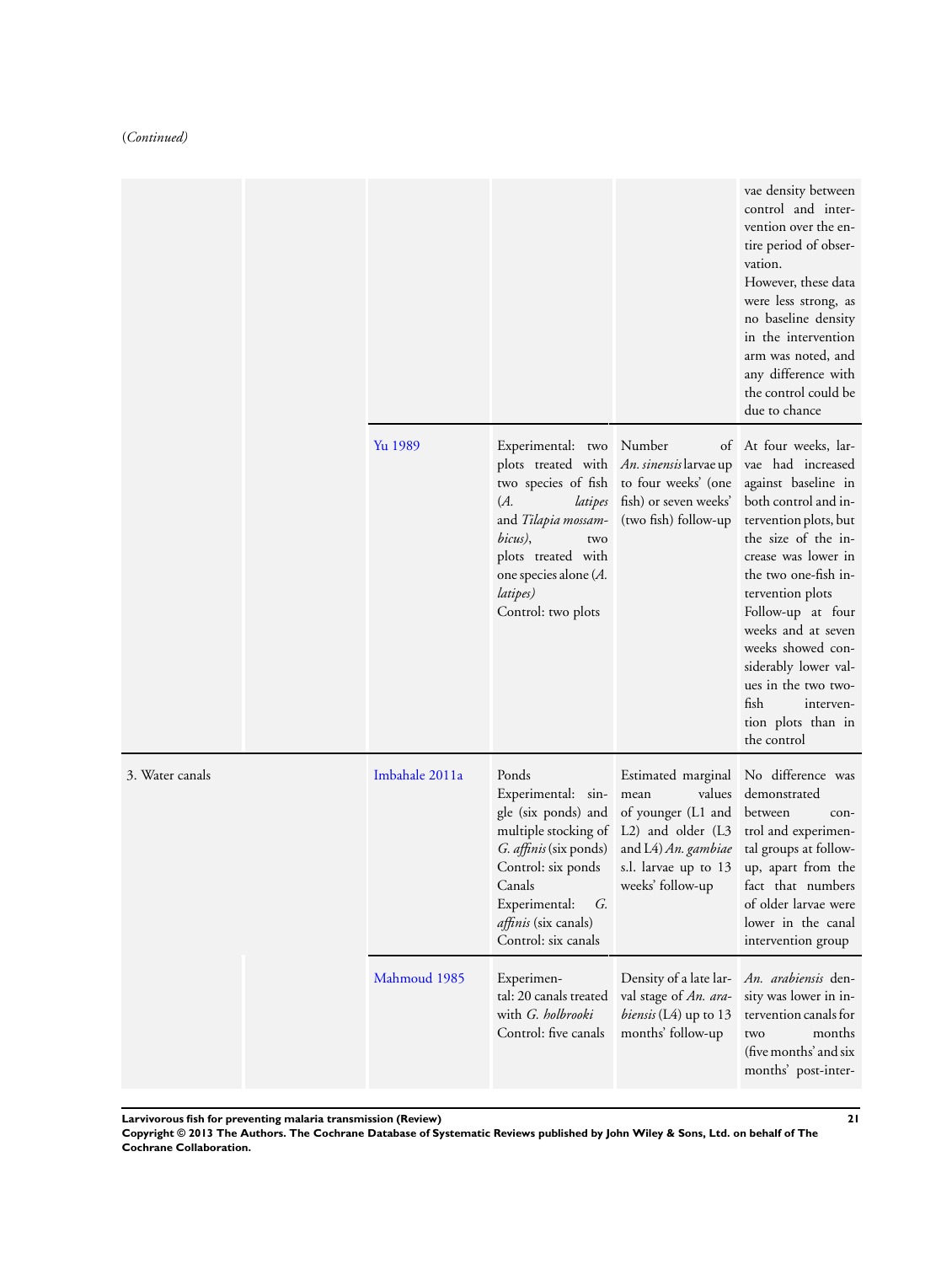(*Continued*)

| | | | | | |
|---|---|---|---|---|---|
| | | | | | vae density between control and intervention over the entire period of observation. However, these data were less strong, as no baseline density in the intervention arm was noted, and any difference with the control could be due to chance |
| | | Yu 1989 | Experimental: two plots treated with two species of fish (*A. latipes* and *Tilapia mossambicus)*, two plots treated with one species alone (*A. latipes)* Control: two plots | Number of *An. sinensis* larvae up to four weeks' (one fish) or seven weeks' (two fish) follow-up | At four weeks, larvae had increased against baseline in both control and intervention plots, but the size of the increase was lower in the two one-fish intervention plots Follow-up at four weeks and at seven weeks showed considerably lower values in the two two-fish intervention plots than in the control |
| 3. Water canals | | Imbahale 2011a | Ponds Experimental: single (six ponds) and multiple stocking of *G. affinis* (six ponds) Control: six ponds Canals Experimental: *G. affinis* (six canals) Control: six canals | Estimated marginal mean values of younger (L1 and L2) and older (L3 and L4) *An. gambiae* s.l. larvae up to 13 weeks' follow-up | No difference was demonstrated between control and experimental groups at follow-up, apart from the fact that numbers of older larvae were lower in the canal intervention group |
| | | Mahmoud 1985 | Experimental: 20 canals treated with *G. holbrooki* Control: five canals | Density of a late larval stage of *An. arabiensis* (L4) up to 13 months' follow-up | *An. arabiensis* density was lower in intervention canals for two months (five months' and six months' post-inter- |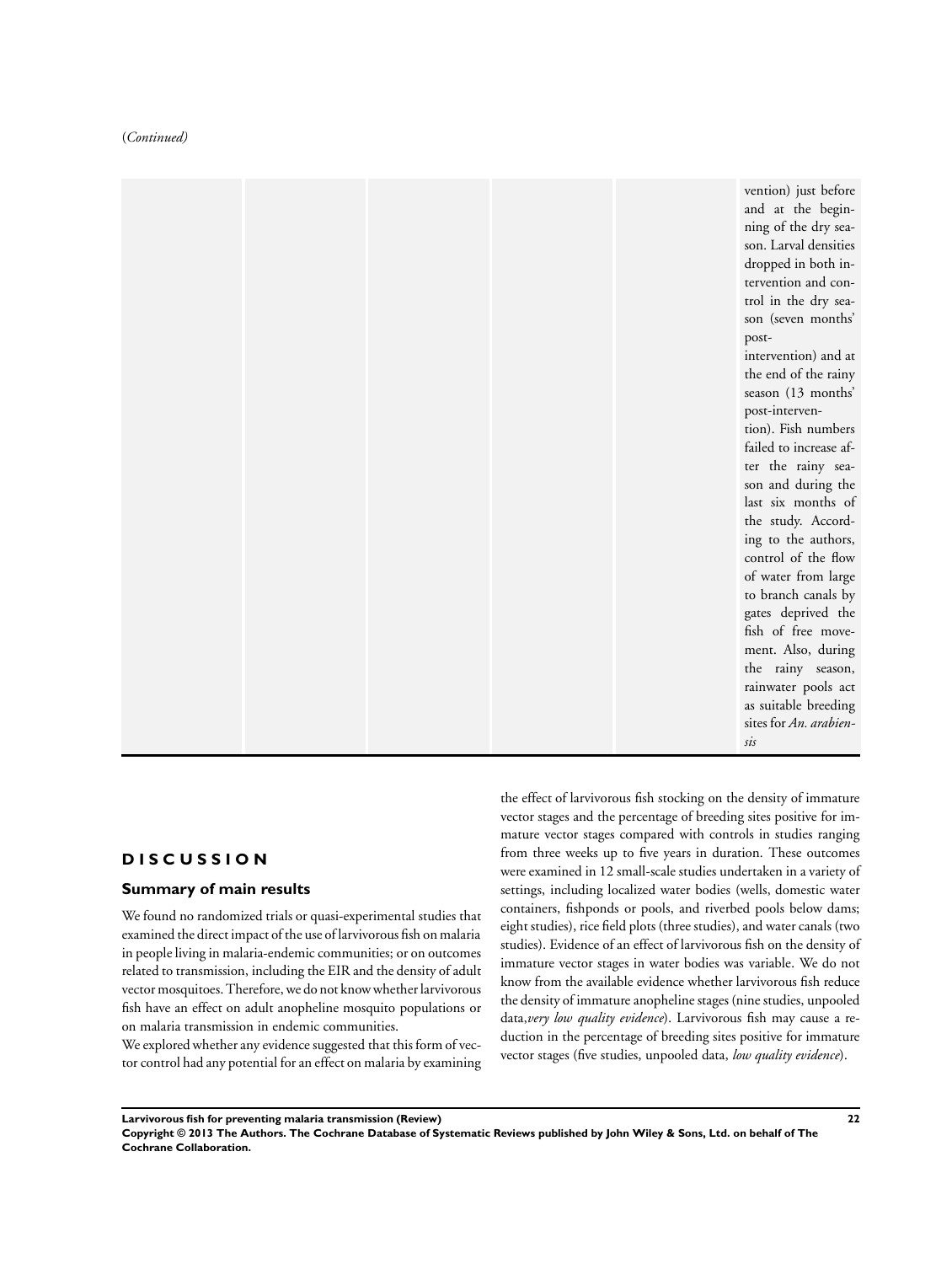(*Continued*)

| | | | | | |
|---|---|---|---|---|---|
| | | | | | vention) just before and at the beginning of the dry season. Larval densities dropped in both intervention and control in the dry season (seven months' post-intervention) and at the end of the rainy season (13 months' post-intervention). Fish numbers failed to increase after the rainy season and during the last six months of the study. According to the authors, control of the flow of water from large to branch canals by gates deprived the fish of free movement. Also, during the rainy season, rainwater pools act as suitable breeding sites for *An. arabiensis* |

# DISCUSSION

## Summary of main results

We found no randomized trials or quasi-experimental studies that examined the direct impact of the use of larvivorous fish on malaria in people living in malaria-endemic communities; or on outcomes related to transmission, including the EIR and the density of adult vector mosquitoes. Therefore, we do not know whether larvivorous fish have an effect on adult anopheline mosquito populations or on malaria transmission in endemic communities.

We explored whether any evidence suggested that this form of vector control had any potential for an effect on malaria by examining the effect of larvivorous fish stocking on the density of immature vector stages and the percentage of breeding sites positive for immature vector stages compared with controls in studies ranging from three weeks up to five years in duration. These outcomes were examined in 12 small-scale studies undertaken in a variety of settings, including localized water bodies (wells, domestic water containers, fishponds or pools, and riverbed pools below dams; eight studies), rice field plots (three studies), and water canals (two studies). Evidence of an effect of larvivorous fish on the density of immature vector stages in water bodies was variable. We do not know from the available evidence whether larvivorous fish reduce the density of immature anopheline stages (nine studies, unpooled data,*very low quality evidence*). Larvivorous fish may cause a reduction in the percentage of breeding sites positive for immature vector stages (five studies, unpooled data, *low quality evidence*).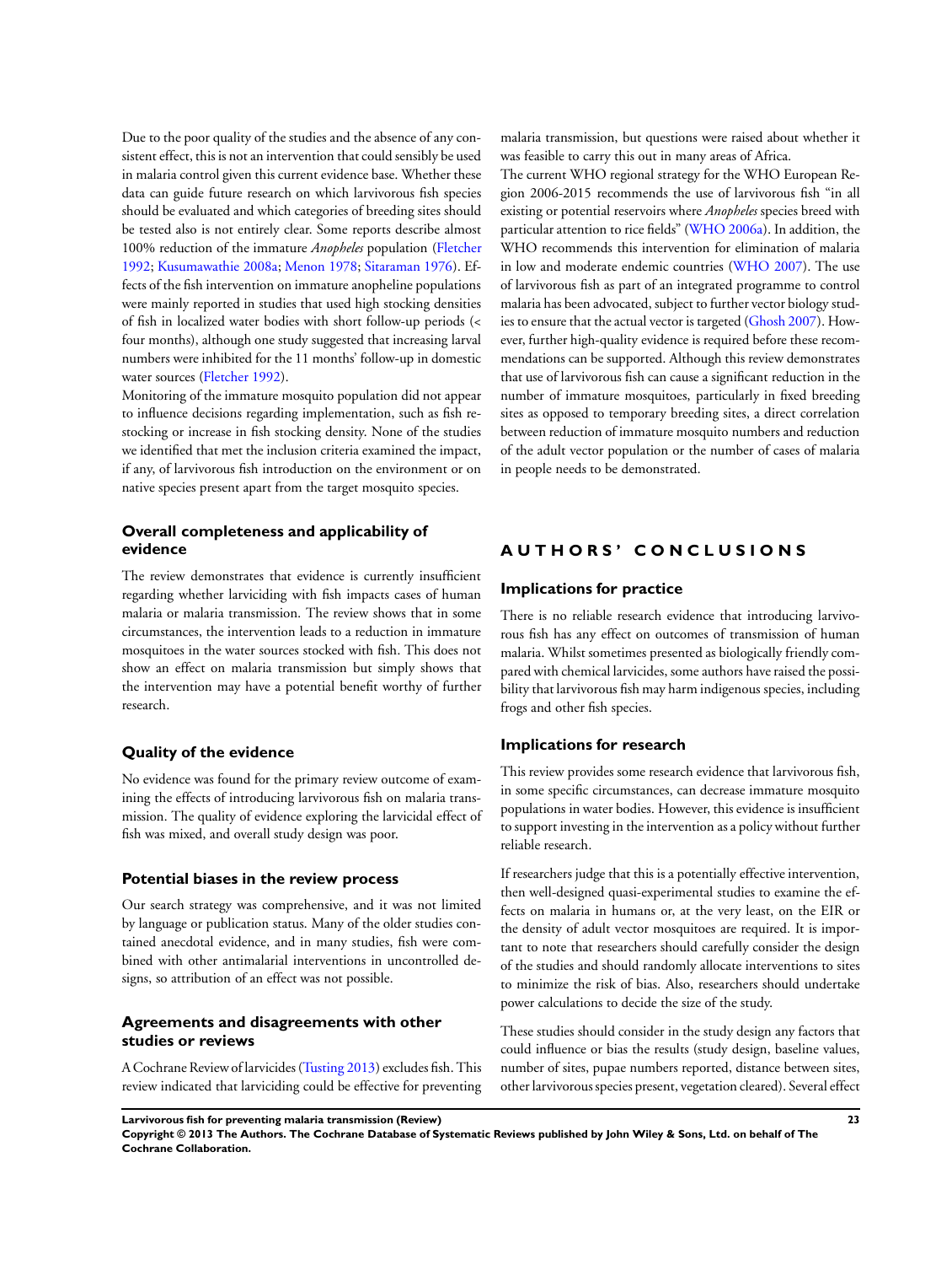Due to the poor quality of the studies and the absence of any consistent effect, this is not an intervention that could sensibly be used in malaria control given this current evidence base. Whether these data can guide future research on which larvivorous fish species should be evaluated and which categories of breeding sites should be tested also is not entirely clear. Some reports describe almost 100% reduction of the immature *Anopheles* population (Fletcher 1992; Kusumawathie 2008a; Menon 1978; Sitaraman 1976). Effects of the fish intervention on immature anopheline populations were mainly reported in studies that used high stocking densities of fish in localized water bodies with short follow-up periods (< four months), although one study suggested that increasing larval numbers were inhibited for the 11 months' follow-up in domestic water sources (Fletcher 1992).

Monitoring of the immature mosquito population did not appear to influence decisions regarding implementation, such as fish restocking or increase in fish stocking density. None of the studies we identified that met the inclusion criteria examined the impact, if any, of larvivorous fish introduction on the environment or on native species present apart from the target mosquito species.

### Overall completeness and applicability of evidence

The review demonstrates that evidence is currently insufficient regarding whether larviciding with fish impacts cases of human malaria or malaria transmission. The review shows that in some circumstances, the intervention leads to a reduction in immature mosquitoes in the water sources stocked with fish. This does not show an effect on malaria transmission but simply shows that the intervention may have a potential benefit worthy of further research.

### Quality of the evidence

No evidence was found for the primary review outcome of examining the effects of introducing larvivorous fish on malaria transmission. The quality of evidence exploring the larvicidal effect of fish was mixed, and overall study design was poor.

### Potential biases in the review process

Our search strategy was comprehensive, and it was not limited by language or publication status. Many of the older studies contained anecdotal evidence, and in many studies, fish were combined with other antimalarial interventions in uncontrolled designs, so attribution of an effect was not possible.

### Agreements and disagreements with other studies or reviews

A Cochrane Review of larvicides (Tusting 2013) excludes fish. This review indicated that larviciding could be effective for preventing malaria transmission, but questions were raised about whether it was feasible to carry this out in many areas of Africa.

The current WHO regional strategy for the WHO European Region 2006-2015 recommends the use of larvivorous fish "in all existing or potential reservoirs where *Anopheles* species breed with particular attention to rice fields" (WHO 2006a). In addition, the WHO recommends this intervention for elimination of malaria in low and moderate endemic countries (WHO 2007). The use of larvivorous fish as part of an integrated programme to control malaria has been advocated, subject to further vector biology studies to ensure that the actual vector is targeted (Ghosh 2007). However, further high-quality evidence is required before these recommendations can be supported. Although this review demonstrates that use of larvivorous fish can cause a significant reduction in the number of immature mosquitoes, particularly in fixed breeding sites as opposed to temporary breeding sites, a direct correlation between reduction of immature mosquito numbers and reduction of the adult vector population or the number of cases of malaria in people needs to be demonstrated.

## AUTHORS' CONCLUSIONS

### Implications for practice

There is no reliable research evidence that introducing larvivorous fish has any effect on outcomes of transmission of human malaria. Whilst sometimes presented as biologically friendly compared with chemical larvicides, some authors have raised the possibility that larvivorous fish may harm indigenous species, including frogs and other fish species.

### Implications for research

This review provides some research evidence that larvivorous fish, in some specific circumstances, can decrease immature mosquito populations in water bodies. However, this evidence is insufficient to support investing in the intervention as a policy without further reliable research.

If researchers judge that this is a potentially effective intervention, then well-designed quasi-experimental studies to examine the effects on malaria in humans or, at the very least, on the EIR or the density of adult vector mosquitoes are required. It is important to note that researchers should carefully consider the design of the studies and should randomly allocate interventions to sites to minimize the risk of bias. Also, researchers should undertake power calculations to decide the size of the study.

These studies should consider in the study design any factors that could influence or bias the results (study design, baseline values, number of sites, pupae numbers reported, distance between sites, other larvivorous species present, vegetation cleared). Several effect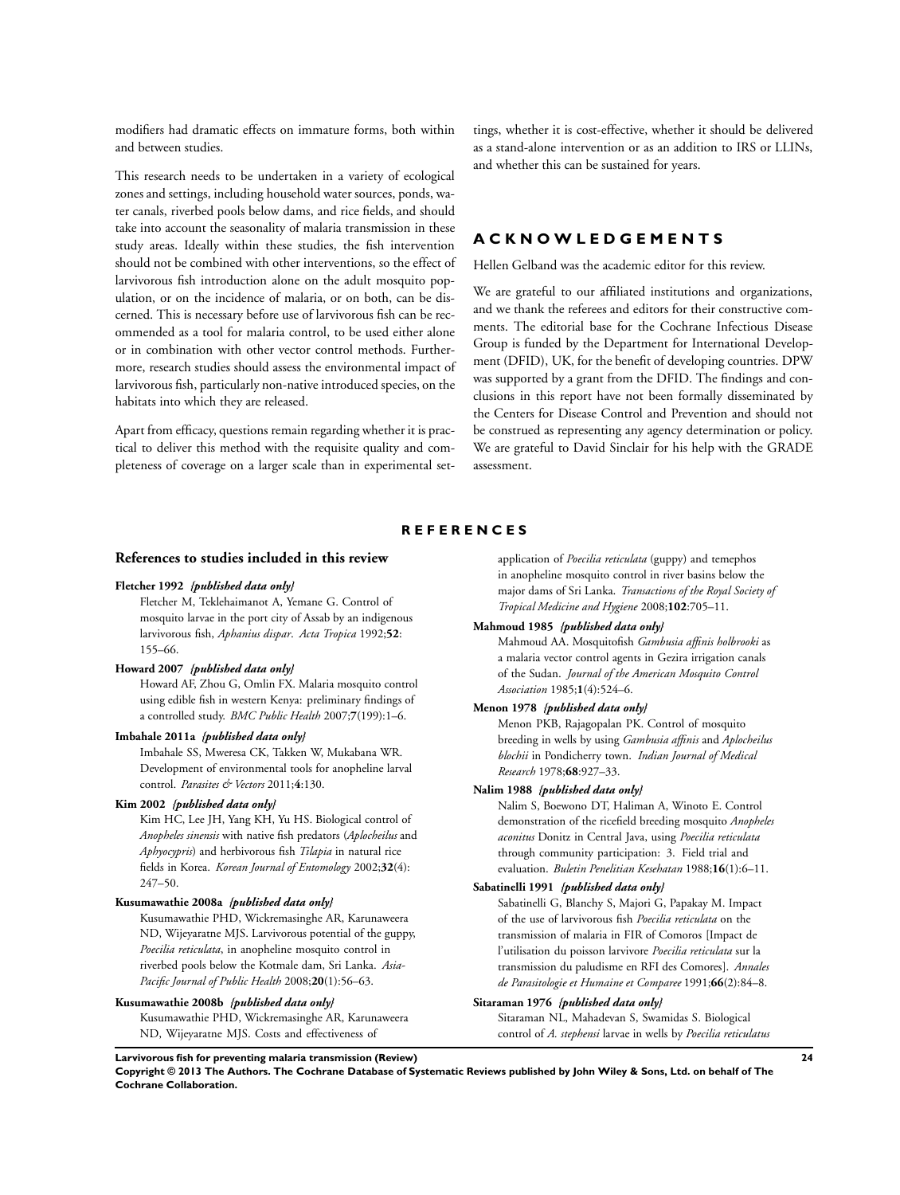modifiers had dramatic effects on immature forms, both within and between studies.

This research needs to be undertaken in a variety of ecological zones and settings, including household water sources, ponds, water canals, riverbed pools below dams, and rice fields, and should take into account the seasonality of malaria transmission in these study areas. Ideally within these studies, the fish intervention should not be combined with other interventions, so the effect of larvivorous fish introduction alone on the adult mosquito population, or on the incidence of malaria, or on both, can be discerned. This is necessary before use of larvivorous fish can be recommended as a tool for malaria control, to be used either alone or in combination with other vector control methods. Furthermore, research studies should assess the environmental impact of larvivorous fish, particularly non-native introduced species, on the habitats into which they are released.

Apart from efficacy, questions remain regarding whether it is practical to deliver this method with the requisite quality and completeness of coverage on a larger scale than in experimental settings, whether it is cost-effective, whether it should be delivered as a stand-alone intervention or as an addition to IRS or LLINs, and whether this can be sustained for years.

# ACKNOWLEDGEMENTS

Hellen Gelband was the academic editor for this review.

We are grateful to our affiliated institutions and organizations, and we thank the referees and editors for their constructive comments. The editorial base for the Cochrane Infectious Disease Group is funded by the Department for International Development (DFID), UK, for the benefit of developing countries. DPW was supported by a grant from the DFID. The findings and conclusions in this report have not been formally disseminated by the Centers for Disease Control and Prevention and should not be construed as representing any agency determination or policy. We are grateful to David Sinclair for his help with the GRADE assessment.

# REFERENCES

## References to studies included in this review

**Fletcher 1992** *{published data only}*

Fletcher M, Teklehaimanot A, Yemane G. Control of mosquito larvae in the port city of Assab by an indigenous larvivorous fish, *Aphanius dispar*. *Acta Tropica* 1992;**52**: 155–66.

**Howard 2007** *{published data only}*

Howard AF, Zhou G, Omlin FX. Malaria mosquito control using edible fish in western Kenya: preliminary findings of a controlled study. *BMC Public Health* 2007;**7**(199):1–6.

**Imbahale 2011a** *{published data only}*

Imbahale SS, Mweresa CK, Takken W, Mukabana WR. Development of environmental tools for anopheline larval control. *Parasites & Vectors* 2011;**4**:130.

**Kim 2002** *{published data only}*

Kim HC, Lee JH, Yang KH, Yu HS. Biological control of *Anopheles sinensis* with native fish predators (*Aplocheilus* and *Aphyocypris*) and herbivorous fish *Tilapia* in natural rice fields in Korea. *Korean Journal of Entomology* 2002;**32**(4): 247–50.

**Kusumawathie 2008a** *{published data only}*

Kusumawathie PHD, Wickremasinghe AR, Karunaweera ND, Wijeyaratne MJS. Larvivorous potential of the guppy, *Poecilia reticulata*, in anopheline mosquito control in riverbed pools below the Kotmale dam, Sri Lanka. *Asia-Pacific Journal of Public Health* 2008;**20**(1):56–63.

**Kusumawathie 2008b** *{published data only}*

Kusumawathie PHD, Wickremasinghe AR, Karunaweera ND, Wijeyaratne MJS. Costs and effectiveness of application of *Poecilia reticulata* (guppy) and temephos in anopheline mosquito control in river basins below the major dams of Sri Lanka. *Transactions of the Royal Society of Tropical Medicine and Hygiene* 2008;**102**:705–11.

**Mahmoud 1985** *{published data only}*

Mahmoud AA. Mosquitofish *Gambusia affinis holbrooki* as a malaria vector control agents in Gezira irrigation canals of the Sudan. *Journal of the American Mosquito Control Association* 1985;**1**(4):524–6.

**Menon 1978** *{published data only}*

Menon PKB, Rajagopalan PK. Control of mosquito breeding in wells by using *Gambusia affinis* and *Aplocheilus blochii* in Pondicherry town. *Indian Journal of Medical Research* 1978;**68**:927–33.

**Nalim 1988** *{published data only}*

Nalim S, Boewono DT, Haliman A, Winoto E. Control demonstration of the ricefield breeding mosquito *Anopheles aconitus* Donitz in Central Java, using *Poecilia reticulata* through community participation: 3. Field trial and evaluation. *Buletin Penelitian Kesehatan* 1988;**16**(1):6–11.

**Sabatinelli 1991** *{published data only}*

Sabatinelli G, Blanchy S, Majori G, Papakay M. Impact of the use of larvivorous fish *Poecilia reticulata* on the transmission of malaria in FIR of Comoros [Impact de l'utilisation du poisson larvivore *Poecilia reticulata* sur la transmission du paludisme en RFI des Comores]. *Annales de Parasitologie et Humaine et Comparee* 1991;**66**(2):84–8.

**Sitaraman 1976** *{published data only}*

Sitaraman NL, Mahadevan S, Swamidas S. Biological control of *A. stephensi* larvae in wells by *Poecilia reticulatus*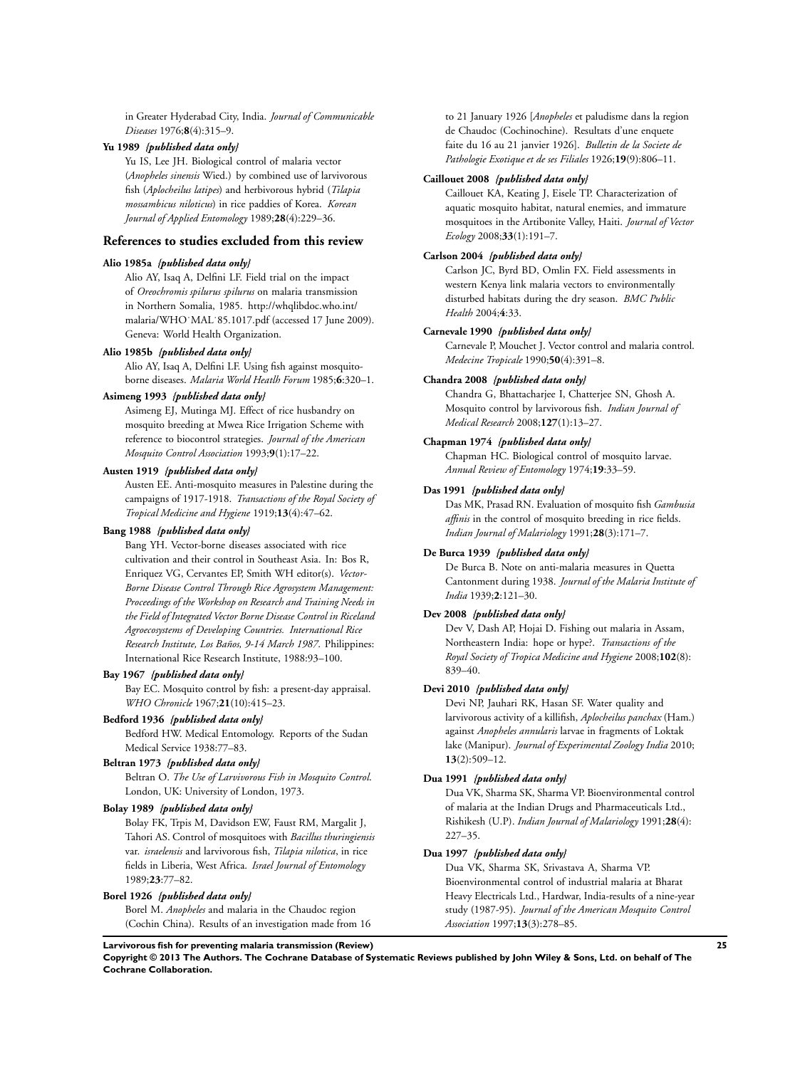in Greater Hyderabad City, India. *Journal of Communicable Diseases* 1976;**8**(4):315–9.

**Yu 1989** *{published data only}*

Yu IS, Lee JH. Biological control of malaria vector (*Anopheles sinensis* Wied.) by combined use of larvivorous fish (*Aplocheilus latipes*) and herbivorous hybrid (*Tilapia mossambicus niloticus*) in rice paddies of Korea. *Korean Journal of Applied Entomology* 1989;**28**(4):229–36.

## References to studies excluded from this review

**Alio 1985a** *{published data only}*

Alio AY, Isaq A, Delfini LF. Field trial on the impact of *Oreochromis spilurus spilurus* on malaria transmission in Northern Somalia, 1985. http://whqlibdoc.who.int/malaria/WHO˙MAL˙85.1017.pdf (accessed 17 June 2009). Geneva: World Health Organization.

**Alio 1985b** *{published data only}*

Alio AY, Isaq A, Delfini LF. Using fish against mosquito-borne diseases. *Malaria World Heatlh Forum* 1985;**6**:320–1.

**Asimeng 1993** *{published data only}*

Asimeng EJ, Mutinga MJ. Effect of rice husbandry on mosquito breeding at Mwea Rice Irrigation Scheme with reference to biocontrol strategies. *Journal of the American Mosquito Control Association* 1993;**9**(1):17–22.

**Austen 1919** *{published data only}*

Austen EE. Anti-mosquito measures in Palestine during the campaigns of 1917-1918. *Transactions of the Royal Society of Tropical Medicine and Hygiene* 1919;**13**(4):47–62.

**Bang 1988** *{published data only}*

Bang YH. Vector-borne diseases associated with rice cultivation and their control in Southeast Asia. In: Bos R, Enriquez VG, Cervantes EP, Smith WH editor(s). *Vector-Borne Disease Control Through Rice Agrosystem Management: Proceedings of the Workshop on Research and Training Needs in the Field of Integrated Vector Borne Disease Control in Riceland Agroecosystems of Developing Countries. International Rice Research Institute, Los Baños, 9-14 March 1987*. Philippines: International Rice Research Institute, 1988:93–100.

**Bay 1967** *{published data only}*

Bay EC. Mosquito control by fish: a present-day appraisal. *WHO Chronicle* 1967;**21**(10):415–23.

**Bedford 1936** *{published data only}*

Bedford HW. Medical Entomology. Reports of the Sudan Medical Service 1938:77–83.

**Beltran 1973** *{published data only}*

Beltran O. *The Use of Larvivorous Fish in Mosquito Control*. London, UK: University of London, 1973.

**Bolay 1989** *{published data only}*

Bolay FK, Trpis M, Davidson EW, Faust RM, Margalit J, Tahori AS. Control of mosquitoes with *Bacillus thuringiensis* var. *israelensis* and larvivorous fish, *Tilapia nilotica*, in rice fields in Liberia, West Africa. *Israel Journal of Entomology* 1989;**23**:77–82.

**Borel 1926** *{published data only}*

Borel M. *Anopheles* and malaria in the Chaudoc region (Cochin China). Results of an investigation made from 16 to 21 January 1926 [*Anopheles* et paludisme dans la region de Chaudoc (Cochinochine). Resultats d'une enquete faite du 16 au 21 janvier 1926]. *Bulletin de la Societe de Pathologie Exotique et de ses Filiales* 1926;**19**(9):806–11.

**Caillouet 2008** *{published data only}*

Caillouet KA, Keating J, Eisele TP. Characterization of aquatic mosquito habitat, natural enemies, and immature mosquitoes in the Artibonite Valley, Haiti. *Journal of Vector Ecology* 2008;**33**(1):191–7.

**Carlson 2004** *{published data only}*

Carlson JC, Byrd BD, Omlin FX. Field assessments in western Kenya link malaria vectors to environmentally disturbed habitats during the dry season. *BMC Public Health* 2004;**4**:33.

**Carnevale 1990** *{published data only}*

Carnevale P, Mouchet J. Vector control and malaria control. *Medecine Tropicale* 1990;**50**(4):391–8.

**Chandra 2008** *{published data only}*

Chandra G, Bhattacharjee I, Chatterjee SN, Ghosh A. Mosquito control by larvivorous fish. *Indian Journal of Medical Research* 2008;**127**(1):13–27.

**Chapman 1974** *{published data only}*

Chapman HC. Biological control of mosquito larvae. *Annual Review of Entomology* 1974;**19**:33–59.

**Das 1991** *{published data only}*

Das MK, Prasad RN. Evaluation of mosquito fish *Gambusia affinis* in the control of mosquito breeding in rice fields. *Indian Journal of Malariology* 1991;**28**(3):171–7.

**De Burca 1939** *{published data only}*

De Burca B. Note on anti-malaria measures in Quetta Cantonment during 1938. *Journal of the Malaria Institute of India* 1939;**2**:121–30.

**Dev 2008** *{published data only}*

Dev V, Dash AP, Hojai D. Fishing out malaria in Assam, Northeastern India: hope or hype?. *Transactions of the Royal Society of Tropica Medicine and Hygiene* 2008;**102**(8):839–40.

**Devi 2010** *{published data only}*

Devi NP, Jauhari RK, Hasan SF. Water quality and larvivorous activity of a killifish, *Aplocheilus panchax* (Ham.) against *Anopheles annularis* larvae in fragments of Loktak lake (Manipur). *Journal of Experimental Zoology India* 2010;**13**(2):509–12.

**Dua 1991** *{published data only}*

Dua VK, Sharma SK, Sharma VP. Bioenvironmental control of malaria at the Indian Drugs and Pharmaceuticals Ltd., Rishikesh (U.P). *Indian Journal of Malariology* 1991;**28**(4):227–35.

**Dua 1997** *{published data only}*

Dua VK, Sharma SK, Srivastava A, Sharma VP. Bioenvironmental control of industrial malaria at Bharat Heavy Electricals Ltd., Hardwar, India-results of a nine-year study (1987-95). *Journal of the American Mosquito Control Association* 1997;**13**(3):278–85.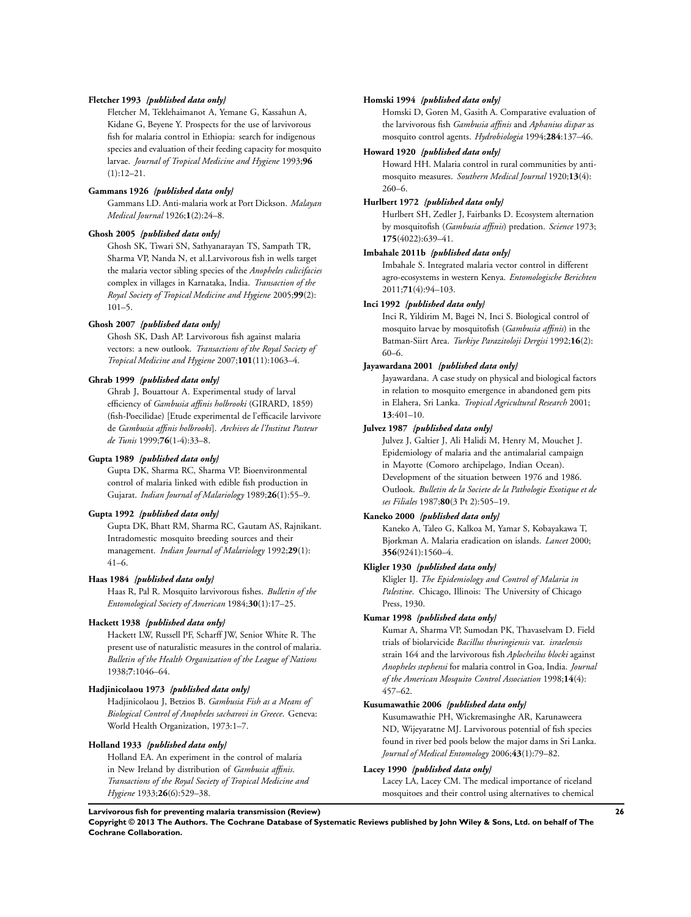**Fletcher 1993** *{published data only}*

Fletcher M, Teklehaimanot A, Yemane G, Kassahun A, Kidane G, Beyene Y. Prospects for the use of larvivorous fish for malaria control in Ethiopia: search for indigenous species and evaluation of their feeding capacity for mosquito larvae. *Journal of Tropical Medicine and Hygiene* 1993;**96** (1):12–21.

**Gammans 1926** *{published data only}*

Gammans LD. Anti-malaria work at Port Dickson. *Malayan Medical Journal* 1926;**1**(2):24–8.

**Ghosh 2005** *{published data only}*

Ghosh SK, Tiwari SN, Sathyanarayan TS, Sampath TR, Sharma VP, Nanda N, et al.Larvivorous fish in wells target the malaria vector sibling species of the *Anopheles culicifacies* complex in villages in Karnataka, India. *Transaction of the Royal Society of Tropical Medicine and Hygiene* 2005;**99**(2): 101–5.

**Ghosh 2007** *{published data only}*

Ghosh SK, Dash AP. Larvivorous fish against malaria vectors: a new outlook. *Transactions of the Royal Society of Tropical Medicine and Hygiene* 2007;**101**(11):1063–4.

**Ghrab 1999** *{published data only}*

Ghrab J, Bouattour A. Experimental study of larval efficiency of *Gambusia affinis holbrooki* (GIRARD, 1859) (fish-Poecilidae) [Etude experimental de l'efficacile larvivore de *Gambusia affinis holbrooki*]. *Archives de l'Institut Pasteur de Tunis* 1999;**76**(1-4):33–8.

**Gupta 1989** *{published data only}*

Gupta DK, Sharma RC, Sharma VP. Bioenvironmental control of malaria linked with edible fish production in Gujarat. *Indian Journal of Malariology* 1989;**26**(1):55–9.

**Gupta 1992** *{published data only}*

Gupta DK, Bhatt RM, Sharma RC, Gautam AS, Rajnikant. Intradomestic mosquito breeding sources and their management. *Indian Journal of Malariology* 1992;**29**(1): 41–6.

**Haas 1984** *{published data only}*

Haas R, Pal R. Mosquito larvivorous fishes. *Bulletin of the Entomological Society of American* 1984;**30**(1):17–25.

**Hackett 1938** *{published data only}*

Hackett LW, Russell PF, Scharff JW, Senior White R. The present use of naturalistic measures in the control of malaria. *Bulletin of the Health Organization of the League of Nations* 1938;**7**:1046–64.

**Hadjinicolaou 1973** *{published data only}*

Hadjinicolaou J, Betzios B. *Gambusia Fish as a Means of Biological Control of Anopheles sacharovi in Greece*. Geneva: World Health Organization, 1973:1–7.

**Holland 1933** *{published data only}*

Holland EA. An experiment in the control of malaria in New Ireland by distribution of *Gambusia affinis*. *Transactions of the Royal Society of Tropical Medicine and Hygiene* 1933;**26**(6):529–38.

**Homski 1994** *{published data only}*

Homski D, Goren M, Gasith A. Comparative evaluation of the larvivorous fish *Gambusia affinis* and *Aphanius dispar* as mosquito control agents. *Hydrobiologia* 1994;**284**:137–46.

**Howard 1920** *{published data only}*

Howard HH. Malaria control in rural communities by anti-mosquito measures. *Southern Medical Journal* 1920;**13**(4): 260–6.

**Hurlbert 1972** *{published data only}*

Hurlbert SH, Zedler J, Fairbanks D. Ecosystem alternation by mosquitofish (*Gambusia affinis*) predation. *Science* 1973; **175**(4022):639–41.

**Imbahale 2011b** *{published data only}*

Imbahale S. Integrated malaria vector control in different agro-ecosystems in western Kenya. *Entomologische Berichten* 2011;**71**(4):94–103.

**Inci 1992** *{published data only}*

Inci R, Yildirim M, Bagei N, Inci S. Biological control of mosquito larvae by mosquitofish (*Gambusia affinis*) in the Batman-Siirt Area. *Turkiye Parazitoloji Dergisi* 1992;**16**(2): 60–6.

**Jayawardana 2001** *{published data only}*

Jayawardana. A case study on physical and biological factors in relation to mosquito emergence in abandoned gem pits in Elahera, Sri Lanka. *Tropical Agricultural Research* 2001; **13**:401–10.

**Julvez 1987** *{published data only}*

Julvez J, Galtier J, Ali Halidi M, Henry M, Mouchet J. Epidemiology of malaria and the antimalarial campaign in Mayotte (Comoro archipelago, Indian Ocean). Development of the situation between 1976 and 1986. Outlook. *Bulletin de la Societe de la Pathologie Exotique et de ses Filiales* 1987;**80**(3 Pt 2):505–19.

**Kaneko 2000** *{published data only}*

Kaneko A, Taleo G, Kalkoa M, Yamar S, Kobayakawa T, Bjorkman A. Malaria eradication on islands. *Lancet* 2000; **356**(9241):1560–4.

**Kligler 1930** *{published data only}*

Kligler IJ. *The Epidemiology and Control of Malaria in Palestine*. Chicago, Illinois: The University of Chicago Press, 1930.

**Kumar 1998** *{published data only}*

Kumar A, Sharma VP, Sumodan PK, Thavaselvam D. Field trials of biolarvicide *Bacillus thuringiensis* var. *israelensis* strain 164 and the larvivorous fish *Aplocheilus blocki* against *Anopheles stephensi* for malaria control in Goa, India. *Journal of the American Mosquito Control Association* 1998;**14**(4): 457–62.

**Kusumawathie 2006** *{published data only}*

Kusumawathie PH, Wickremasinghe AR, Karunaweera ND, Wijeyaratne MJ. Larvivorous potential of fish species found in river bed pools below the major dams in Sri Lanka. *Journal of Medical Entomology* 2006;**43**(1):79–82.

**Lacey 1990** *{published data only}*

Lacey LA, Lacey CM. The medical importance of riceland mosquitoes and their control using alternatives to chemical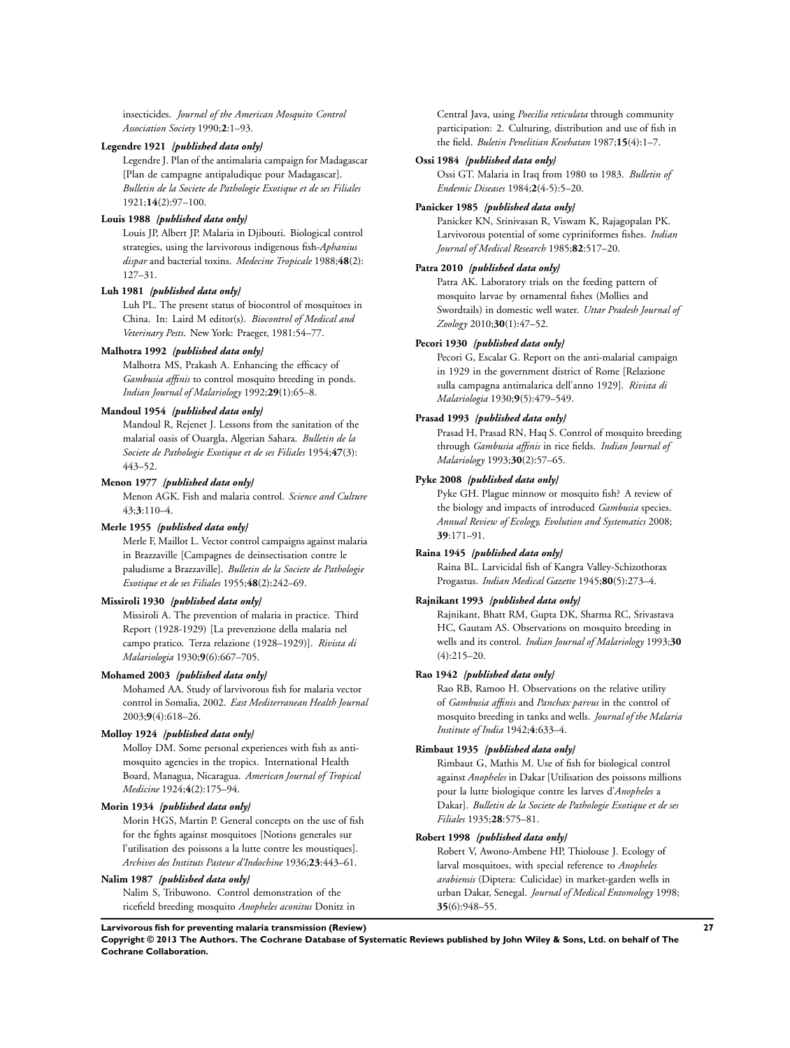insecticides. *Journal of the American Mosquito Control Association Society* 1990;**2**:1–93.

**Legendre 1921** ***{published data only}***

Legendre J. Plan of the antimalaria campaign for Madagascar [Plan de campagne antipaludique pour Madagascar]. *Bulletin de la Societe de Pathologie Exotique et de ses Filiales* 1921;**14**(2):97–100.

**Louis 1988** ***{published data only}***

Louis JP, Albert JP. Malaria in Djibouti. Biological control strategies, using the larvivorous indigenous fish-*Aphanius dispar* and bacterial toxins. *Medecine Tropicale* 1988;**48**(2): 127–31.

**Luh 1981** ***{published data only}***

Luh PL. The present status of biocontrol of mosquitoes in China. In: Laird M editor(s). *Biocontrol of Medical and Veterinary Pests*. New York: Praeger, 1981:54–77.

**Malhotra 1992** ***{published data only}***

Malhotra MS, Prakash A. Enhancing the efficacy of *Gambusia affinis* to control mosquito breeding in ponds. *Indian Journal of Malariology* 1992;**29**(1):65–8.

**Mandoul 1954** ***{published data only}***

Mandoul R, Rejenet J. Lessons from the sanitation of the malarial oasis of Ouargla, Algerian Sahara. *Bulletin de la Societe de Pathologie Exotique et de ses Filiales* 1954;**47**(3): 443–52.

**Menon 1977** ***{published data only}***

Menon AGK. Fish and malaria control. *Science and Culture* 43;**3**:110–4.

**Merle 1955** ***{published data only}***

Merle F, Maillot L. Vector control campaigns against malaria in Brazzaville [Campagnes de deinsectisation contre le paludisme a Brazzaville]. *Bulletin de la Societe de Pathologie Exotique et de ses Filiales* 1955;**48**(2):242–69.

**Missiroli 1930** ***{published data only}***

Missiroli A. The prevention of malaria in practice. Third Report (1928-1929) [La prevenzione della malaria nel campo pratico. Terza relazione (1928–1929)]. *Rivista di Malariologia* 1930;**9**(6):667–705.

**Mohamed 2003** ***{published data only}***

Mohamed AA. Study of larvivorous fish for malaria vector control in Somalia, 2002. *East Mediterranean Health Journal* 2003;**9**(4):618–26.

**Molloy 1924** ***{published data only}***

Molloy DM. Some personal experiences with fish as anti-mosquito agencies in the tropics. International Health Board, Managua, Nicaragua. *American Journal of Tropical Medicine* 1924;**4**(2):175–94.

**Morin 1934** ***{published data only}***

Morin HGS, Martin P. General concepts on the use of fish for the fights against mosquitoes [Notions generales sur l'utilisation des poissons a la lutte contre les moustiques]. *Archives des Instituts Pasteur d'Indochine* 1936;**23**:443–61.

**Nalim 1987** ***{published data only}***

Nalim S, Tribuwono. Control demonstration of the ricefield breeding mosquito *Anopheles aconitus* Donitz in Central Java, using *Poecilia reticulata* through community participation: 2. Culturing, distribution and use of fish in the field. *Buletin Penelitian Kesehatan* 1987;**15**(4):1–7.

**Ossi 1984** ***{published data only}***

Ossi GT. Malaria in Iraq from 1980 to 1983. *Bulletin of Endemic Diseases* 1984;**2**(4-5):5–20.

**Panicker 1985** ***{published data only}***

Panicker KN, Srinivasan R, Viswam K, Rajagopalan PK. Larvivorous potential of some cypriniformes fishes. *Indian Journal of Medical Research* 1985;**82**:517–20.

**Patra 2010** ***{published data only}***

Patra AK. Laboratory trials on the feeding pattern of mosquito larvae by ornamental fishes (Mollies and Swordtails) in domestic well water. *Uttar Pradesh Journal of Zoology* 2010;**30**(1):47–52.

**Pecori 1930** ***{published data only}***

Pecori G, Escalar G. Report on the anti-malarial campaign in 1929 in the government district of Rome [Relazione sulla campagna antimalarica dell'anno 1929]. *Rivista di Malariologia* 1930;**9**(5):479–549.

**Prasad 1993** ***{published data only}***

Prasad H, Prasad RN, Haq S. Control of mosquito breeding through *Gambusia affinis* in rice fields. *Indian Journal of Malariology* 1993;**30**(2):57–65.

**Pyke 2008** ***{published data only}***

Pyke GH. Plague minnow or mosquito fish? A review of the biology and impacts of introduced *Gambusia* species. *Annual Review of Ecology, Evolution and Systematics* 2008; **39**:171–91.

**Raina 1945** ***{published data only}***

Raina BL. Larvicidal fish of Kangra Valley-Schizothorax Progastus. *Indian Medical Gazette* 1945;**80**(5):273–4.

**Rajnikant 1993** ***{published data only}***

Rajnikant, Bhatt RM, Gupta DK, Sharma RC, Srivastava HC, Gautam AS. Observations on mosquito breeding in wells and its control. *Indian Journal of Malariology* 1993;**30** (4):215–20.

**Rao 1942** ***{published data only}***

Rao RB, Ramoo H. Observations on the relative utility of *Gambusia affinis* and *Panchax parvus* in the control of mosquito breeding in tanks and wells. *Journal of the Malaria Institute of India* 1942;**4**:633–4.

**Rimbaut 1935** ***{published data only}***

Rimbaut G, Mathis M. Use of fish for biological control against *Anopheles* in Dakar [Utilisation des poissons millions pour la lutte biologique contre les larves d'*Anopheles* a Dakar]. *Bulletin de la Societe de Pathologie Exotique et de ses Filiales* 1935;**28**:575–81.

**Robert 1998** ***{published data only}***

Robert V, Awono-Ambene HP, Thiolouse J. Ecology of larval mosquitoes, with special reference to *Anopheles arabiensis* (Diptera: Culicidae) in market-garden wells in urban Dakar, Senegal. *Journal of Medical Entomology* 1998; **35**(6):948–55.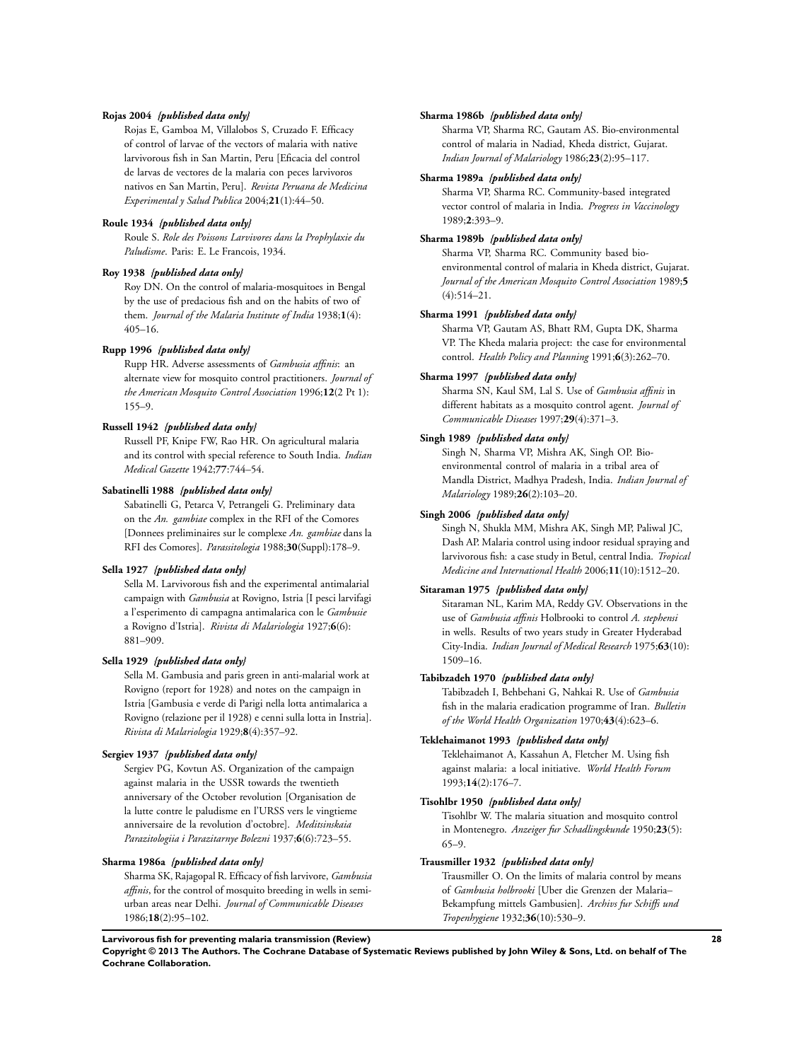**Rojas 2004** *{published data only}*

Rojas E, Gamboa M, Villalobos S, Cruzado F. Efficacy of control of larvae of the vectors of malaria with native larvivorous fish in San Martin, Peru [Eficacia del control de larvas de vectores de la malaria con peces larvivoros nativos en San Martin, Peru]. *Revista Peruana de Medicina Experimental y Salud Publica* 2004;**21**(1):44–50.

**Roule 1934** *{published data only}*

Roule S. *Role des Poissons Larvivores dans la Prophylaxie du Paludisme*. Paris: E. Le Francois, 1934.

**Roy 1938** *{published data only}*

Roy DN. On the control of malaria-mosquitoes in Bengal by the use of predacious fish and on the habits of two of them. *Journal of the Malaria Institute of India* 1938;**1**(4): 405–16.

**Rupp 1996** *{published data only}*

Rupp HR. Adverse assessments of *Gambusia affinis*: an alternate view for mosquito control practitioners. *Journal of the American Mosquito Control Association* 1996;**12**(2 Pt 1): 155–9.

**Russell 1942** *{published data only}*

Russell PF, Knipe FW, Rao HR. On agricultural malaria and its control with special reference to South India. *Indian Medical Gazette* 1942;**77**:744–54.

**Sabatinelli 1988** *{published data only}*

Sabatinelli G, Petarca V, Petrangeli G. Preliminary data on the *An. gambiae* complex in the RFI of the Comores [Donnees preliminaires sur le complexe *An. gambiae* dans la RFI des Comores]. *Parassitologia* 1988;**30**(Suppl):178–9.

**Sella 1927** *{published data only}*

Sella M. Larvivorous fish and the experimental antimalarial campaign with *Gambusia* at Rovigno, Istria [I pesci larvifagi a l'esperimento di campagna antimalarica con le *Gambusie* a Rovigno d'Istria]. *Rivista di Malariologia* 1927;**6**(6): 881–909.

**Sella 1929** *{published data only}*

Sella M. Gambusia and paris green in anti-malarial work at Rovigno (report for 1928) and notes on the campaign in Istria [Gambusia e verde di Parigi nella lotta antimalarica a Rovigno (relazione per il 1928) e cenni sulla lotta in Instria]. *Rivista di Malariologia* 1929;**8**(4):357–92.

**Sergiev 1937** *{published data only}*

Sergiev PG, Kovtun AS. Organization of the campaign against malaria in the USSR towards the twentieth anniversary of the October revolution [Organisation de la lutte contre le paludisme en l'URSS vers le vingtieme anniversaire de la revolution d'octobre]. *Meditsinskaia Parazitologiia i Parazitarnye Bolezni* 1937;**6**(6):723–55.

**Sharma 1986a** *{published data only}*

Sharma SK, Rajagopal R. Efficacy of fish larvivore, *Gambusia affinis*, for the control of mosquito breeding in wells in semi-urban areas near Delhi. *Journal of Communicable Diseases* 1986;**18**(2):95–102.

**Sharma 1986b** *{published data only}*

Sharma VP, Sharma RC, Gautam AS. Bio-environmental control of malaria in Nadiad, Kheda district, Gujarat. *Indian Journal of Malariology* 1986;**23**(2):95–117.

**Sharma 1989a** *{published data only}*

Sharma VP, Sharma RC. Community-based integrated vector control of malaria in India. *Progress in Vaccinology* 1989;**2**:393–9.

**Sharma 1989b** *{published data only}*

Sharma VP, Sharma RC. Community based bio-environmental control of malaria in Kheda district, Gujarat. *Journal of the American Mosquito Control Association* 1989;**5**(4):514–21.

**Sharma 1991** *{published data only}*

Sharma VP, Gautam AS, Bhatt RM, Gupta DK, Sharma VP. The Kheda malaria project: the case for environmental control. *Health Policy and Planning* 1991;**6**(3):262–70.

**Sharma 1997** *{published data only}*

Sharma SN, Kaul SM, Lal S. Use of *Gambusia affinis* in different habitats as a mosquito control agent. *Journal of Communicable Diseases* 1997;**29**(4):371–3.

**Singh 1989** *{published data only}*

Singh N, Sharma VP, Mishra AK, Singh OP. Bio-environmental control of malaria in a tribal area of Mandla District, Madhya Pradesh, India. *Indian Journal of Malariology* 1989;**26**(2):103–20.

**Singh 2006** *{published data only}*

Singh N, Shukla MM, Mishra AK, Singh MP, Paliwal JC, Dash AP. Malaria control using indoor residual spraying and larvivorous fish: a case study in Betul, central India. *Tropical Medicine and International Health* 2006;**11**(10):1512–20.

**Sitaraman 1975** *{published data only}*

Sitaraman NL, Karim MA, Reddy GV. Observations in the use of *Gambusia affinis* Holbrooki to control *A. stephensi* in wells. Results of two years study in Greater Hyderabad City-India. *Indian Journal of Medical Research* 1975;**63**(10): 1509–16.

**Tabibzadeh 1970** *{published data only}*

Tabibzadeh I, Behbehani G, Nahkai R. Use of *Gambusia* fish in the malaria eradication programme of Iran. *Bulletin of the World Health Organization* 1970;**43**(4):623–6.

**Teklehaimanot 1993** *{published data only}*

Teklehaimanot A, Kassahun A, Fletcher M. Using fish against malaria: a local initiative. *World Health Forum* 1993;**14**(2):176–7.

**Tisohlbr 1950** *{published data only}*

Tisohlbr W. The malaria situation and mosquito control in Montenegro. *Anzeiger fur Schadlingskunde* 1950;**23**(5): 65–9.

**Trausmiller 1932** *{published data only}*

Trausmiller O. On the limits of malaria control by means of *Gambusia holbrooki* [Uber die Grenzen der Malaria–Bekampfung mittels Gambusien]. *Archivs fur Schiffs und Tropenhygiene* 1932;**36**(10):530–9.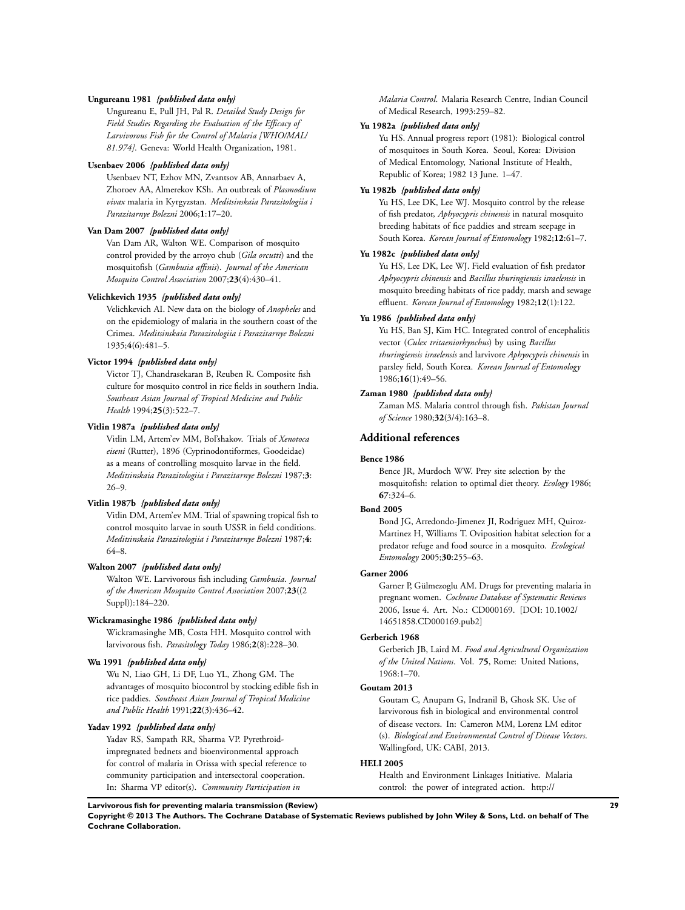**Ungureanu 1981** *{published data only}*

Ungureanu E, Pull JH, Pal R. *Detailed Study Design for Field Studies Regarding the Evaluation of the Efficacy of Larvivorous Fish for the Control of Malaria [WHO/MAL/81.974]*. Geneva: World Health Organization, 1981.

**Usenbaev 2006** *{published data only}*

Usenbaev NT, Ezhov MN, Zvantsov AB, Annarbaev A, Zhoroev AA, Almerekov KSh. An outbreak of *Plasmodium vivax* malaria in Kyrgyzstan. *Meditsinskaia Parazitologiia i Parazitarnye Bolezni* 2006;**1**:17–20.

**Van Dam 2007** *{published data only}*

Van Dam AR, Walton WE. Comparison of mosquito control provided by the arroyo chub (*Gila orcutti*) and the mosquitofish (*Gambusia affinis*). *Journal of the American Mosquito Control Association* 2007;**23**(4):430–41.

**Velichkevich 1935** *{published data only}*

Velichkevich AI. New data on the biology of *Anopheles* and on the epidemiology of malaria in the southern coast of the Crimea. *Meditsinskaia Parazitologiia i Parazitarnye Bolezni* 1935;**4**(6):481–5.

**Victor 1994** *{published data only}*

Victor TJ, Chandrasekaran B, Reuben R. Composite fish culture for mosquito control in rice fields in southern India. *Southeast Asian Journal of Tropical Medicine and Public Health* 1994;**25**(3):522–7.

**Vitlin 1987a** *{published data only}*

Vitlin LM, Artem'ev MM, Bol'shakov. Trials of *Xenotoca eiseni* (Rutter), 1896 (Cyprinodontiformes, Goodeidae) as a means of controlling mosquito larvae in the field. *Meditsinskaia Parazitologiia i Parazitarnye Bolezni* 1987;**3**: 26–9.

**Vitlin 1987b** *{published data only}*

Vitlin DM, Artem'ev MM. Trial of spawning tropical fish to control mosquito larvae in south USSR in field conditions. *Meditsinskaia Parazitologiia i Parazitarnye Bolezni* 1987;**4**: 64–8.

**Walton 2007** *{published data only}*

Walton WE. Larvivorous fish including *Gambusia*. *Journal of the American Mosquito Control Association* 2007;**23**((2 Suppl)):184–220.

**Wickramasinghe 1986** *{published data only}*

Wickramasinghe MB, Costa HH. Mosquito control with larvivorous fish. *Parasitology Today* 1986;**2**(8):228–30.

**Wu 1991** *{published data only}*

Wu N, Liao GH, Li DF, Luo YL, Zhong GM. The advantages of mosquito biocontrol by stocking edible fish in rice paddies. *Southeast Asian Journal of Tropical Medicine and Public Health* 1991;**22**(3):436–42.

**Yadav 1992** *{published data only}*

Yadav RS, Sampath RR, Sharma VP. Pyrethroid-impregnated bednets and bioenvironmental approach for control of malaria in Orissa with special reference to community participation and intersectoral cooperation. In: Sharma VP editor(s). *Community Participation in Malaria Control*. Malaria Research Centre, Indian Council of Medical Research, 1993:259–82.

**Yu 1982a** *{published data only}*

Yu HS. Annual progress report (1981): Biological control of mosquitoes in South Korea. Seoul, Korea: Division of Medical Entomology, National Institute of Health, Republic of Korea; 1982 13 June. 1–47.

**Yu 1982b** *{published data only}*

Yu HS, Lee DK, Lee WJ. Mosquito control by the release of fish predator, *Aphyocypris chinensis* in natural mosquito breeding habitats of fice paddies and stream seepage in South Korea. *Korean Journal of Entomology* 1982;**12**:61–7.

**Yu 1982c** *{published data only}*

Yu HS, Lee DK, Lee WJ. Field evaluation of fish predator *Aphyocypris chinensis* and *Bacillus thuringiensis israelensis* in mosquito breeding habitats of rice paddy, marsh and sewage effluent. *Korean Journal of Entomology* 1982;**12**(1):122.

**Yu 1986** *{published data only}*

Yu HS, Ban SJ, Kim HC. Integrated control of encephalitis vector (*Culex tritaeniorhynchus*) by using *Bacillus thuringiensis israelensis* and larvivore *Aphyocypris chinensis* in parsley field, South Korea. *Korean Journal of Entomology* 1986;**16**(1):49–56.

**Zaman 1980** *{published data only}*

Zaman MS. Malaria control through fish. *Pakistan Journal of Science* 1980;**32**(3/4):163–8.

## Additional references

**Bence 1986**

Bence JR, Murdoch WW. Prey site selection by the mosquitofish: relation to optimal diet theory. *Ecology* 1986; **67**:324–6.

**Bond 2005**

Bond JG, Arredondo-Jimenez JI, Rodriguez MH, Quiroz-Martinez H, Williams T. Oviposition habitat selection for a predator refuge and food source in a mosquito. *Ecological Entomology* 2005;**30**:255–63.

**Garner 2006**

Garner P, Gülmezoglu AM. Drugs for preventing malaria in pregnant women. *Cochrane Database of Systematic Reviews* 2006, Issue 4. Art. No.: CD000169. [DOI: 10.1002/14651858.CD000169.pub2]

**Gerberich 1968**

Gerberich JB, Laird M. *Food and Agricultural Organization of the United Nations*. Vol. **75**, Rome: United Nations, 1968:1–70.

**Goutam 2013**

Goutam C, Anupam G, Indranil B, Ghosk SK. Use of larvivorous fish in biological and environmental control of disease vectors. In: Cameron MM, Lorenz LM editor (s). *Biological and Environmental Control of Disease Vectors*. Wallingford, UK: CABI, 2013.

**HELI 2005**

Health and Environment Linkages Initiative. Malaria control: the power of integrated action. http://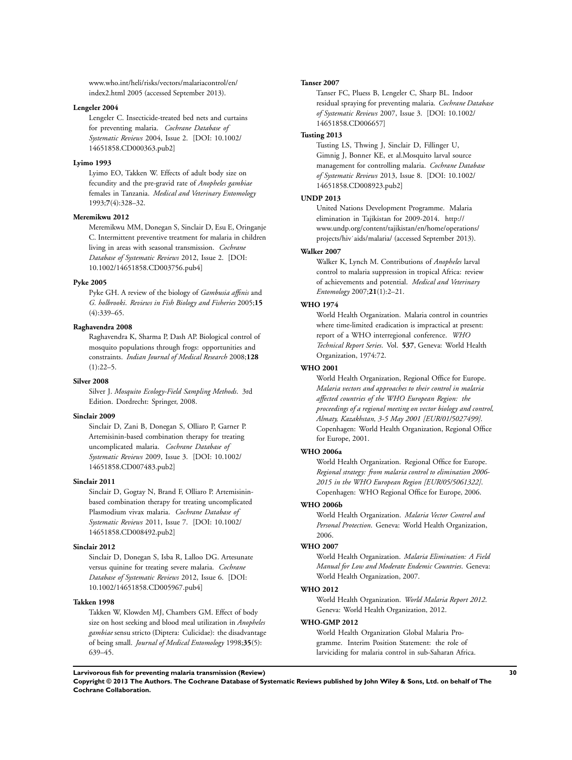www.who.int/heli/risks/vectors/malariacontrol/en/index2.html 2005 (accessed September 2013).

**Lengeler 2004**

Lengeler C. Insecticide-treated bed nets and curtains for preventing malaria. *Cochrane Database of Systematic Reviews* 2004, Issue 2. [DOI: 10.1002/14651858.CD000363.pub2]

**Lyimo 1993**

Lyimo EO, Takken W. Effects of adult body size on fecundity and the pre-gravid rate of *Anopheles gambiae* females in Tanzania. *Medical and Veterinary Entomology* 1993;**7**(4):328–32.

**Meremikwu 2012**

Meremikwu MM, Donegan S, Sinclair D, Esu E, Oringanje C. Intermittent preventive treatment for malaria in children living in areas with seasonal transmission. *Cochrane Database of Systematic Reviews* 2012, Issue 2. [DOI: 10.1002/14651858.CD003756.pub4]

**Pyke 2005**

Pyke GH. A review of the biology of *Gambusia affinis* and *G. holbrooki*. *Reviews in Fish Biology and Fisheries* 2005;**15** (4):339–65.

**Raghavendra 2008**

Raghavendra K, Sharma P, Dash AP. Biological control of mosquito populations through frogs: opportunities and constraints. *Indian Journal of Medical Research* 2008;**128** (1):22–5.

**Silver 2008**

Silver J. *Mosquito Ecology-Field Sampling Methods*. 3rd Edition. Dordrecht: Springer, 2008.

**Sinclair 2009**

Sinclair D, Zani B, Donegan S, Olliaro P, Garner P. Artemisinin-based combination therapy for treating uncomplicated malaria. *Cochrane Database of Systematic Reviews* 2009, Issue 3. [DOI: 10.1002/14651858.CD007483.pub2]

**Sinclair 2011**

Sinclair D, Gogtay N, Brand F, Olliaro P. Artemisinin-based combination therapy for treating uncomplicated Plasmodium vivax malaria. *Cochrane Database of Systematic Reviews* 2011, Issue 7. [DOI: 10.1002/14651858.CD008492.pub2]

**Sinclair 2012**

Sinclair D, Donegan S, Isba R, Lalloo DG. Artesunate versus quinine for treating severe malaria. *Cochrane Database of Systematic Reviews* 2012, Issue 6. [DOI: 10.1002/14651858.CD005967.pub4]

**Takken 1998**

Takken W, Klowden MJ, Chambers GM. Effect of body size on host seeking and blood meal utilization in *Anopheles gambiae* sensu stricto (Diptera: Culicidae): the disadvantage of being small. *Journal of Medical Entomology* 1998;**35**(5): 639–45.

**Tanser 2007**

Tanser FC, Pluess B, Lengeler C, Sharp BL. Indoor residual spraying for preventing malaria. *Cochrane Database of Systematic Reviews* 2007, Issue 3. [DOI: 10.1002/14651858.CD006657]

**Tusting 2013**

Tusting LS, Thwing J, Sinclair D, Fillinger U, Gimnig J, Bonner KE, et al.Mosquito larval source management for controlling malaria. *Cochrane Database of Systematic Reviews* 2013, Issue 8. [DOI: 10.1002/14651858.CD008923.pub2]

**UNDP 2013**

United Nations Development Programme. Malaria elimination in Tajikistan for 2009-2014. http://www.undp.org/content/tajikistan/en/home/operations/projects/hiv˙aids/malaria/ (accessed September 2013).

**Walker 2007**

Walker K, Lynch M. Contributions of *Anopheles* larval control to malaria suppression in tropical Africa: review of achievements and potential. *Medical and Veterinary Entomology* 2007;**21**(1):2–21.

**WHO 1974**

World Health Organization. Malaria control in countries where time-limited eradication is impractical at present: report of a WHO interregional conference. *WHO Technical Report Series*. Vol. **537**, Geneva: World Health Organization, 1974:72.

**WHO 2001**

World Health Organization, Regional Office for Europe. *Malaria vectors and approaches to their control in malaria affected countries of the WHO European Region: the proceedings of a regional meeting on vector biology and control, Almaty, Kazakhstan, 3-5 May 2001 [EUR/01/5027499].* Copenhagen: World Health Organization, Regional Office for Europe, 2001.

**WHO 2006a**

World Health Organization. Regional Office for Europe. *Regional strategy: from malaria control to elimination 2006-2015 in the WHO European Region [EUR/05/5061322].* Copenhagen: WHO Regional Office for Europe, 2006.

**WHO 2006b**

World Health Organization. *Malaria Vector Control and Personal Protection*. Geneva: World Health Organization, 2006.

**WHO 2007**

World Health Organization. *Malaria Elimination: A Field Manual for Low and Moderate Endemic Countries*. Geneva: World Health Organization, 2007.

**WHO 2012**

World Health Organization. *World Malaria Report 2012*. Geneva: World Health Organization, 2012.

**WHO-GMP 2012**

World Health Organization Global Malaria Programme. Interim Position Statement: the role of larviciding for malaria control in sub-Saharan Africa.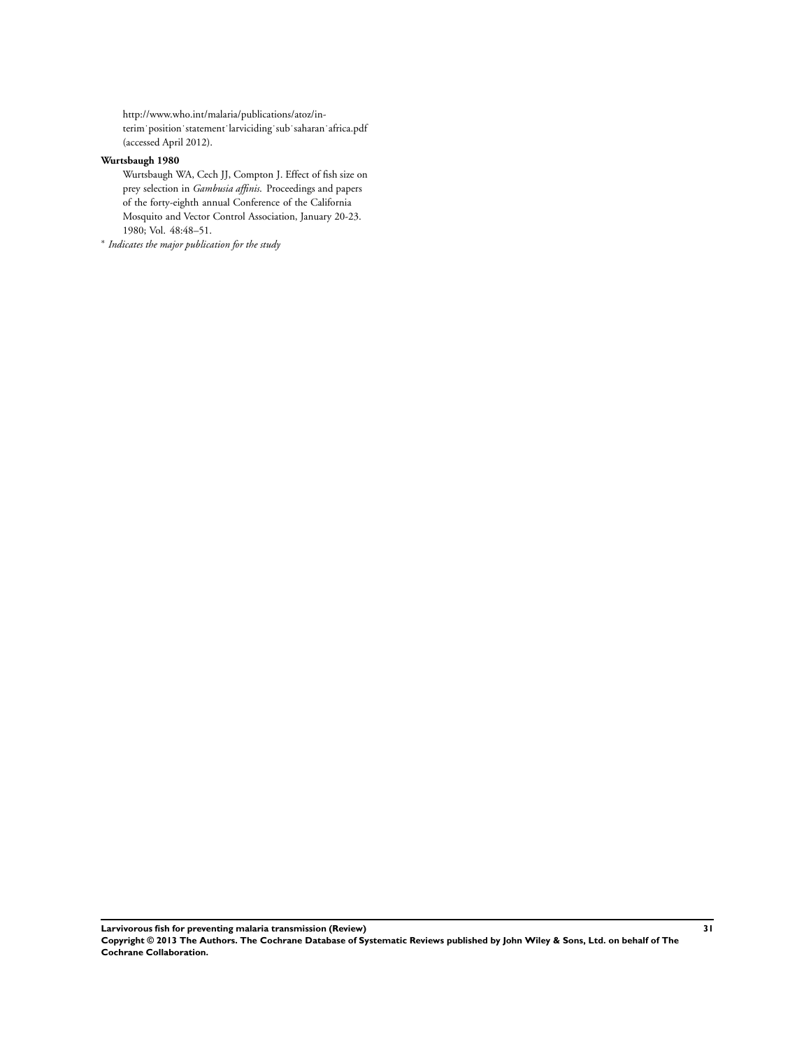http://www.who.int/malaria/publications/atoz/interim˙position˙statement˙larviciding˙sub˙saharan˙africa.pdf (accessed April 2012).

**Wurtsbaugh 1980**

Wurtsbaugh WA, Cech JJ, Compton J. Effect of fish size on prey selection in *Gambusia affinis*. Proceedings and papers of the forty-eighth annual Conference of the California Mosquito and Vector Control Association, January 20-23. 1980; Vol. 48:48–51.

* *Indicates the major publication for the study*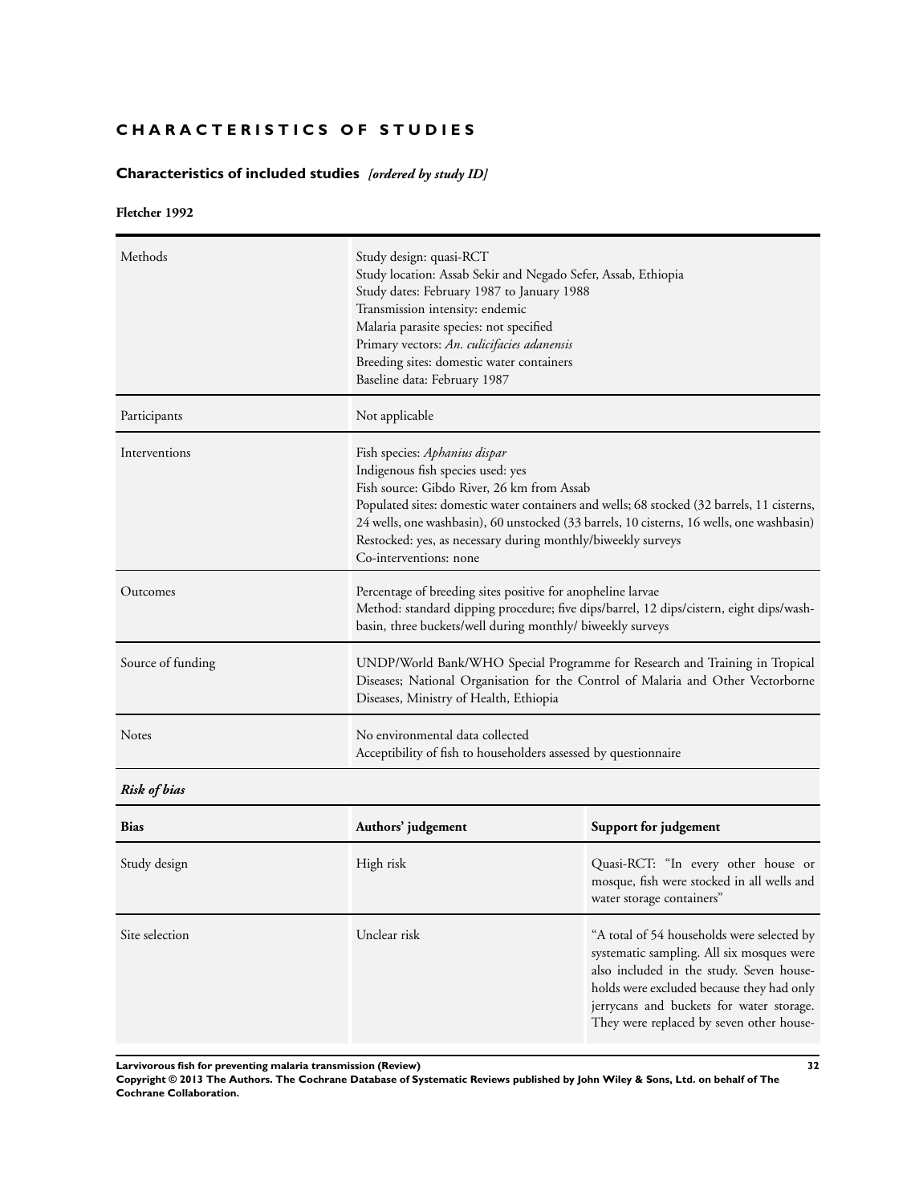# CHARACTERISTICS OF STUDIES

## Characteristics of included studies *[ordered by study ID]*

### Fletcher 1992

| | |
|---|---|
| Methods | Study design: quasi-RCT<br>Study location: Assab Sekir and Negado Sefer, Assab, Ethiopia<br>Study dates: February 1987 to January 1988<br>Transmission intensity: endemic<br>Malaria parasite species: not specified<br>Primary vectors: *An. culicifacies adanensis*<br>Breeding sites: domestic water containers<br>Baseline data: February 1987 |
| Participants | Not applicable |
| Interventions | Fish species: *Aphanius dispar*<br>Indigenous fish species used: yes<br>Fish source: Gibdo River, 26 km from Assab<br>Populated sites: domestic water containers and wells; 68 stocked (32 barrels, 11 cisterns, 24 wells, one washbasin), 60 unstocked (33 barrels, 10 cisterns, 16 wells, one washbasin)<br>Restocked: yes, as necessary during monthly/biweekly surveys<br>Co-interventions: none |
| Outcomes | Percentage of breeding sites positive for anopheline larvae<br>Method: standard dipping procedure; five dips/barrel, 12 dips/cistern, eight dips/washbasin, three buckets/well during monthly/ biweekly surveys |
| Source of funding | UNDP/World Bank/WHO Special Programme for Research and Training in Tropical Diseases; National Organisation for the Control of Malaria and Other Vectorborne Diseases, Ministry of Health, Ethiopia |
| Notes | No environmental data collected<br>Acceptibility of fish to householders assessed by questionnaire |

*Risk of bias*

| Bias | Authors' judgement | Support for judgement |
|---|---|---|
| Study design | High risk | Quasi-RCT: "In every other house or mosque, fish were stocked in all wells and water storage containers" |
| Site selection | Unclear risk | "A total of 54 households were selected by systematic sampling. All six mosques were also included in the study. Seven households were excluded because they had only jerrycans and buckets for water storage. They were replaced by seven other house- |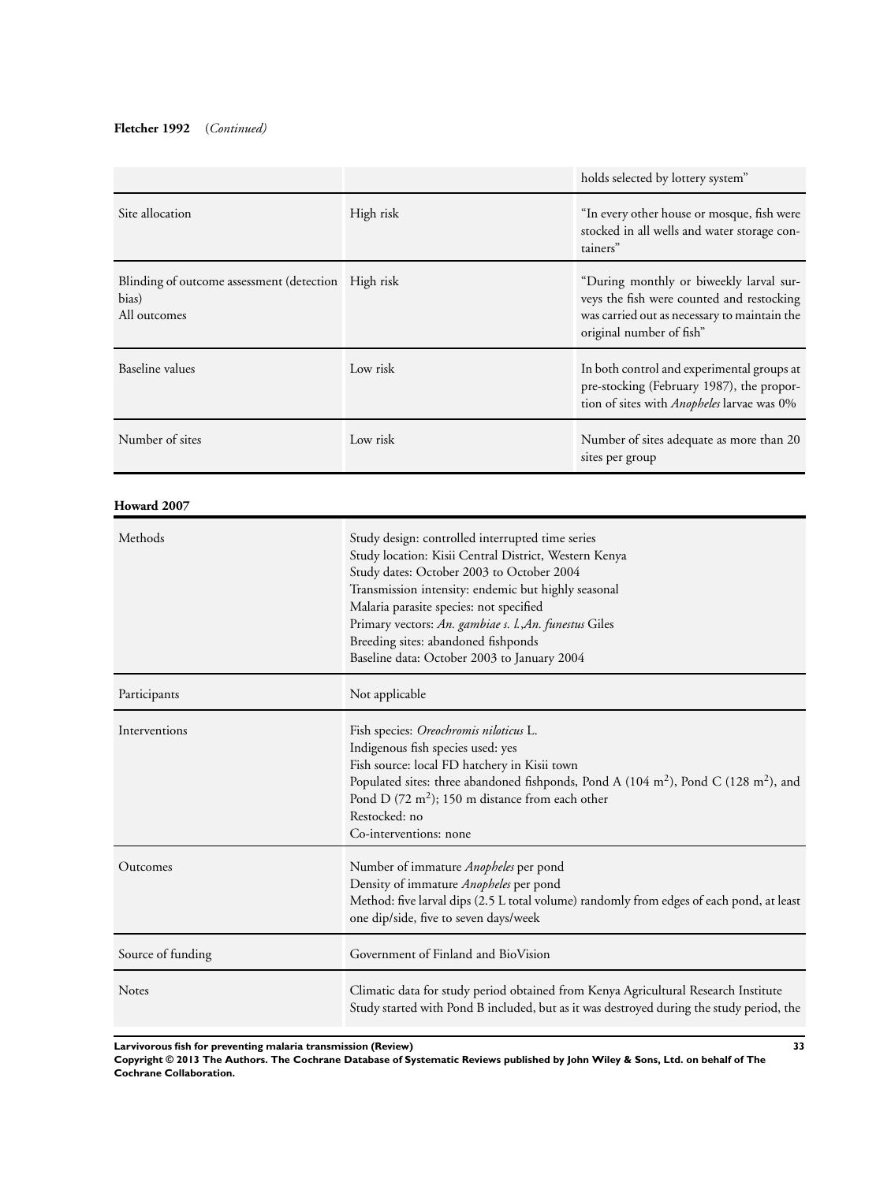**Fletcher 1992** (*Continued*)

| | | |
|---|---|---|
| | | holds selected by lottery system" |
| Site allocation | High risk | "In every other house or mosque, fish were stocked in all wells and water storage containers" |
| Blinding of outcome assessment (detection bias)<br>All outcomes | High risk | "During monthly or biweekly larval surveys the fish were counted and restocking was carried out as necessary to maintain the original number of fish" |
| Baseline values | Low risk | In both control and experimental groups at pre-stocking (February 1987), the proportion of sites with *Anopheles* larvae was 0% |
| Number of sites | Low risk | Number of sites adequate as more than 20 sites per group |

**Howard 2007**

| | |
|---|---|
| Methods | Study design: controlled interrupted time series<br>Study location: Kisii Central District, Western Kenya<br>Study dates: October 2003 to October 2004<br>Transmission intensity: endemic but highly seasonal<br>Malaria parasite species: not specified<br>Primary vectors: *An. gambiae s. l.*,*An. funestus* Giles<br>Breeding sites: abandoned fishponds<br>Baseline data: October 2003 to January 2004 |
| Participants | Not applicable |
| Interventions | Fish species: *Oreochromis niloticus* L.<br>Indigenous fish species used: yes<br>Fish source: local FD hatchery in Kisii town<br>Populated sites: three abandoned fishponds, Pond A (104 $m^2$), Pond C (128 $m^2$), and Pond D (72 $m^2$); 150 m distance from each other<br>Restocked: no<br>Co-interventions: none |
| Outcomes | Number of immature *Anopheles* per pond<br>Density of immature *Anopheles* per pond<br>Method: five larval dips (2.5 L total volume) randomly from edges of each pond, at least one dip/side, five to seven days/week |
| Source of funding | Government of Finland and BioVision |
| Notes | Climatic data for study period obtained from Kenya Agricultural Research Institute<br>Study started with Pond B included, but as it was destroyed during the study period, the |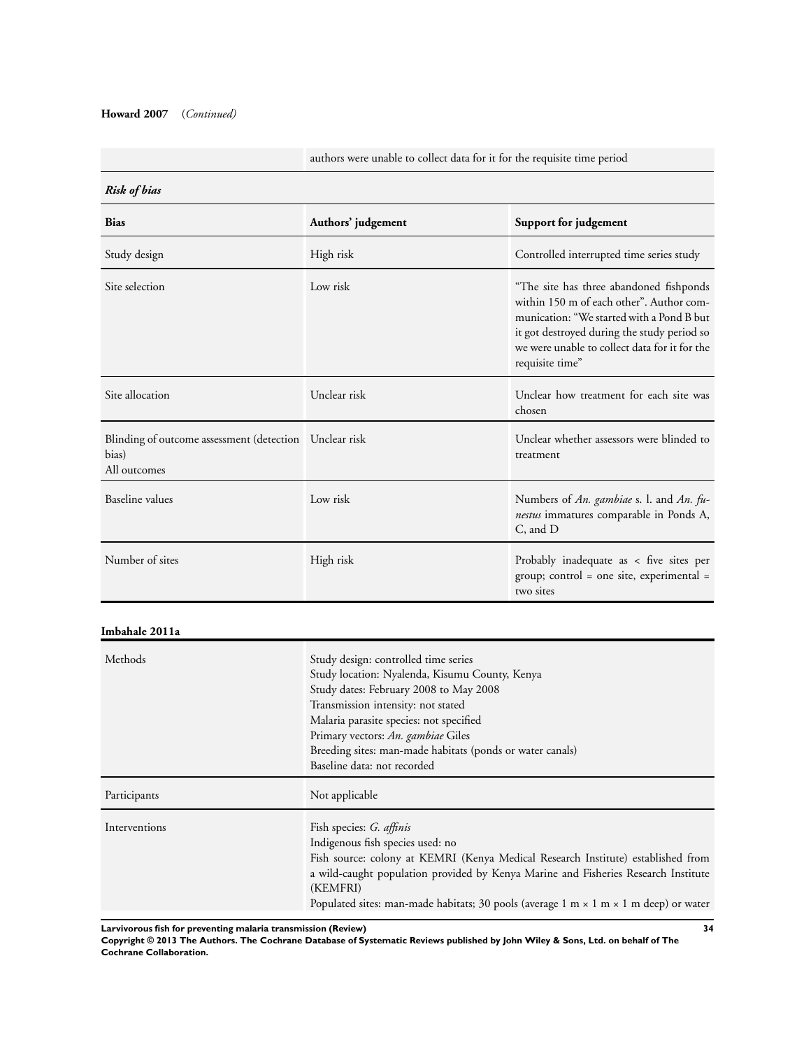**Howard 2007** (*Continued*)

| | |
|---|---|
| | authors were unable to collect data for it for the requisite time period |

***Risk of bias***

| Bias | Authors' judgement | Support for judgement |
|---|---|---|
| Study design | High risk | Controlled interrupted time series study |
| Site selection | Low risk | "The site has three abandoned fishponds within 150 m of each other". Author communication: "We started with a Pond B but it got destroyed during the study period so we were unable to collect data for it for the requisite time" |
| Site allocation | Unclear risk | Unclear how treatment for each site was chosen |
| Blinding of outcome assessment (detection bias)<br>All outcomes | Unclear risk | Unclear whether assessors were blinded to treatment |
| Baseline values | Low risk | Numbers of *An. gambiae* s. l. and *An. funestus* immatures comparable in Ponds A, C, and D |
| Number of sites | High risk | Probably inadequate as < five sites per group; control = one site, experimental = two sites |

**Imbahale 2011a**

| | |
|---|---|
| Methods | Study design: controlled time series<br>Study location: Nyalenda, Kisumu County, Kenya<br>Study dates: February 2008 to May 2008<br>Transmission intensity: not stated<br>Malaria parasite species: not specified<br>Primary vectors: *An. gambiae* Giles<br>Breeding sites: man-made habitats (ponds or water canals)<br>Baseline data: not recorded |
| Participants | Not applicable |
| Interventions | Fish species: *G. affinis*<br>Indigenous fish species used: no<br>Fish source: colony at KEMRI (Kenya Medical Research Institute) established from a wild-caught population provided by Kenya Marine and Fisheries Research Institute (KEMFRI)<br>Populated sites: man-made habitats; 30 pools (average 1 m × 1 m × 1 m deep) or water |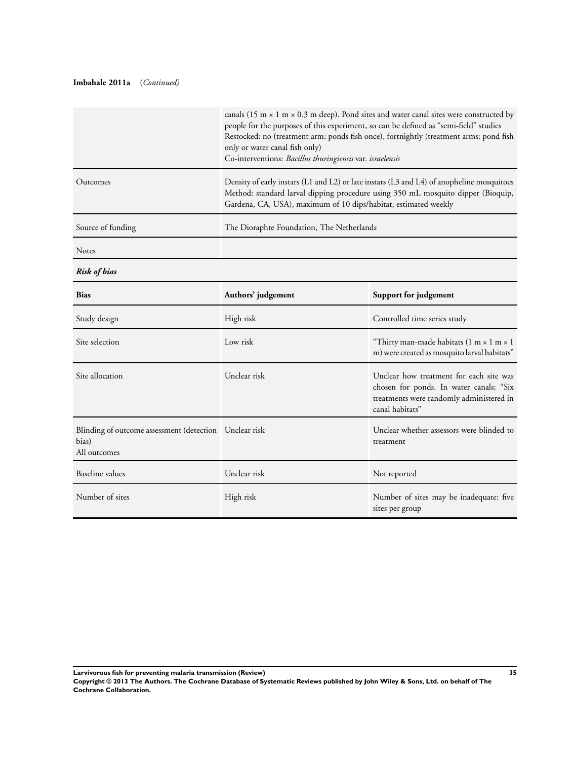**Imbahale 2011a** (*Continued*)

| | |
|---|---|
| | canals (15 m × 1 m × 0.3 m deep). Pond sites and water canal sites were constructed by people for the purposes of this experiment, so can be defined as "semi-field" studies<br>Restocked: no (treatment arm: ponds fish once), fortnightly (treatment arms: pond fish only or water canal fish only)<br>Co-interventions: *Bacillus thuringiensis* var. *israelensis* |
| Outcomes | Density of early instars (L1 and L2) or late instars (L3 and L4) of anopheline mosquitoes<br>Method: standard larval dipping procedure using 350 mL mosquito dipper (Bioquip, Gardena, CA, USA), maximum of 10 dips/habitat, estimated weekly |
| Source of funding | The Dioraphte Foundation, The Netherlands |
| Notes | |

***Risk of bias***

| Bias | Authors' judgement | Support for judgement |
|---|---|---|
| Study design | High risk | Controlled time series study |
| Site selection | Low risk | "Thirty man-made habitats (1 m × 1 m × 1 m) were created as mosquito larval habitats" |
| Site allocation | Unclear risk | Unclear how treatment for each site was chosen for ponds. In water canals: "Six treatments were randomly administered in canal habitats" |
| Blinding of outcome assessment (detection bias)<br>All outcomes | Unclear risk | Unclear whether assessors were blinded to treatment |
| Baseline values | Unclear risk | Not reported |
| Number of sites | High risk | Number of sites may be inadequate: five sites per group |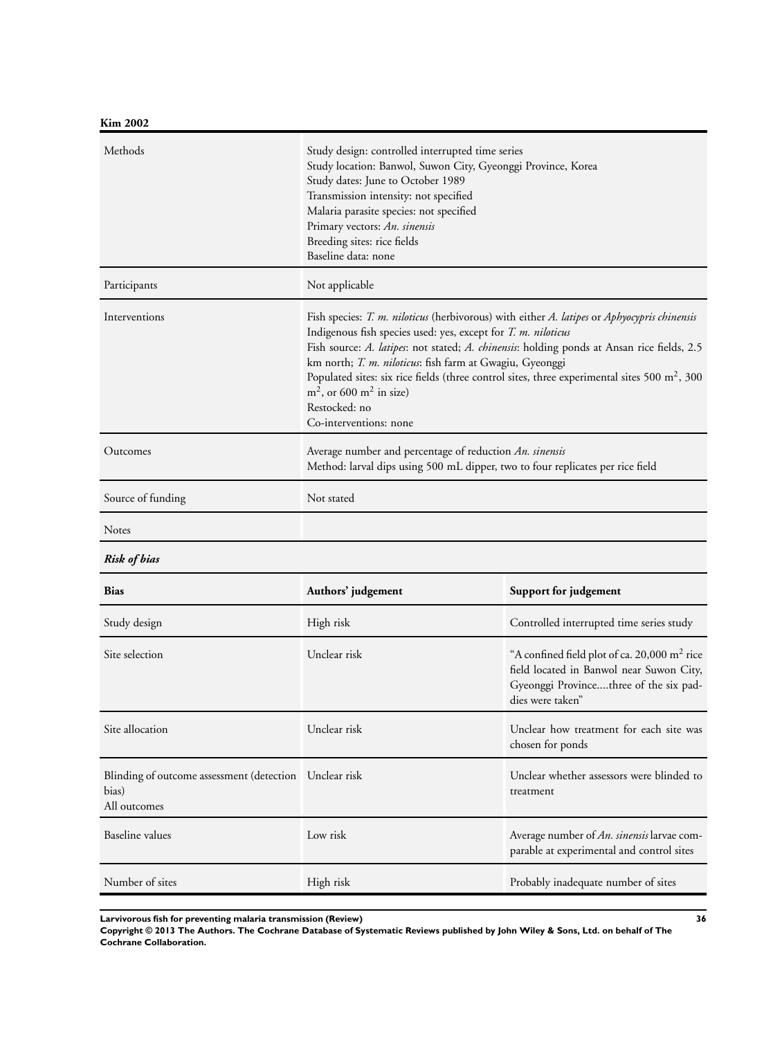**Kim 2002**

| | |
|---|---|
| Methods | Study design: controlled interrupted time series<br>Study location: Banwol, Suwon City, Gyeonggi Province, Korea<br>Study dates: June to October 1989<br>Transmission intensity: not specified<br>Malaria parasite species: not specified<br>Primary vectors: *An. sinensis*<br>Breeding sites: rice fields<br>Baseline data: none |
| Participants | Not applicable |
| Interventions | Fish species: *T. m. niloticus* (herbivorous) with either *A. latipes* or *Aphyocypris chinensis*<br>Indigenous fish species used: yes, except for *T. m. niloticus*<br>Fish source: *A. latipes*: not stated; *A. chinensis*: holding ponds at Ansan rice fields, 2.5 km north; *T. m. niloticus*: fish farm at Gwagiu, Gyeonggi<br>Populated sites: six rice fields (three control sites, three experimental sites 500 $m^2$, 300 $m^2$, or 600 $m^2$ in size)<br>Restocked: no<br>Co-interventions: none |
| Outcomes | Average number and percentage of reduction *An. sinensis*<br>Method: larval dips using 500 mL dipper, two to four replicates per rice field |
| Source of funding | Not stated |
| Notes | |

***Risk of bias***

| Bias | Authors' judgement | Support for judgement |
|---|---|---|
| Study design | High risk | Controlled interrupted time series study |
| Site selection | Unclear risk | "A confined field plot of ca. 20,000 $m^2$ rice field located in Banwol near Suwon City, Gyeonggi Province....three of the six paddies were taken" |
| Site allocation | Unclear risk | Unclear how treatment for each site was chosen for ponds |
| Blinding of outcome assessment (detection bias)<br>All outcomes | Unclear risk | Unclear whether assessors were blinded to treatment |
| Baseline values | Low risk | Average number of *An. sinensis* larvae comparable at experimental and control sites |
| Number of sites | High risk | Probably inadequate number of sites |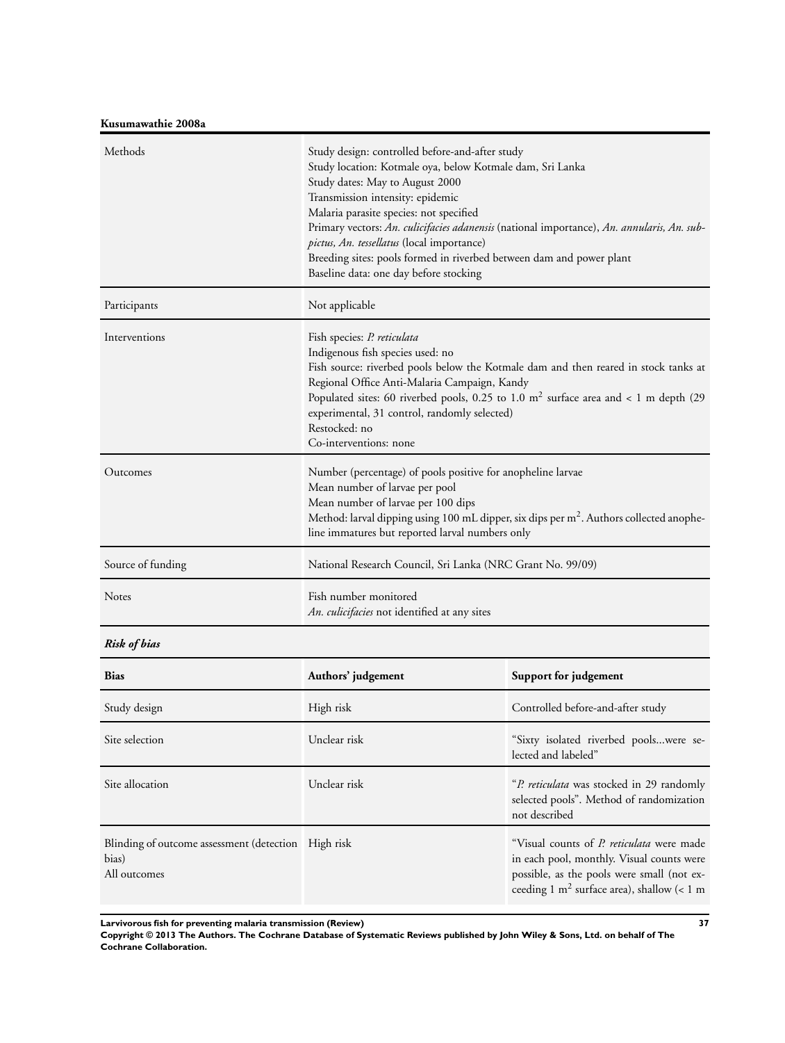**Kusumawathie 2008a**

| | |
|---|---|
| Methods | Study design: controlled before-and-after study<br>Study location: Kotmale oya, below Kotmale dam, Sri Lanka<br>Study dates: May to August 2000<br>Transmission intensity: epidemic<br>Malaria parasite species: not specified<br>Primary vectors: *An. culicifacies adanensis* (national importance), *An. annularis, An. subpictus, An. tessellatus* (local importance)<br>Breeding sites: pools formed in riverbed between dam and power plant<br>Baseline data: one day before stocking |
| Participants | Not applicable |
| Interventions | Fish species: *P. reticulata*<br>Indigenous fish species used: no<br>Fish source: riverbed pools below the Kotmale dam and then reared in stock tanks at Regional Office Anti-Malaria Campaign, Kandy<br>Populated sites: 60 riverbed pools, 0.25 to 1.0 $m^2$ surface area and < 1 m depth (29 experimental, 31 control, randomly selected)<br>Restocked: no<br>Co-interventions: none |
| Outcomes | Number (percentage) of pools positive for anopheline larvae<br>Mean number of larvae per pool<br>Mean number of larvae per 100 dips<br>Method: larval dipping using 100 mL dipper, six dips per $m^2$. Authors collected anopheline immatures but reported larval numbers only |
| Source of funding | National Research Council, Sri Lanka (NRC Grant No. 99/09) |
| Notes | Fish number monitored<br>*An. culicifacies* not identified at any sites |

***Risk of bias***

| Bias | Authors' judgement | Support for judgement |
|---|---|---|
| Study design | High risk | Controlled before-and-after study |
| Site selection | Unclear risk | "Sixty isolated riverbed pools...were selected and labeled" |
| Site allocation | Unclear risk | "*P. reticulata* was stocked in 29 randomly selected pools". Method of randomization not described |
| Blinding of outcome assessment (detection bias)<br>All outcomes | High risk | "Visual counts of *P. reticulata* were made in each pool, monthly. Visual counts were possible, as the pools were small (not exceeding 1 $m^2$ surface area), shallow (< 1 m |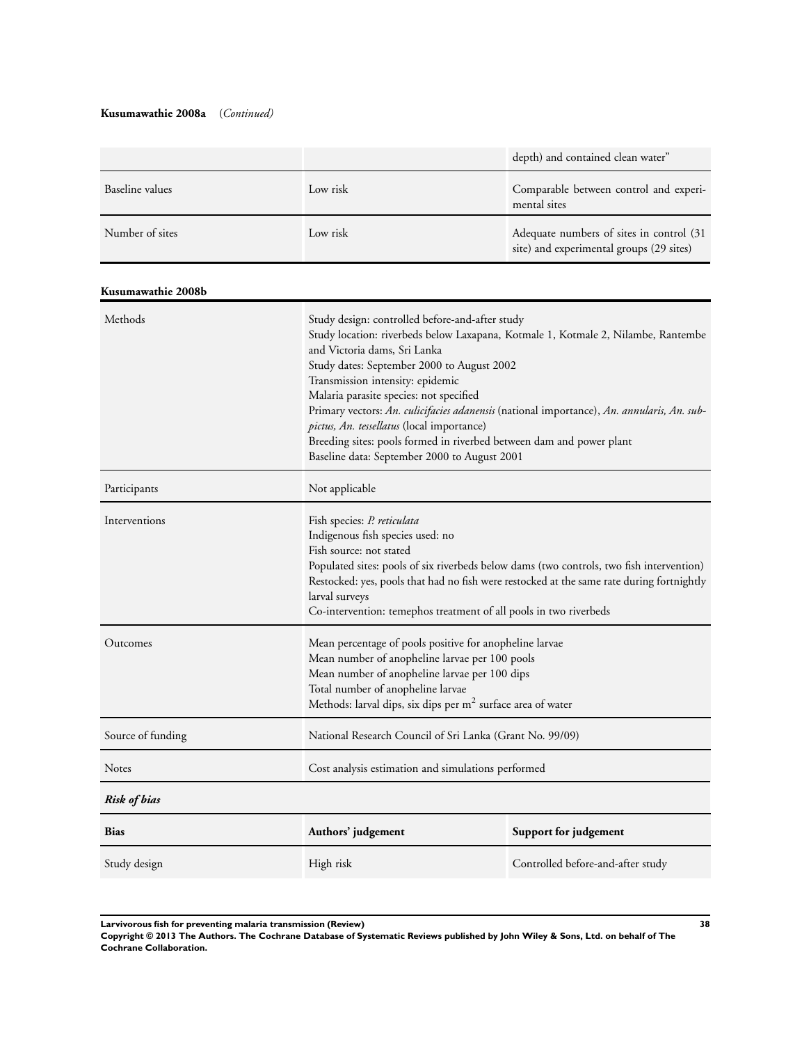**Kusumawathie 2008a** (*Continued*)

| | | |
|---|---|---|
| | | depth) and contained clean water” |
| Baseline values | Low risk | Comparable between control and experimental sites |
| Number of sites | Low risk | Adequate numbers of sites in control (31 site) and experimental groups (29 sites) |

**Kusumawathie 2008b**

| | |
|---|---|
| Methods | Study design: controlled before-and-after study<br>Study location: riverbeds below Laxapana, Kotmale 1, Kotmale 2, Nilambe, Rantembe and Victoria dams, Sri Lanka<br>Study dates: September 2000 to August 2002<br>Transmission intensity: epidemic<br>Malaria parasite species: not specified<br>Primary vectors: *An. culicifacies adanensis* (national importance), *An. annularis, An. subpictus, An. tessellatus* (local importance)<br>Breeding sites: pools formed in riverbed between dam and power plant<br>Baseline data: September 2000 to August 2001 |
| Participants | Not applicable |
| Interventions | Fish species: *P. reticulata*<br>Indigenous fish species used: no<br>Fish source: not stated<br>Populated sites: pools of six riverbeds below dams (two controls, two fish intervention)<br>Restocked: yes, pools that had no fish were restocked at the same rate during fortnightly larval surveys<br>Co-intervention: temephos treatment of all pools in two riverbeds |
| Outcomes | Mean percentage of pools positive for anopheline larvae<br>Mean number of anopheline larvae per 100 pools<br>Mean number of anopheline larvae per 100 dips<br>Total number of anopheline larvae<br>Methods: larval dips, six dips per $m^2$ surface area of water |
| Source of funding | National Research Council of Sri Lanka (Grant No. 99/09) |
| Notes | Cost analysis estimation and simulations performed |

***Risk of bias***

| Bias | Authors’ judgement | Support for judgement |
|---|---|---|
| Study design | High risk | Controlled before-and-after study |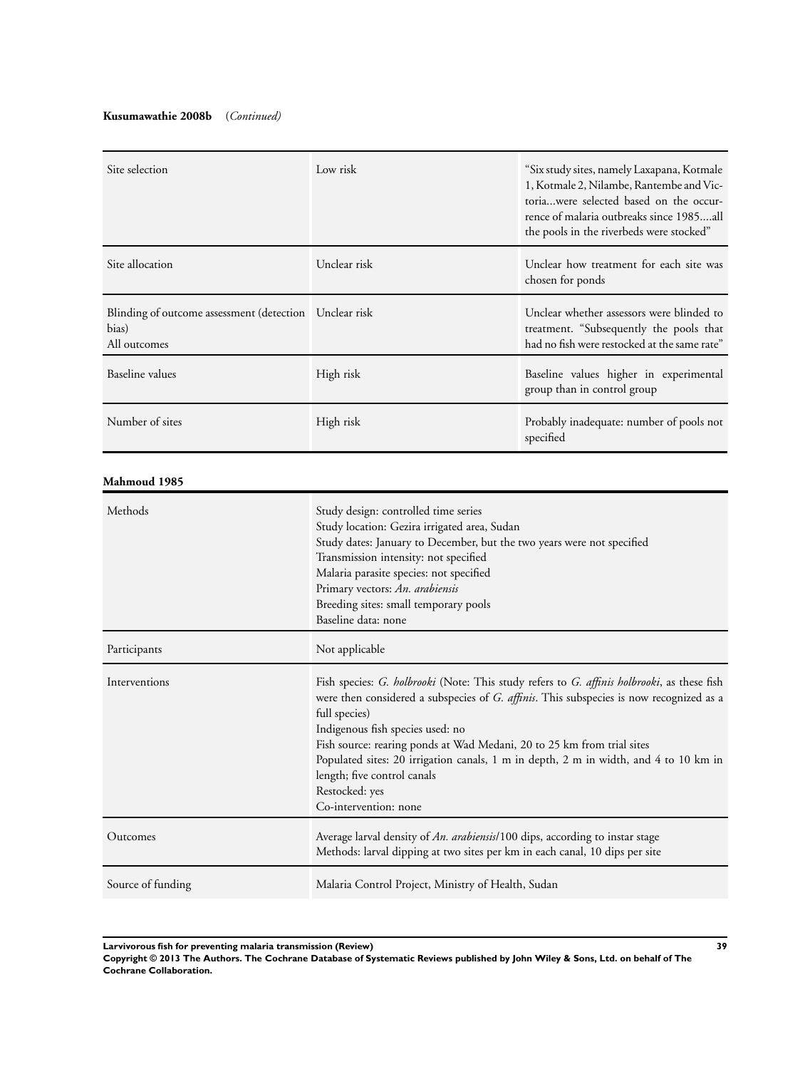**Kusumawathie 2008b** (*Continued*)

| | | |
|---|---|---|
| Site selection | Low risk | "Six study sites, namely Laxapana, Kotmale 1, Kotmale 2, Nilambe, Rantembe and Victoria...were selected based on the occurrence of malaria outbreaks since 1985....all the pools in the riverbeds were stocked" |
| Site allocation | Unclear risk | Unclear how treatment for each site was chosen for ponds |
| Blinding of outcome assessment (detection bias)<br>All outcomes | Unclear risk | Unclear whether assessors were blinded to treatment. "Subsequently the pools that had no fish were restocked at the same rate" |
| Baseline values | High risk | Baseline values higher in experimental group than in control group |
| Number of sites | High risk | Probably inadequate: number of pools not specified |

**Mahmoud 1985**

| | |
|---|---|
| Methods | Study design: controlled time series<br>Study location: Gezira irrigated area, Sudan<br>Study dates: January to December, but the two years were not specified<br>Transmission intensity: not specified<br>Malaria parasite species: not specified<br>Primary vectors: *An. arabiensis*<br>Breeding sites: small temporary pools<br>Baseline data: none |
| Participants | Not applicable |
| Interventions | Fish species: *G. holbrooki* (Note: This study refers to *G. affinis holbrooki*, as these fish were then considered a subspecies of *G. affinis*. This subspecies is now recognized as a full species)<br>Indigenous fish species used: no<br>Fish source: rearing ponds at Wad Medani, 20 to 25 km from trial sites<br>Populated sites: 20 irrigation canals, 1 m in depth, 2 m in width, and 4 to 10 km in length; five control canals<br>Restocked: yes<br>Co-intervention: none |
| Outcomes | Average larval density of *An. arabiensis*/100 dips, according to instar stage<br>Methods: larval dipping at two sites per km in each canal, 10 dips per site |
| Source of funding | Malaria Control Project, Ministry of Health, Sudan |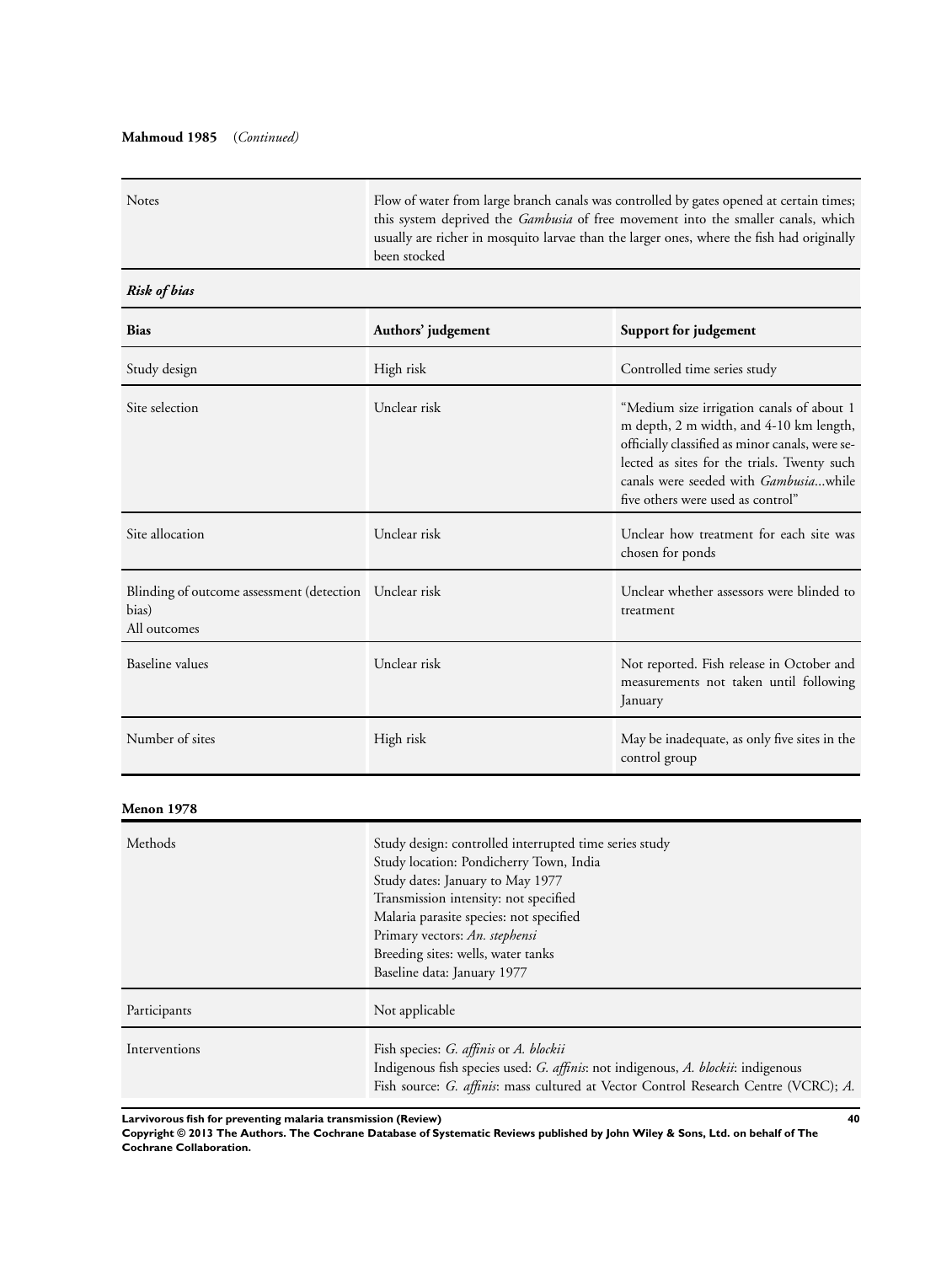**Mahmoud 1985** (*Continued*)

| | |
|---|---|
| Notes | Flow of water from large branch canals was controlled by gates opened at certain times; this system deprived the *Gambusia* of free movement into the smaller canals, which usually are richer in mosquito larvae than the larger ones, where the fish had originally been stocked |

***Risk of bias***

| Bias | Authors' judgement | Support for judgement |
|---|---|---|
| Study design | High risk | Controlled time series study |
| Site selection | Unclear risk | "Medium size irrigation canals of about 1 m depth, 2 m width, and 4-10 km length, officially classified as minor canals, were selected as sites for the trials. Twenty such canals were seeded with *Gambusia*...while five others were used as control" |
| Site allocation | Unclear risk | Unclear how treatment for each site was chosen for ponds |
| Blinding of outcome assessment (detection bias)<br>All outcomes | Unclear risk | Unclear whether assessors were blinded to treatment |
| Baseline values | Unclear risk | Not reported. Fish release in October and measurements not taken until following January |
| Number of sites | High risk | May be inadequate, as only five sites in the control group |

**Menon 1978**

| | |
|---|---|
| Methods | Study design: controlled interrupted time series study<br>Study location: Pondicherry Town, India<br>Study dates: January to May 1977<br>Transmission intensity: not specified<br>Malaria parasite species: not specified<br>Primary vectors: *An. stephensi*<br>Breeding sites: wells, water tanks<br>Baseline data: January 1977 |
| Participants | Not applicable |
| Interventions | Fish species: *G. affinis* or *A. blockii*<br>Indigenous fish species used: *G. affinis*: not indigenous, *A. blockii*: indigenous<br>Fish source: *G. affinis*: mass cultured at Vector Control Research Centre (VCRC); *A.* |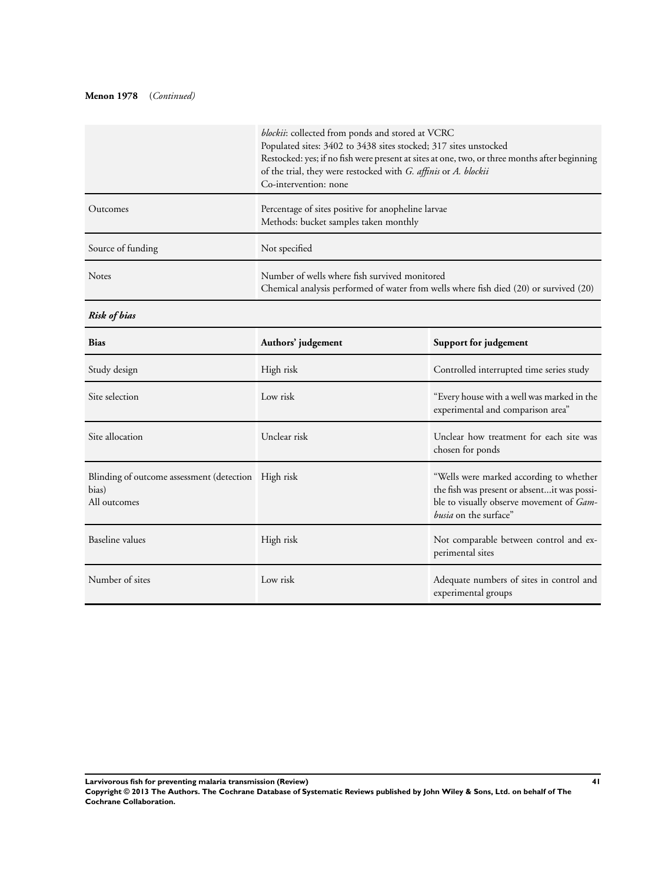**Menon 1978** (*Continued*)

| | |
|---|---|
| | *blockii*: collected from ponds and stored at VCRC<br>Populated sites: 3402 to 3438 sites stocked; 317 sites unstocked<br>Restocked: yes; if no fish were present at sites at one, two, or three months after beginning of the trial, they were restocked with *G. affinis* or *A. blockii*<br>Co-intervention: none |
| Outcomes | Percentage of sites positive for anopheline larvae<br>Methods: bucket samples taken monthly |
| Source of funding | Not specified |
| Notes | Number of wells where fish survived monitored<br>Chemical analysis performed of water from wells where fish died (20) or survived (20) |

***Risk of bias***

| Bias | Authors' judgement | Support for judgement |
|---|---|---|
| Study design | High risk | Controlled interrupted time series study |
| Site selection | Low risk | "Every house with a well was marked in the experimental and comparison area" |
| Site allocation | Unclear risk | Unclear how treatment for each site was chosen for ponds |
| Blinding of outcome assessment (detection bias)<br>All outcomes | High risk | "Wells were marked according to whether the fish was present or absent...it was possible to visually observe movement of *Gambusia* on the surface" |
| Baseline values | High risk | Not comparable between control and experimental sites |
| Number of sites | Low risk | Adequate numbers of sites in control and experimental groups |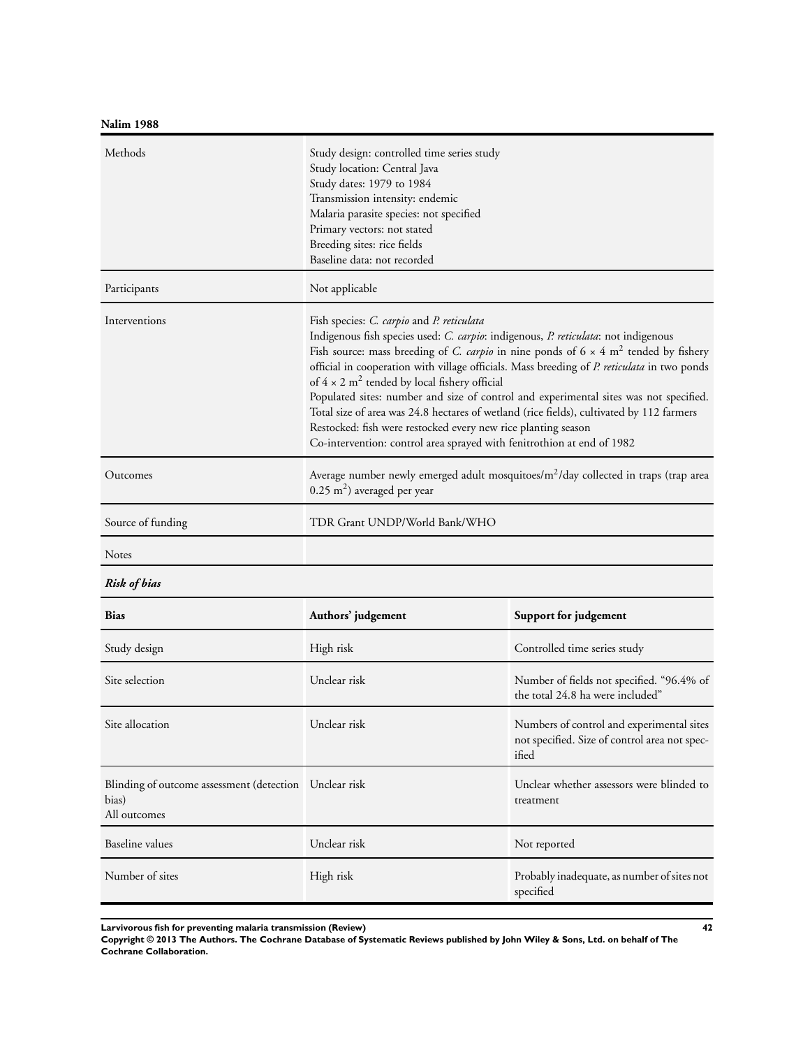**Nalim 1988**

| Methods | Study design: controlled time series study<br>Study location: Central Java<br>Study dates: 1979 to 1984<br>Transmission intensity: endemic<br>Malaria parasite species: not specified<br>Primary vectors: not stated<br>Breeding sites: rice fields<br>Baseline data: not recorded |
|---|---|
| Participants | Not applicable |
| Interventions | Fish species: *C. carpio* and *P. reticulata*<br>Indigenous fish species used: *C. carpio*: indigenous, *P. reticulata*: not indigenous<br>Fish source: mass breeding of *C. carpio* in nine ponds of $6 \times 4$ $m^2$ tended by fishery official in cooperation with village officials. Mass breeding of *P. reticulata* in two ponds of $4 \times 2$ $m^2$ tended by local fishery official<br>Populated sites: number and size of control and experimental sites was not specified. Total size of area was 24.8 hectares of wetland (rice fields), cultivated by 112 farmers<br>Restocked: fish were restocked every new rice planting season<br>Co-intervention: control area sprayed with fenitrothion at end of 1982 |
| Outcomes | Average number newly emerged adult mosquitoes/$m^2$/day collected in traps (trap area 0.25 $m^2$) averaged per year |
| Source of funding | TDR Grant UNDP/World Bank/WHO |
| Notes | |

***Risk of bias***

| Bias | Authors' judgement | Support for judgement |
|---|---|---|
| Study design | High risk | Controlled time series study |
| Site selection | Unclear risk | Number of fields not specified. "96.4% of the total 24.8 ha were included" |
| Site allocation | Unclear risk | Numbers of control and experimental sites not specified. Size of control area not specified |
| Blinding of outcome assessment (detection bias)<br>All outcomes | Unclear risk | Unclear whether assessors were blinded to treatment |
| Baseline values | Unclear risk | Not reported |
| Number of sites | High risk | Probably inadequate, as number of sites not specified |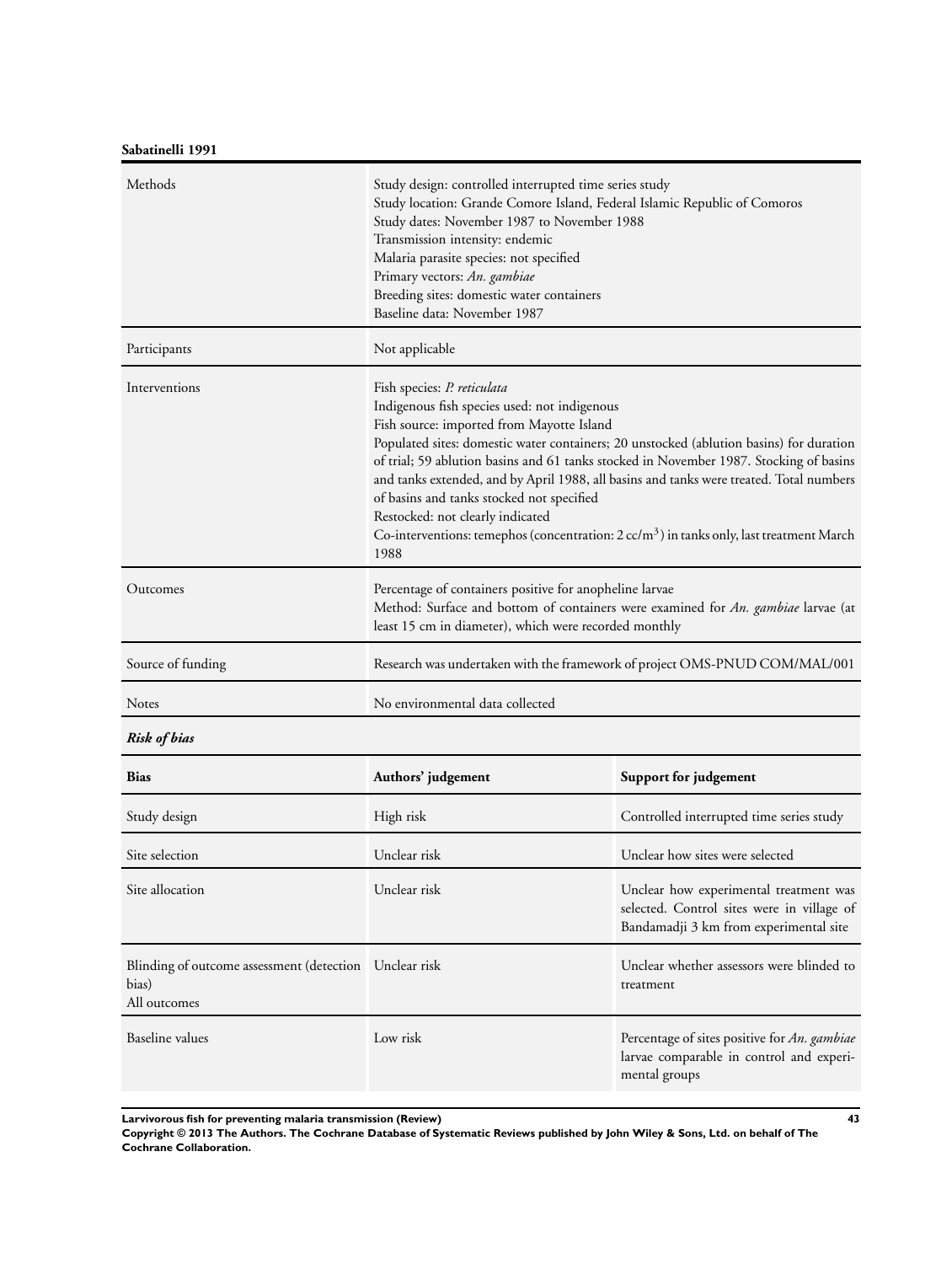**Sabatinelli 1991**

| | |
|---|---|
| Methods | Study design: controlled interrupted time series study<br>Study location: Grande Comore Island, Federal Islamic Republic of Comoros<br>Study dates: November 1987 to November 1988<br>Transmission intensity: endemic<br>Malaria parasite species: not specified<br>Primary vectors: *An. gambiae*<br>Breeding sites: domestic water containers<br>Baseline data: November 1987 |
| Participants | Not applicable |
| Interventions | Fish species: *P. reticulata*<br>Indigenous fish species used: not indigenous<br>Fish source: imported from Mayotte Island<br>Populated sites: domestic water containers; 20 unstocked (ablution basins) for duration of trial; 59 ablution basins and 61 tanks stocked in November 1987. Stocking of basins and tanks extended, and by April 1988, all basins and tanks were treated. Total numbers of basins and tanks stocked not specified<br>Restocked: not clearly indicated<br>Co-interventions: temephos (concentration: 2 cc/m$^3$) in tanks only, last treatment March 1988 |
| Outcomes | Percentage of containers positive for anopheline larvae<br>Method: Surface and bottom of containers were examined for *An. gambiae* larvae (at least 15 cm in diameter), which were recorded monthly |
| Source of funding | Research was undertaken with the framework of project OMS-PNUD COM/MAL/001 |
| Notes | No environmental data collected |

***Risk of bias***

| Bias | Authors' judgement | Support for judgement |
|---|---|---|
| Study design | High risk | Controlled interrupted time series study |
| Site selection | Unclear risk | Unclear how sites were selected |
| Site allocation | Unclear risk | Unclear how experimental treatment was selected. Control sites were in village of Bandamadji 3 km from experimental site |
| Blinding of outcome assessment (detection bias)<br>All outcomes | Unclear risk | Unclear whether assessors were blinded to treatment |
| Baseline values | Low risk | Percentage of sites positive for *An. gambiae* larvae comparable in control and experimental groups |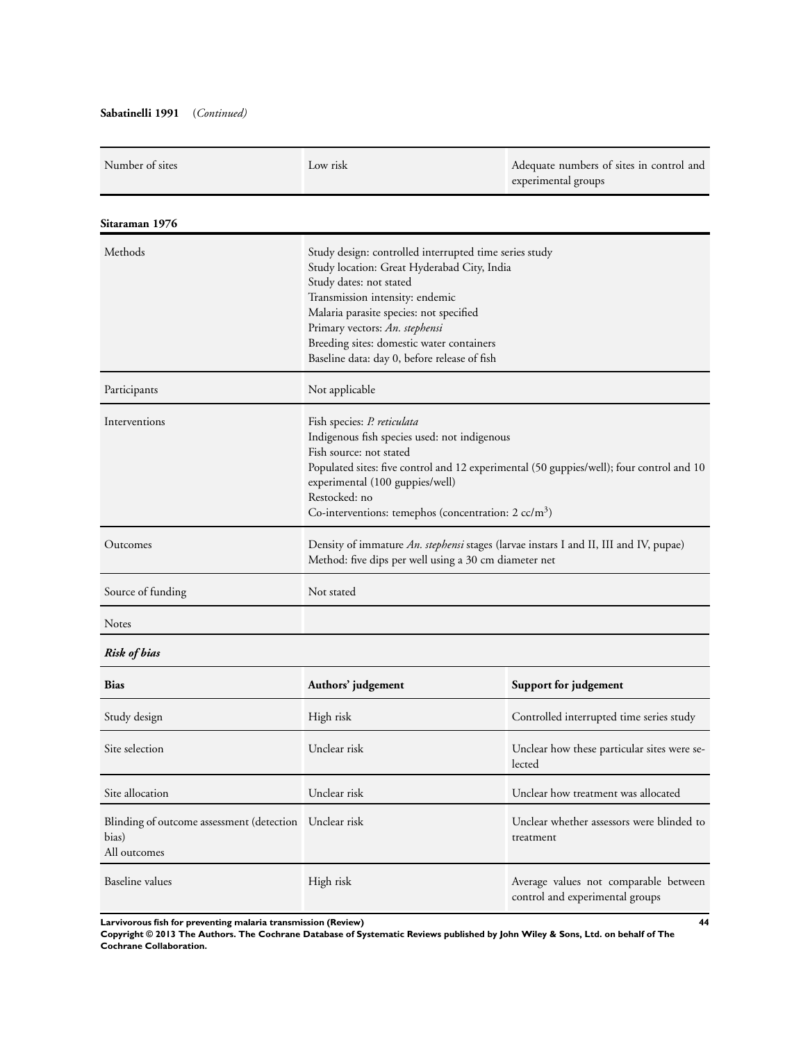**Sabatinelli 1991** *(Continued)*

| | | |
|---|---|---|
| Number of sites | Low risk | Adequate numbers of sites in control and experimental groups |

**Sitaraman 1976**

| | |
|---|---|
| Methods | Study design: controlled interrupted time series study<br>Study location: Great Hyderabad City, India<br>Study dates: not stated<br>Transmission intensity: endemic<br>Malaria parasite species: not specified<br>Primary vectors: *An. stephensi*<br>Breeding sites: domestic water containers<br>Baseline data: day 0, before release of fish |
| Participants | Not applicable |
| Interventions | Fish species: *P. reticulata*<br>Indigenous fish species used: not indigenous<br>Fish source: not stated<br>Populated sites: five control and 12 experimental (50 guppies/well); four control and 10 experimental (100 guppies/well)<br>Restocked: no<br>Co-interventions: temephos (concentration: 2 cc/m$^3$) |
| Outcomes | Density of immature *An. stephensi* stages (larvae instars I and II, III and IV, pupae)<br>Method: five dips per well using a 30 cm diameter net |
| Source of funding | Not stated |
| Notes | |

***Risk of bias***

| Bias | Authors' judgement | Support for judgement |
|---|---|---|
| Study design | High risk | Controlled interrupted time series study |
| Site selection | Unclear risk | Unclear how these particular sites were selected |
| Site allocation | Unclear risk | Unclear how treatment was allocated |
| Blinding of outcome assessment (detection bias)<br>All outcomes | Unclear risk | Unclear whether assessors were blinded to treatment |
| Baseline values | High risk | Average values not comparable between control and experimental groups |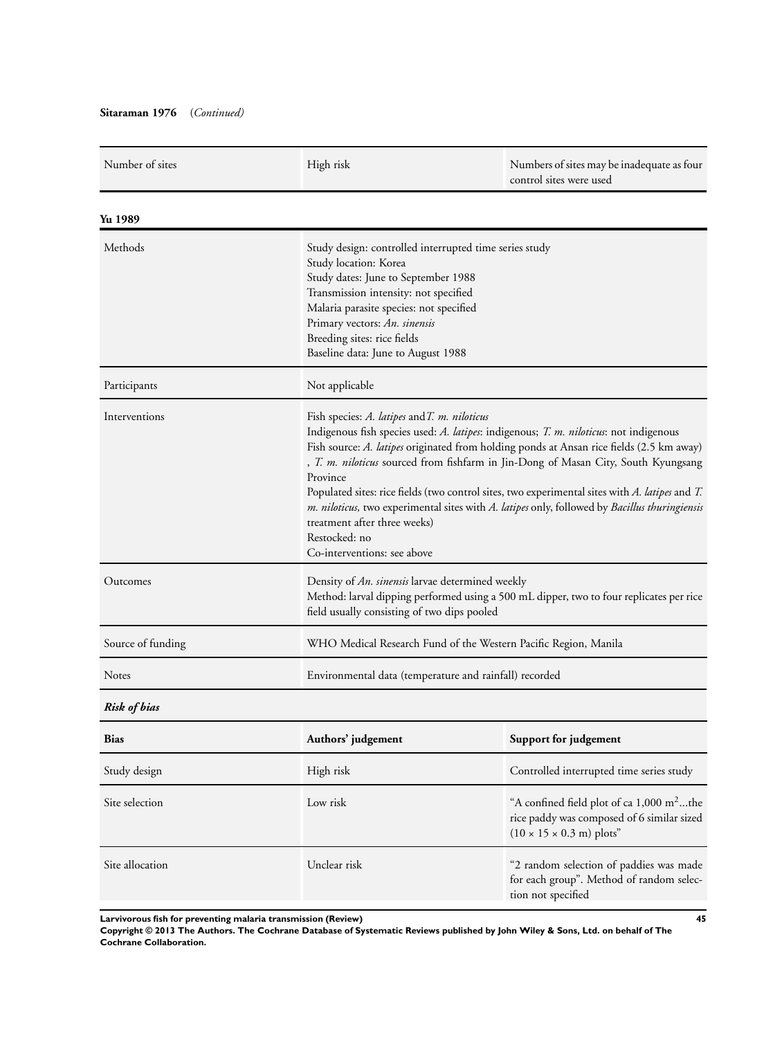**Sitaraman 1976** (*Continued*)

| | | |
|---|---|---|
| Number of sites | High risk | Numbers of sites may be inadequate as four control sites were used |

**Yu 1989**

| | |
|---|---|
| Methods | Study design: controlled interrupted time series study<br>Study location: Korea<br>Study dates: June to September 1988<br>Transmission intensity: not specified<br>Malaria parasite species: not specified<br>Primary vectors: *An. sinensis*<br>Breeding sites: rice fields<br>Baseline data: June to August 1988 |
| Participants | Not applicable |
| Interventions | Fish species: *A. latipes* and *T. m. niloticus*<br>Indigenous fish species used: *A. latipes*: indigenous; *T. m. niloticus*: not indigenous<br>Fish source: *A. latipes* originated from holding ponds at Ansan rice fields (2.5 km away), *T. m. niloticus* sourced from fishfarm in Jin-Dong of Masan City, South Kyungsang Province<br>Populated sites: rice fields (two control sites, two experimental sites with *A. latipes* and *T. m. niloticus,* two experimental sites with *A. latipes* only, followed by *Bacillus thuringiensis* treatment after three weeks)<br>Restocked: no<br>Co-interventions: see above |
| Outcomes | Density of *An. sinensis* larvae determined weekly<br>Method: larval dipping performed using a 500 mL dipper, two to four replicates per rice field usually consisting of two dips pooled |
| Source of funding | WHO Medical Research Fund of the Western Pacific Region, Manila |
| Notes | Environmental data (temperature and rainfall) recorded |

***Risk of bias***

| Bias | Authors' judgement | Support for judgement |
|---|---|---|
| Study design | High risk | Controlled interrupted time series study |
| Site selection | Low risk | "A confined field plot of ca 1,000 $m^2$...the rice paddy was composed of 6 similar sized ($10 \times 15 \times 0.3$ m) plots" |
| Site allocation | Unclear risk | "2 random selection of paddies was made for each group". Method of random selection not specified |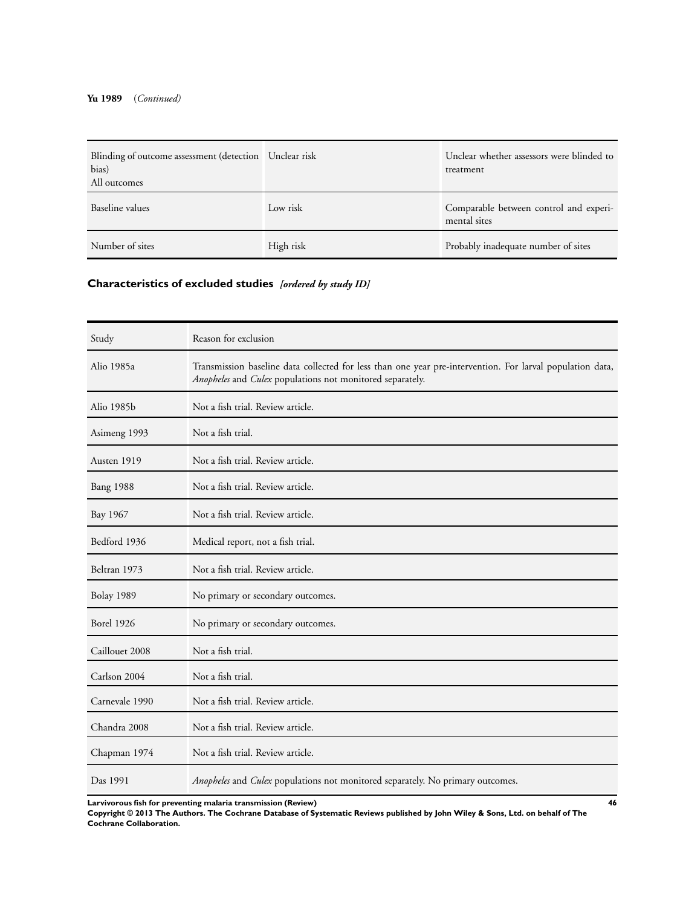**Yu 1989** (*Continued*)

| | | |
|---|---|---|
| Blinding of outcome assessment (detection bias)<br>All outcomes | Unclear risk | Unclear whether assessors were blinded to treatment |
| Baseline values | Low risk | Comparable between control and experimental sites |
| Number of sites | High risk | Probably inadequate number of sites |

## Characteristics of excluded studies *[ordered by study ID]*

| Study | Reason for exclusion |
|---|---|
| Alio 1985a | Transmission baseline data collected for less than one year pre-intervention. For larval population data, *Anopheles* and *Culex* populations not monitored separately. |
| Alio 1985b | Not a fish trial. Review article. |
| Asimeng 1993 | Not a fish trial. |
| Austen 1919 | Not a fish trial. Review article. |
| Bang 1988 | Not a fish trial. Review article. |
| Bay 1967 | Not a fish trial. Review article. |
| Bedford 1936 | Medical report, not a fish trial. |
| Beltran 1973 | Not a fish trial. Review article. |
| Bolay 1989 | No primary or secondary outcomes. |
| Borel 1926 | No primary or secondary outcomes. |
| Caillouet 2008 | Not a fish trial. |
| Carlson 2004 | Not a fish trial. |
| Carnevale 1990 | Not a fish trial. Review article. |
| Chandra 2008 | Not a fish trial. Review article. |
| Chapman 1974 | Not a fish trial. Review article. |
| Das 1991 | *Anopheles* and *Culex* populations not monitored separately. No primary outcomes. |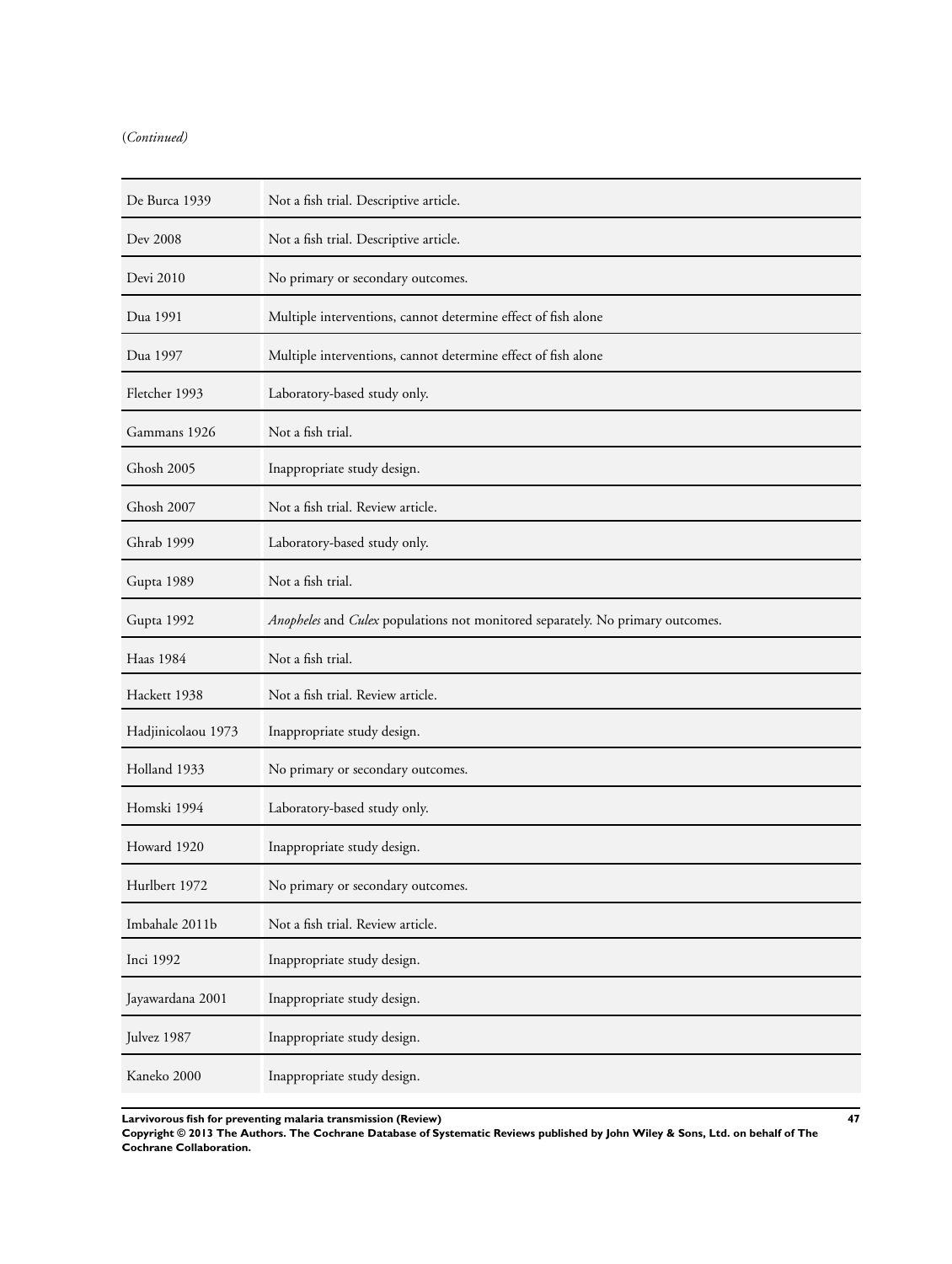(*Continued*)

| | |
|---|---|
| De Burca 1939 | Not a fish trial. Descriptive article. |
| Dev 2008 | Not a fish trial. Descriptive article. |
| Devi 2010 | No primary or secondary outcomes. |
| Dua 1991 | Multiple interventions, cannot determine effect of fish alone |
| Dua 1997 | Multiple interventions, cannot determine effect of fish alone |
| Fletcher 1993 | Laboratory-based study only. |
| Gammans 1926 | Not a fish trial. |
| Ghosh 2005 | Inappropriate study design. |
| Ghosh 2007 | Not a fish trial. Review article. |
| Ghrab 1999 | Laboratory-based study only. |
| Gupta 1989 | Not a fish trial. |
| Gupta 1992 | *Anopheles* and *Culex* populations not monitored separately. No primary outcomes. |
| Haas 1984 | Not a fish trial. |
| Hackett 1938 | Not a fish trial. Review article. |
| Hadjinicolaou 1973 | Inappropriate study design. |
| Holland 1933 | No primary or secondary outcomes. |
| Homski 1994 | Laboratory-based study only. |
| Howard 1920 | Inappropriate study design. |
| Hurlbert 1972 | No primary or secondary outcomes. |
| Imbahale 2011b | Not a fish trial. Review article. |
| Inci 1992 | Inappropriate study design. |
| Jayawardana 2001 | Inappropriate study design. |
| Julvez 1987 | Inappropriate study design. |
| Kaneko 2000 | Inappropriate study design. |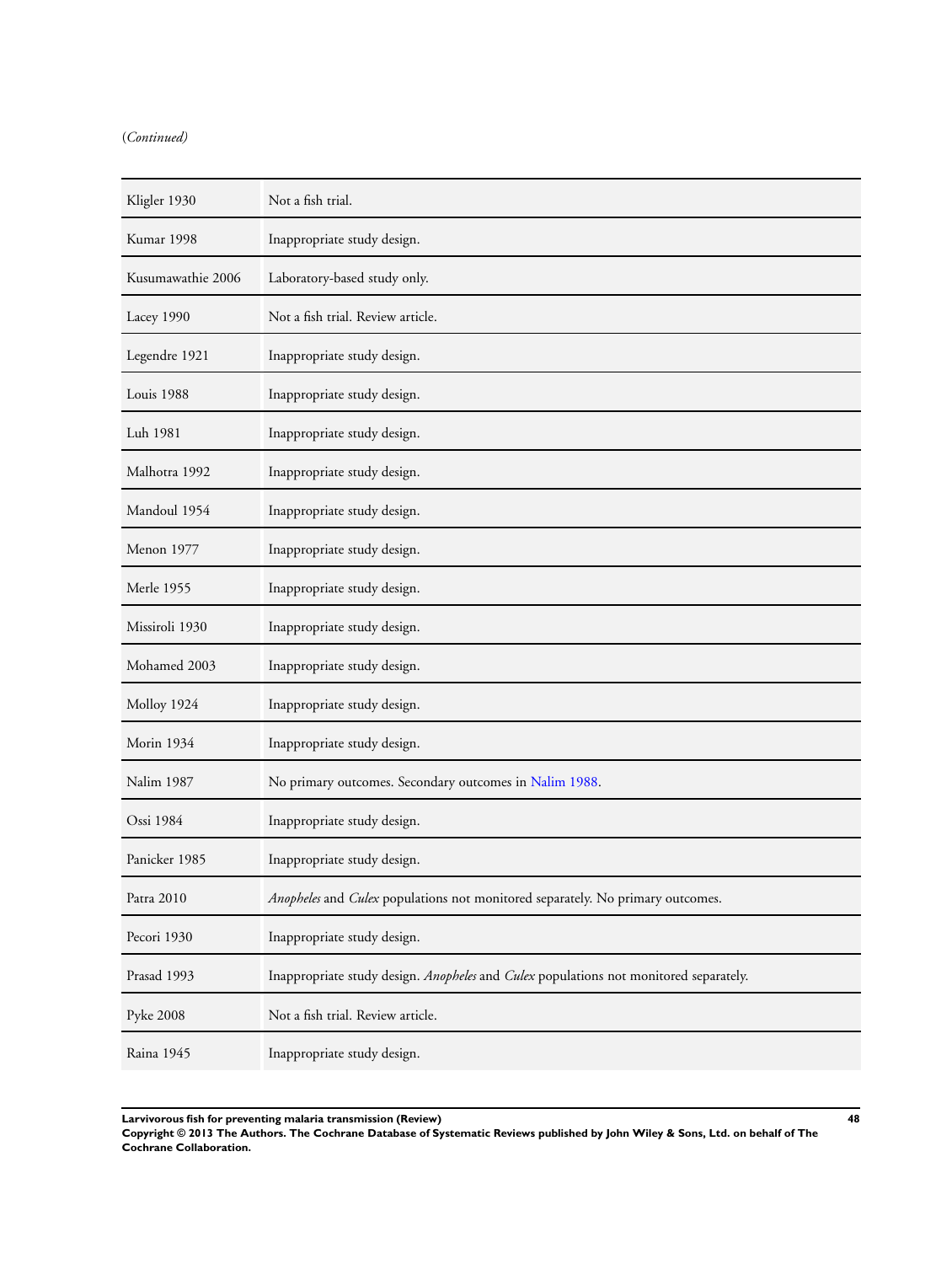(*Continued*)

| | |
|---|---|
| Kligler 1930 | Not a fish trial. |
| Kumar 1998 | Inappropriate study design. |
| Kusumawathie 2006 | Laboratory-based study only. |
| Lacey 1990 | Not a fish trial. Review article. |
| Legendre 1921 | Inappropriate study design. |
| Louis 1988 | Inappropriate study design. |
| Luh 1981 | Inappropriate study design. |
| Malhotra 1992 | Inappropriate study design. |
| Mandoul 1954 | Inappropriate study design. |
| Menon 1977 | Inappropriate study design. |
| Merle 1955 | Inappropriate study design. |
| Missiroli 1930 | Inappropriate study design. |
| Mohamed 2003 | Inappropriate study design. |
| Molloy 1924 | Inappropriate study design. |
| Morin 1934 | Inappropriate study design. |
| Nalim 1987 | No primary outcomes. Secondary outcomes in Nalim 1988. |
| Ossi 1984 | Inappropriate study design. |
| Panicker 1985 | Inappropriate study design. |
| Patra 2010 | *Anopheles* and *Culex* populations not monitored separately. No primary outcomes. |
| Pecori 1930 | Inappropriate study design. |
| Prasad 1993 | Inappropriate study design. *Anopheles* and *Culex* populations not monitored separately. |
| Pyke 2008 | Not a fish trial. Review article. |
| Raina 1945 | Inappropriate study design. |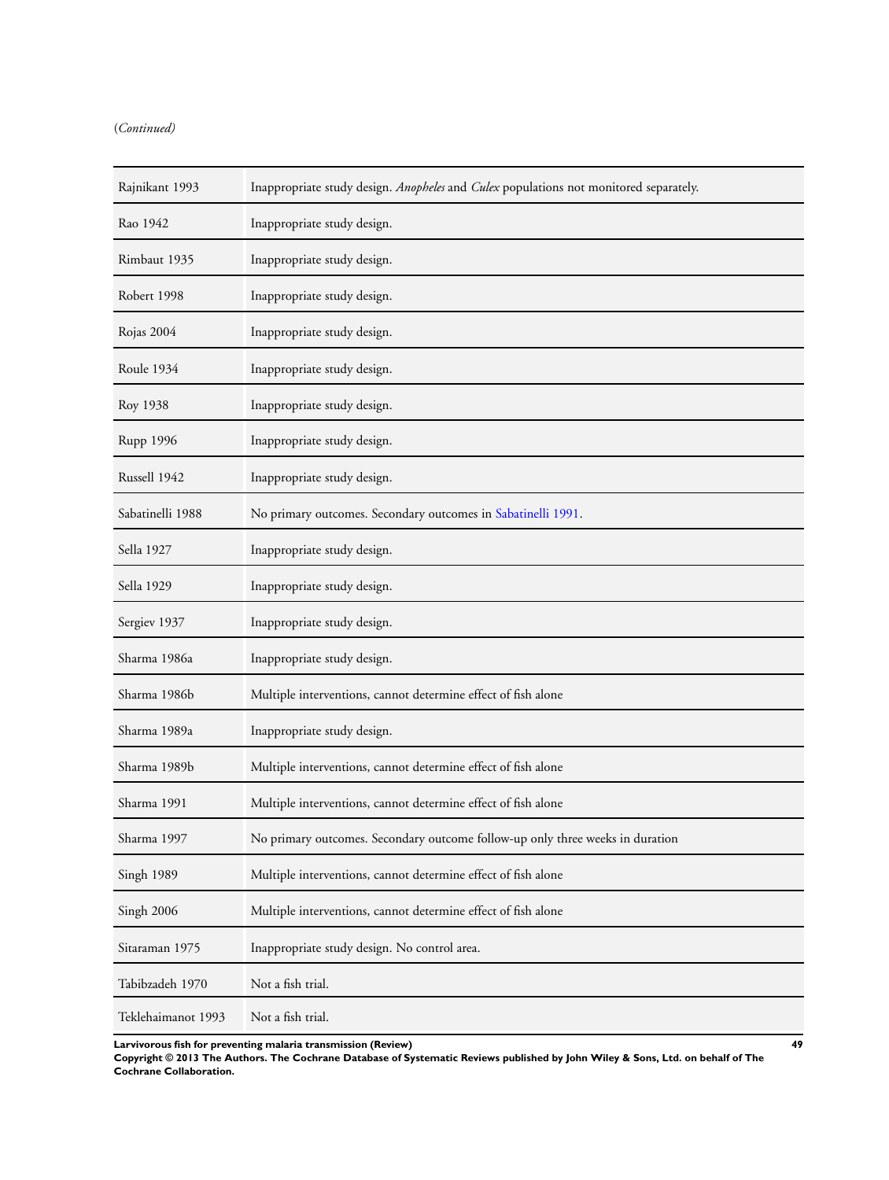(*Continued*)

| | |
|---|---|
| Rajnikant 1993 | Inappropriate study design. *Anopheles* and *Culex* populations not monitored separately. |
| Rao 1942 | Inappropriate study design. |
| Rimbaut 1935 | Inappropriate study design. |
| Robert 1998 | Inappropriate study design. |
| Rojas 2004 | Inappropriate study design. |
| Roule 1934 | Inappropriate study design. |
| Roy 1938 | Inappropriate study design. |
| Rupp 1996 | Inappropriate study design. |
| Russell 1942 | Inappropriate study design. |
| Sabatinelli 1988 | No primary outcomes. Secondary outcomes in Sabatinelli 1991. |
| Sella 1927 | Inappropriate study design. |
| Sella 1929 | Inappropriate study design. |
| Sergiev 1937 | Inappropriate study design. |
| Sharma 1986a | Inappropriate study design. |
| Sharma 1986b | Multiple interventions, cannot determine effect of fish alone |
| Sharma 1989a | Inappropriate study design. |
| Sharma 1989b | Multiple interventions, cannot determine effect of fish alone |
| Sharma 1991 | Multiple interventions, cannot determine effect of fish alone |
| Sharma 1997 | No primary outcomes. Secondary outcome follow-up only three weeks in duration |
| Singh 1989 | Multiple interventions, cannot determine effect of fish alone |
| Singh 2006 | Multiple interventions, cannot determine effect of fish alone |
| Sitaraman 1975 | Inappropriate study design. No control area. |
| Tabibzadeh 1970 | Not a fish trial. |
| Teklehaimanot 1993 | Not a fish trial. |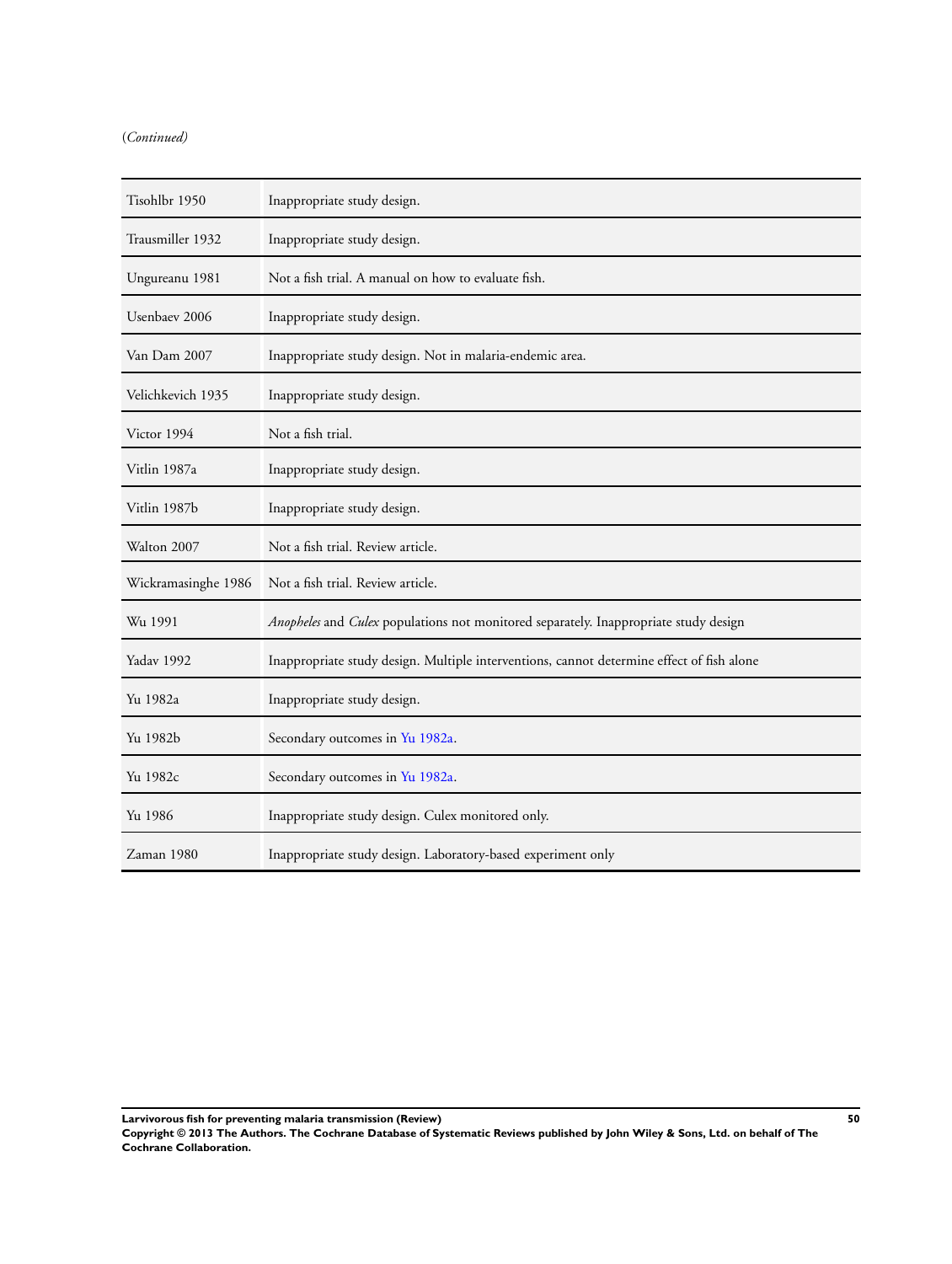(*Continued*)

| | |
|---|---|
| Tisohlbr 1950 | Inappropriate study design. |
| Trausmiller 1932 | Inappropriate study design. |
| Ungureanu 1981 | Not a fish trial. A manual on how to evaluate fish. |
| Usenbaev 2006 | Inappropriate study design. |
| Van Dam 2007 | Inappropriate study design. Not in malaria-endemic area. |
| Velichkevich 1935 | Inappropriate study design. |
| Victor 1994 | Not a fish trial. |
| Vitlin 1987a | Inappropriate study design. |
| Vitlin 1987b | Inappropriate study design. |
| Walton 2007 | Not a fish trial. Review article. |
| Wickramasinghe 1986 | Not a fish trial. Review article. |
| Wu 1991 | *Anopheles* and *Culex* populations not monitored separately. Inappropriate study design |
| Yadav 1992 | Inappropriate study design. Multiple interventions, cannot determine effect of fish alone |
| Yu 1982a | Inappropriate study design. |
| Yu 1982b | Secondary outcomes in Yu 1982a. |
| Yu 1982c | Secondary outcomes in Yu 1982a. |
| Yu 1986 | Inappropriate study design. Culex monitored only. |
| Zaman 1980 | Inappropriate study design. Laboratory-based experiment only |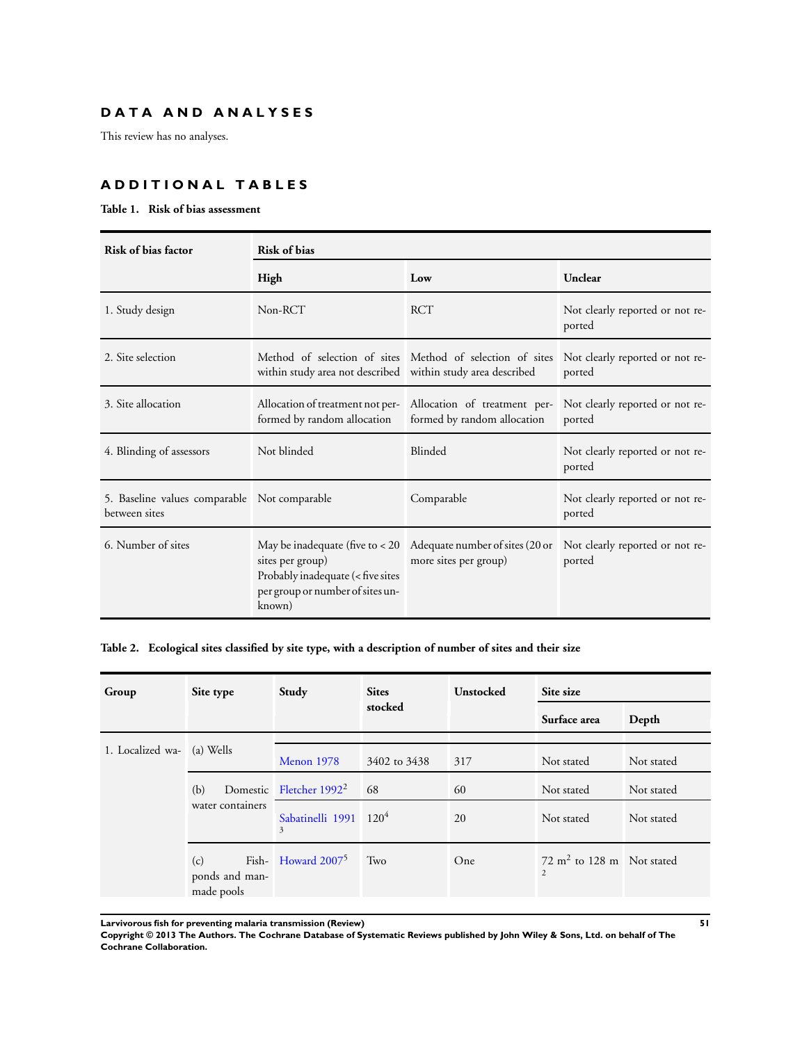## DATA AND ANALYSES

This review has no analyses.

## ADDITIONAL TABLES

**Table 1. Risk of bias assessment**

| Risk of bias factor | Risk of bias | | |
|---|---|---|---|
| | **High** | **Low** | **Unclear** |
| 1. Study design | Non-RCT | RCT | Not clearly reported or not reported |
| 2. Site selection | Method of selection of sites within study area not described | Method of selection of sites within study area described | Not clearly reported or not reported |
| 3. Site allocation | Allocation of treatment not performed by random allocation | Allocation of treatment performed by random allocation | Not clearly reported or not reported |
| 4. Blinding of assessors | Not blinded | Blinded | Not clearly reported or not reported |
| 5. Baseline values comparable between sites | Not comparable | Comparable | Not clearly reported or not reported |
| 6. Number of sites | May be inadequate (five to < 20 sites per group)<br>Probably inadequate (< five sites per group or number of sites unknown) | Adequate number of sites (20 or more sites per group) | Not clearly reported or not reported |

**Table 2. Ecological sites classified by site type, with a description of number of sites and their size**

| Group | Site type | Study | Sites stocked | Unstocked | Site size | |
|---|---|---|---|---|---|---|
| | | | | | **Surface area** | **Depth** |
| 1. Localized wa- | (a) Wells | Menon 1978 | 3402 to 3438 | 317 | Not stated | Not stated |
| | (b) Domestic water containers | Fletcher 1992[2] | 68 | 60 | Not stated | Not stated |
| | | Sabatinelli 1991[3] | 120[4] | 20 | Not stated | Not stated |
| | (c) Fish-ponds and man-made pools | Howard 2007[5] | Two | One | 72 $m^2$ to 128 $m^2$ | Not stated |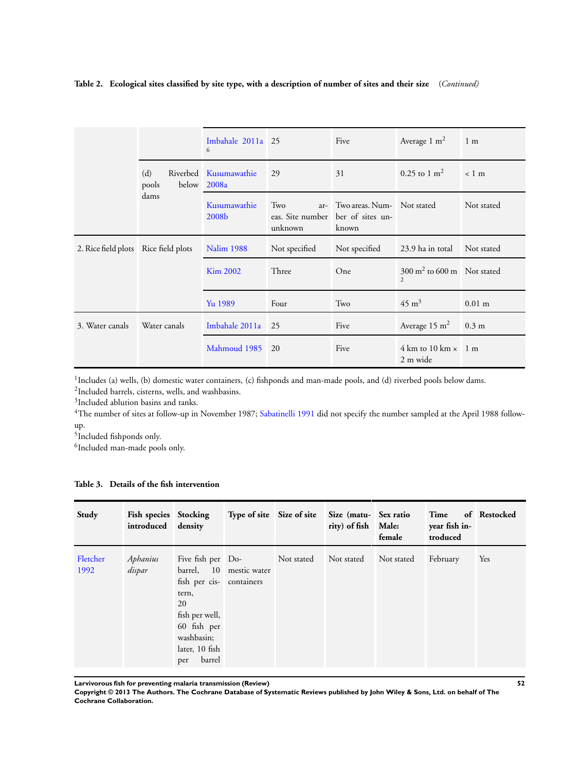**Table 2. Ecological sites classified by site type, with a description of number of sites and their size** *(Continued)*

| | | | | | | |
|---|---|---|---|---|---|---|
| | | Imbahale 2011a [6] | 25 | Five | Average 1 $m^2$ | 1 m |
| | (d) Riverbed pools below dams | Kusumawathie 2008a | 29 | 31 | 0.25 to 1 $m^2$ | < 1 m |
| | | Kusumawathie 2008b | Two areas. Site number unknown | Two areas. Number of sites unknown | Not stated | Not stated |
| 2. Rice field plots | Rice field plots | Nalim 1988 | Not specified | Not specified | 23.9 ha in total | Not stated |
| | | Kim 2002 | Three | One | 300 $m^2$ to 600 m [2] | Not stated |
| | | Yu 1989 | Four | Two | 45 $m^3$ | 0.01 m |
| 3. Water canals | Water canals | Imbahale 2011a | 25 | Five | Average 15 $m^2$ | 0.3 m |
| | | Mahmoud 1985 | 20 | Five | 4 km to 10 km × 2 m wide | 1 m |

[1]Includes (a) wells, (b) domestic water containers, (c) fishponds and man-made pools, and (d) riverbed pools below dams.
[2]Included barrels, cisterns, wells, and washbasins.
[3]Included ablution basins and tanks.
[4]The number of sites at follow-up in November 1987; Sabatinelli 1991 did not specify the number sampled at the April 1988 follow-up.
[5]Included fishponds only.
[6]Included man-made pools only.

**Table 3. Details of the fish intervention**

| Study | Fish species introduced | Stocking density | Type of site | Size of site | Size (maturity) of fish | Sex ratio Male: female | Time of year fish introduced | Restocked |
|---|---|---|---|---|---|---|---|---|
| Fletcher 1992 | *Aphanius dispar* | Five fish per barrel, 10 fish per cistern, 20 fish per well, 60 fish per washbasin; later, 10 fish per barrel | Domestic water containers | Not stated | Not stated | Not stated | February | Yes |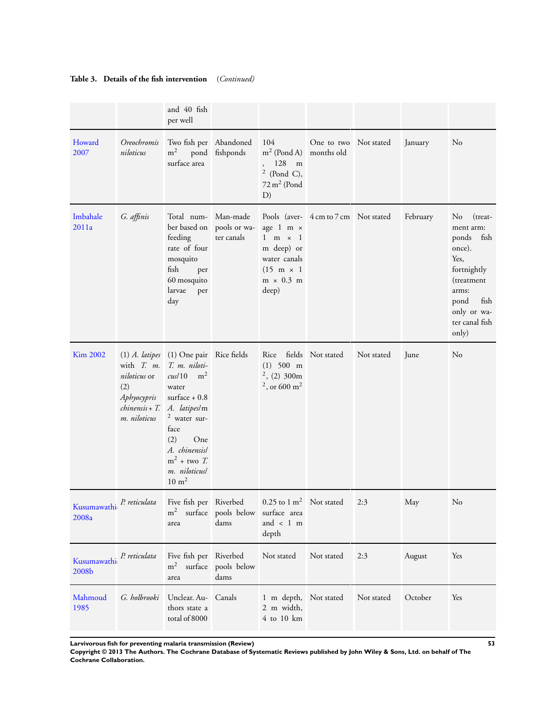**Table 3. Details of the fish intervention** *(Continued)*

| | | | | | | | | |
|---|---|---|---|---|---|---|---|---|
| | | and 40 fish per well | | | | | | |
| Howard 2007 | *Oreochromis niloticus* | Two fish per $m^2$ pond surface area | Abandoned fishponds | 104 $m^2$ (Pond A), 128 $m^2$ (Pond C), 72 $m^2$ (Pond D) | One to two months old | Not stated | January | No |
| Imbahale 2011a | *G. affinis* | Total number based on feeding rate of four mosquito fish per 60 mosquito larvae per day | Man-made pools or water canals | Pools (average 1 m × 1 m × 1 m deep) or water canals (15 m × 1 m × 0.3 m deep) | 4 cm to 7 cm | Not stated | February | No (treatment arm: ponds fish once). Yes, fortnightly (treatment arms: pond fish only or water canal fish only) |
| Kim 2002 | (1) *A. latipes* with *T. m. niloticus* or (2) *Aphyocypris chinensis* + *T. m. niloticus* | (1) One pair *T. m. niloticus*/10 $m^2$ water surface + 0.8 *A. latipes*/$m^2$ water surface (2) One *A. chinensis*/$m^2$ + two *T. m. niloticus*/10 $m^2$ | Rice fields | Rice fields (1) 500 $m^2$, (2) 300$m^2$, or 600 $m^2$ | Not stated | Not stated | June | No |
| Kusumawathie 2008a | *P. reticulata* | Five fish per $m^2$ surface area | Riverbed pools below dams | 0.25 to 1 $m^2$ surface area and < 1 m depth | Not stated | 2:3 | May | No |
| Kusumawathie 2008b | *P. reticulata* | Five fish per $m^2$ surface area | Riverbed pools below dams | Not stated | Not stated | 2:3 | August | Yes |
| Mahmoud 1985 | *G. holbrooki* | Unclear. Authors state a total of 8000 | Canals | 1 m depth, 2 m width, 4 to 10 km | Not stated | Not stated | October | Yes |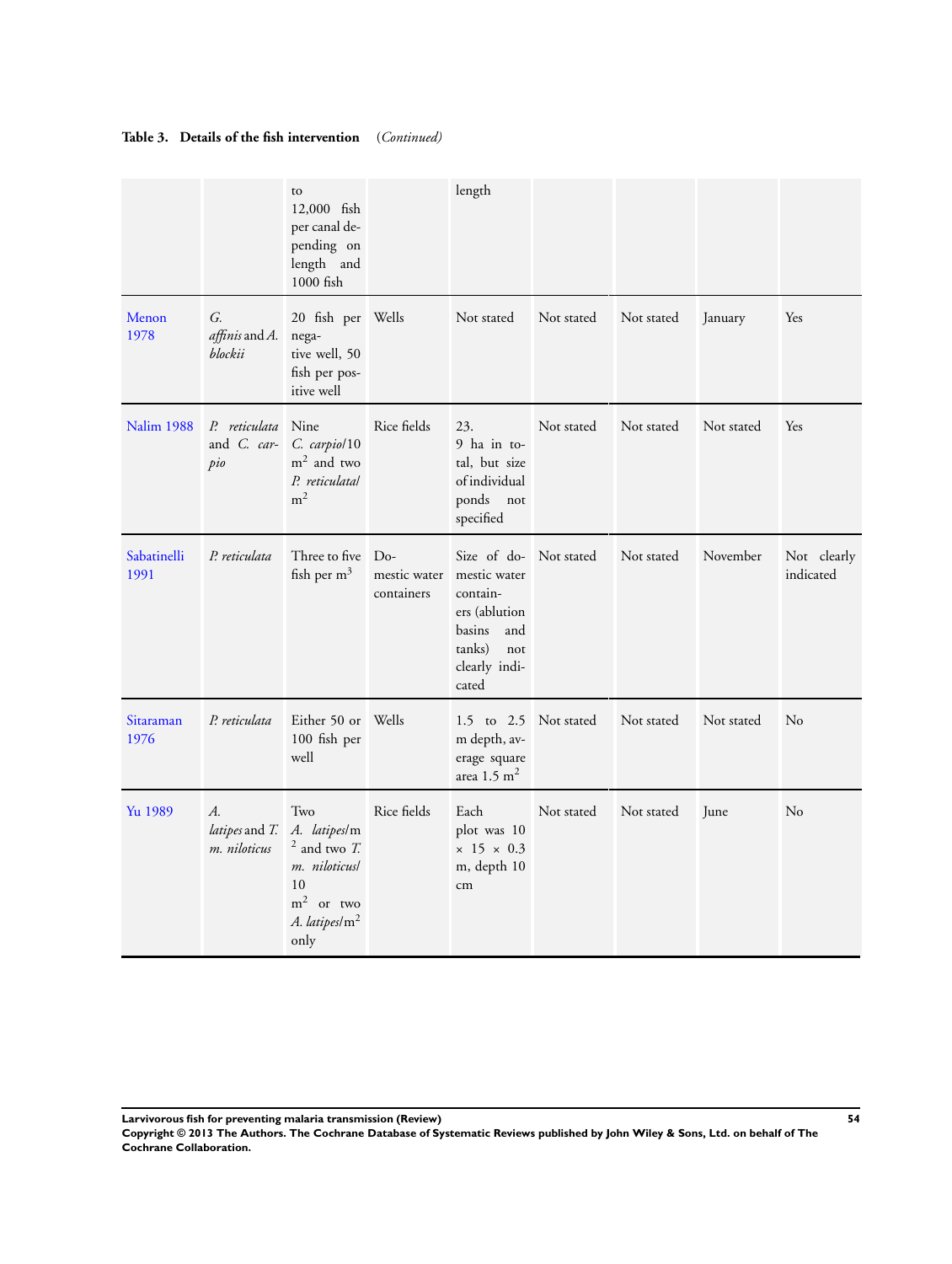**Table 3. Details of the fish intervention** *(Continued)*

| | | | | | | | | |
|---|---|---|---|---|---|---|---|---|
| | | to 12,000 fish per canal depending on length and 1000 fish | | length | | | | |
| Menon 1978 | *G. affinis* and *A. blockii* | 20 fish per negative well, 50 fish per positive well | Wells | Not stated | Not stated | Not stated | January | Yes |
| Nalim 1988 | *P. reticulata* and *C. carpio* | Nine *C. carpio*/10 $m^2$ and two *P. reticulata*/$m^2$ | Rice fields | 23. 9 ha in total, but size of individual ponds not specified | Not stated | Not stated | Not stated | Yes |
| Sabatinelli 1991 | *P. reticulata* | Three to five fish per $m^3$ | Domestic water containers | Size of domestic water containers (ablution basins and tanks) not clearly indicated | Not stated | Not stated | November | Not clearly indicated |
| Sitaraman 1976 | *P. reticulata* | Either 50 or 100 fish per well | Wells | 1.5 to 2.5 m depth, average square area 1.5 $m^2$ | Not stated | Not stated | Not stated | No |
| Yu 1989 | *A. latipes* and *T. m. niloticus* | Two *A. latipes*/$m^2$ and two *T. m. niloticus*/10 $m^2$ or two *A. latipes*/$m^2$ only | Rice fields | Each plot was 10 × 15 × 0.3 m, depth 10 cm | Not stated | Not stated | June | No |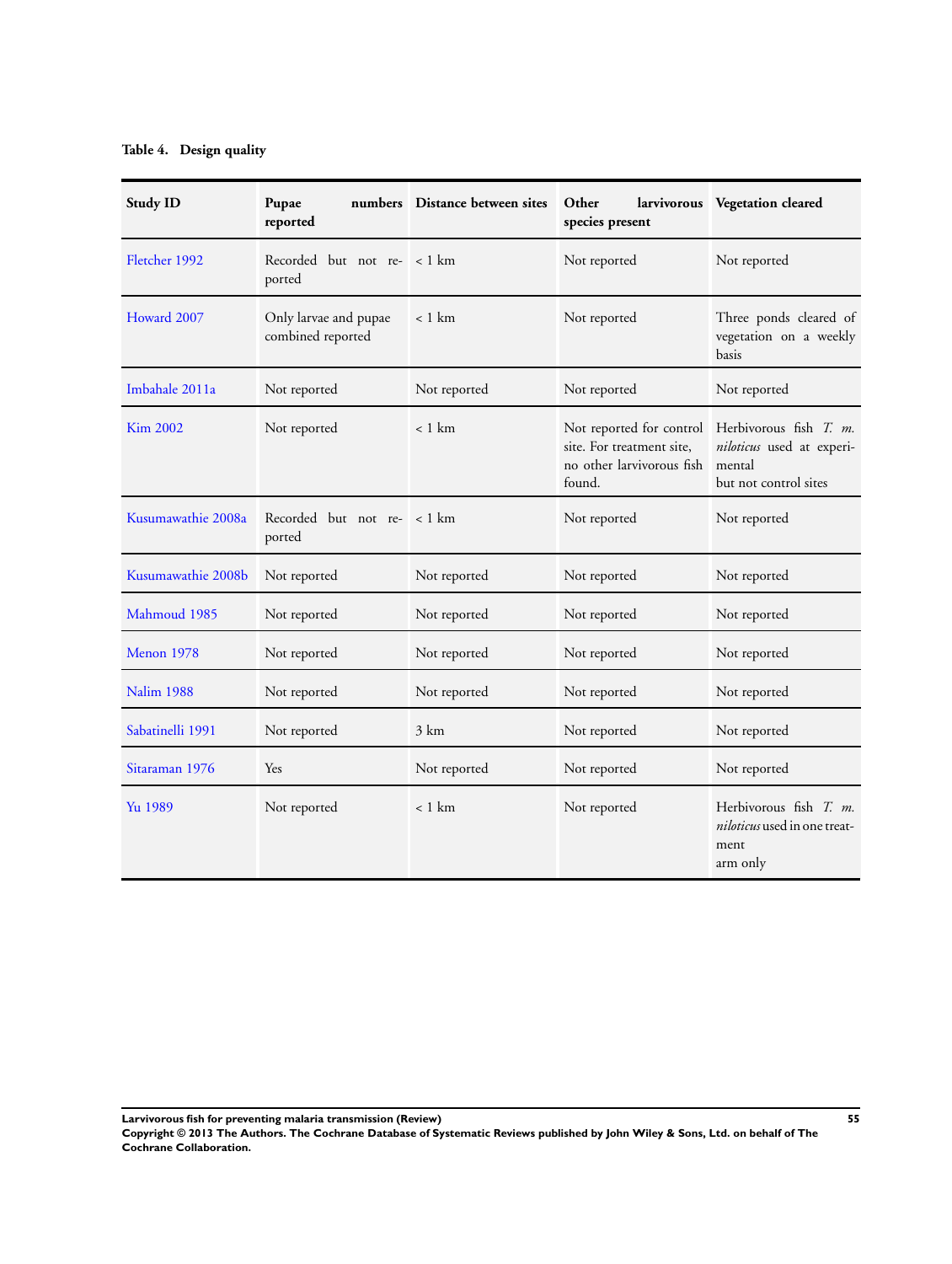**Table 4. Design quality**

| Study ID | Pupae numbers reported | Distance between sites | Other larvivorous species present | Vegetation cleared |
|---|---|---|---|---|
| Fletcher 1992 | Recorded but not reported | < 1 km | Not reported | Not reported |
| Howard 2007 | Only larvae and pupae combined reported | < 1 km | Not reported | Three ponds cleared of vegetation on a weekly basis |
| Imbahale 2011a | Not reported | Not reported | Not reported | Not reported |
| Kim 2002 | Not reported | < 1 km | Not reported for control site. For treatment site, no other larvivorous fish found. | Herbivorous fish *T. m. niloticus* used at experimental but not control sites |
| Kusumawathie 2008a | Recorded but not reported | < 1 km | Not reported | Not reported |
| Kusumawathie 2008b | Not reported | Not reported | Not reported | Not reported |
| Mahmoud 1985 | Not reported | Not reported | Not reported | Not reported |
| Menon 1978 | Not reported | Not reported | Not reported | Not reported |
| Nalim 1988 | Not reported | Not reported | Not reported | Not reported |
| Sabatinelli 1991 | Not reported | 3 km | Not reported | Not reported |
| Sitaraman 1976 | Yes | Not reported | Not reported | Not reported |
| Yu 1989 | Not reported | < 1 km | Not reported | Herbivorous fish *T. m. niloticus* used in one treatment arm only |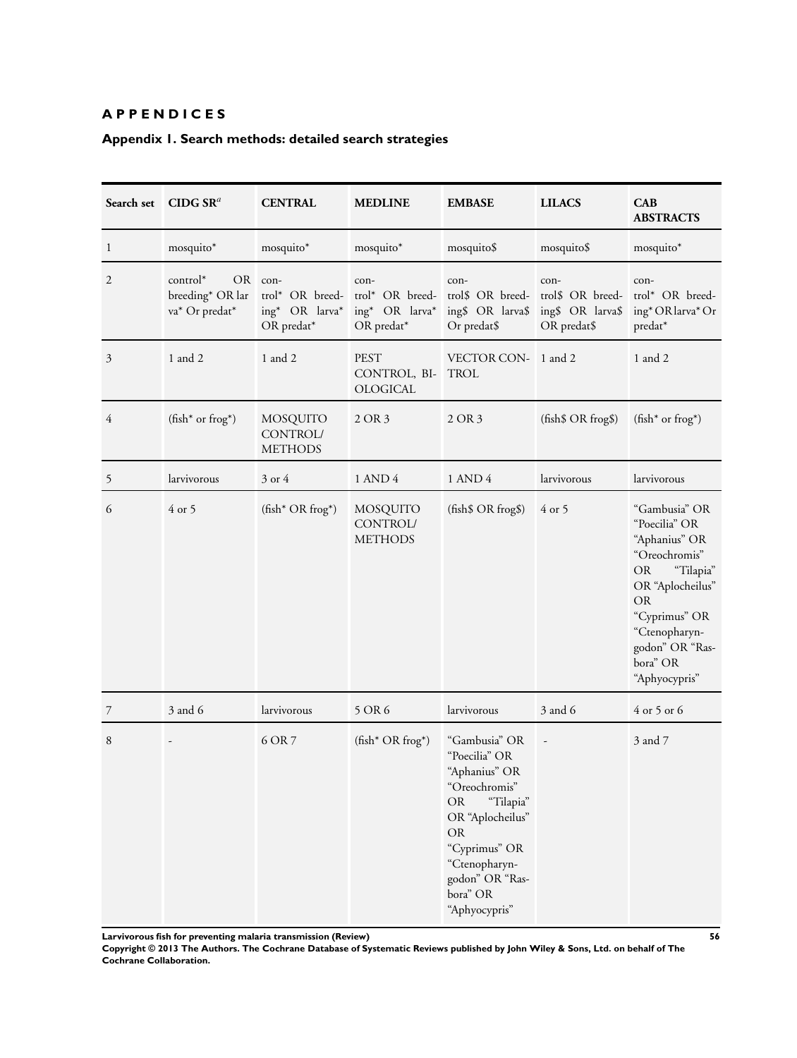# APPENDICES

## Appendix 1. Search methods: detailed search strategies

| Search set | CIDG SR[a] | CENTRAL | MEDLINE | EMBASE | LILACS | CAB ABSTRACTS |
|---|---|---|---|---|---|---|
| 1 | mosquito* | mosquito* | mosquito* | mosquito$ | mosquito$ | mosquito* |
| 2 | control* OR breeding* OR larva* Or predat* | control* OR breeding* OR larva* OR predat* | control* OR breeding* OR larva* OR predat* | control$ OR breeding$ OR larva$ Or predat$ | control$ OR breeding$ OR larva$ OR predat$ | control* OR breeding* OR larva* Or predat* |
| 3 | 1 and 2 | 1 and 2 | PEST CONTROL, BIOLOGICAL | VECTOR CONTROL | 1 and 2 | 1 and 2 |
| 4 | (fish* or frog*) | MOSQUITO CONTROL/ METHODS | 2 OR 3 | 2 OR 3 | (fish$ OR frog$) | (fish* or frog*) |
| 5 | larvivorous | 3 or 4 | 1 AND 4 | 1 AND 4 | larvivorous | larvivorous |
| 6 | 4 or 5 | (fish* OR frog*) | MOSQUITO CONTROL/ METHODS | (fish$ OR frog$) | 4 or 5 | "Gambusia" OR "Poecilia" OR "Aphanius" OR "Oreochromis" OR "Tilapia" OR "Aplocheilus" OR "Cyprimus" OR "Ctenopharyngodon" OR "Rasbora" OR "Aphyocypris" |
| 7 | 3 and 6 | larvivorous | 5 OR 6 | larvivorous | 3 and 6 | 4 or 5 or 6 |
| 8 | - | 6 OR 7 | (fish* OR frog*) | "Gambusia" OR "Poecilia" OR "Aphanius" OR "Oreochromis" OR "Tilapia" OR "Aplocheilus" OR "Cyprimus" OR "Ctenopharyngodon" OR "Rasbora" OR "Aphyocypris" | - | 3 and 7 |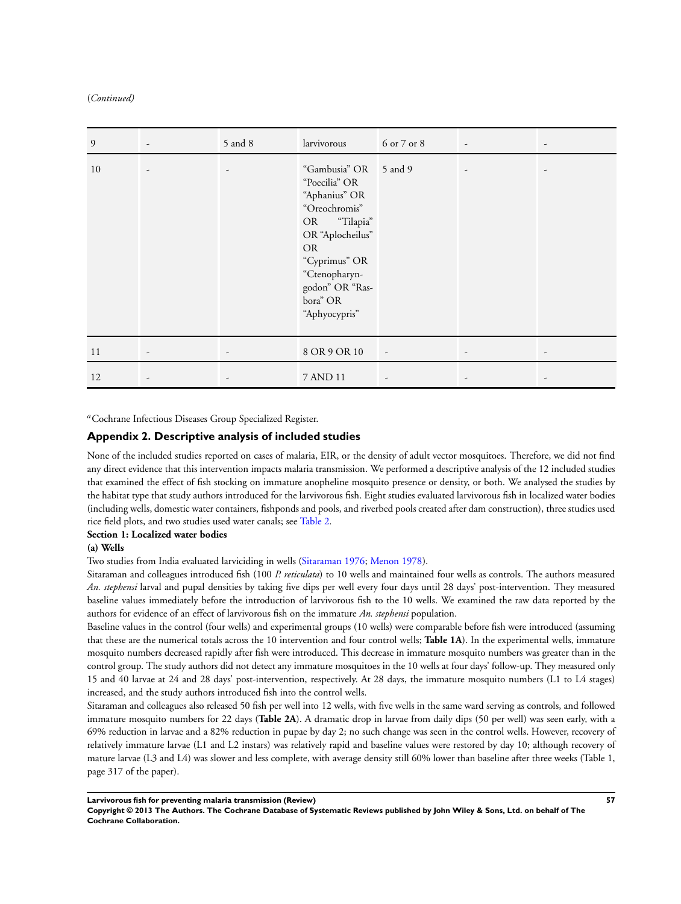(*Continued*)

| | | | | | | |
|---|---|---|---|---|---|---|
| 9 | - | 5 and 8 | larvivorous | 6 or 7 or 8 | - | - |
| 10 | - | - | "Gambusia" OR "Poecilia" OR "Aphanius" OR "Oreochromis" OR "Tilapia" OR "Aplocheilus" OR "Cyprimus" OR "Ctenopharyngodon" OR "Rasbora" OR "Aphyocypris" | 5 and 9 | - | - |
| 11 | - | - | 8 OR 9 OR 10 | - | - | - |
| 12 | - | - | 7 AND 11 | - | - | - |

[a] Cochrane Infectious Diseases Group Specialized Register.

## Appendix 2. Descriptive analysis of included studies

None of the included studies reported on cases of malaria, EIR, or the density of adult vector mosquitoes. Therefore, we did not find any direct evidence that this intervention impacts malaria transmission. We performed a descriptive analysis of the 12 included studies that examined the effect of fish stocking on immature anopheline mosquito presence or density, or both. We analysed the studies by the habitat type that study authors introduced for the larvivorous fish. Eight studies evaluated larvivorous fish in localized water bodies (including wells, domestic water containers, fishponds and pools, and riverbed pools created after dam construction), three studies used rice field plots, and two studies used water canals; see Table 2.

**Section 1: Localized water bodies**

**(a) Wells**

Two studies from India evaluated larviciding in wells (Sitaraman 1976; Menon 1978).

Sitaraman and colleagues introduced fish (100 *P. reticulata*) to 10 wells and maintained four wells as controls. The authors measured *An. stephensi* larval and pupal densities by taking five dips per well every four days until 28 days' post-intervention. They measured baseline values immediately before the introduction of larvivorous fish to the 10 wells. We examined the raw data reported by the authors for evidence of an effect of larvivorous fish on the immature *An. stephensi* population.

Baseline values in the control (four wells) and experimental groups (10 wells) were comparable before fish were introduced (assuming that these are the numerical totals across the 10 intervention and four control wells; **Table 1A**). In the experimental wells, immature mosquito numbers decreased rapidly after fish were introduced. This decrease in immature mosquito numbers was greater than in the control group. The study authors did not detect any immature mosquitoes in the 10 wells at four days' follow-up. They measured only 15 and 40 larvae at 24 and 28 days' post-intervention, respectively. At 28 days, the immature mosquito numbers (L1 to L4 stages) increased, and the study authors introduced fish into the control wells.

Sitaraman and colleagues also released 50 fish per well into 12 wells, with five wells in the same ward serving as controls, and followed immature mosquito numbers for 22 days (**Table 2A**). A dramatic drop in larvae from daily dips (50 per well) was seen early, with a 69% reduction in larvae and a 82% reduction in pupae by day 2; no such change was seen in the control wells. However, recovery of relatively immature larvae (L1 and L2 instars) was relatively rapid and baseline values were restored by day 10; although recovery of mature larvae (L3 and L4) was slower and less complete, with average density still 60% lower than baseline after three weeks (Table 1, page 317 of the paper).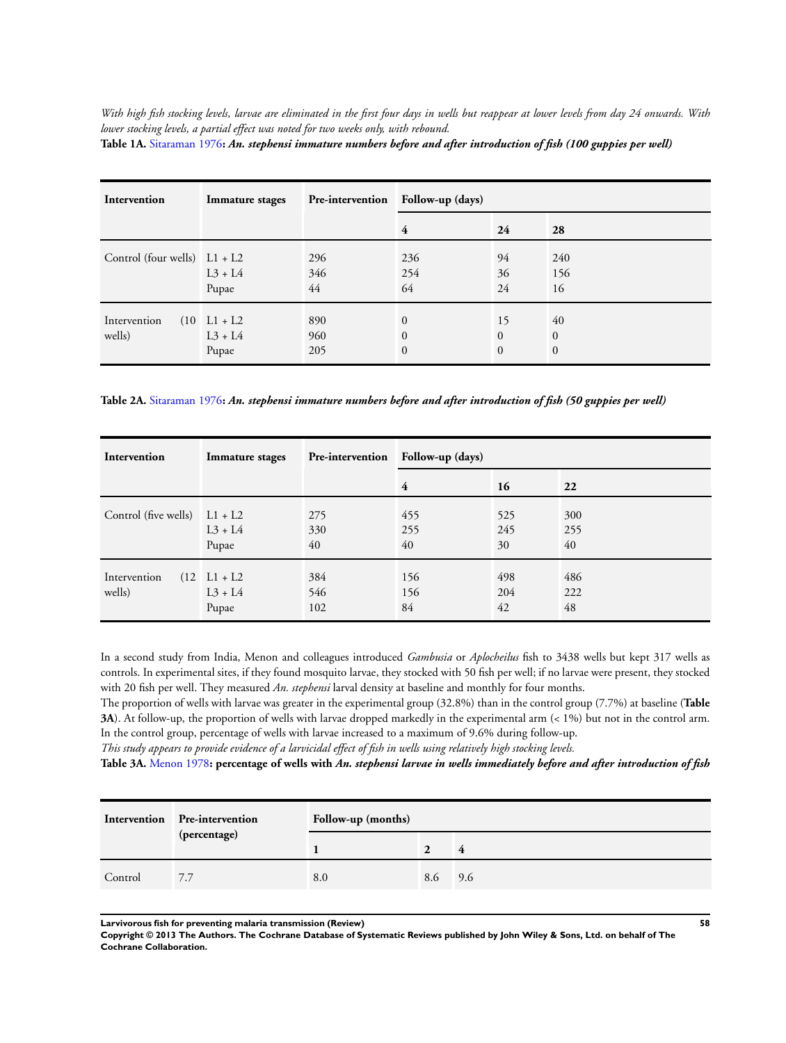*With high fish stocking levels, larvae are eliminated in the first four days in wells but reappear at lower levels from day 24 onwards. With lower stocking levels, a partial effect was noted for two weeks only, with rebound.*

**Table 1A.** Sitaraman 1976**:** ***An. stephensi immature numbers before and after introduction of fish (100 guppies per well)***

| Intervention | Immature stages | Pre-intervention | Follow-up (days) | | |
|---|---|---|---|---|---|
| | | | 4 | 24 | 28 |
| Control (four wells) | L1 + L2<br>L3 + L4<br>Pupae | 296<br>346<br>44 | 236<br>254<br>64 | 94<br>36<br>24 | 240<br>156<br>16 |
| Intervention (10 wells) | L1 + L2<br>L3 + L4<br>Pupae | 890<br>960<br>205 | 0<br>0<br>0 | 15<br>0<br>0 | 40<br>0<br>0 |

**Table 2A.** Sitaraman 1976**:** ***An. stephensi immature numbers before and after introduction of fish (50 guppies per well)***

| Intervention | Immature stages | Pre-intervention | Follow-up (days) | | |
|---|---|---|---|---|---|
| | | | 4 | 16 | 22 |
| Control (five wells) | L1 + L2<br>L3 + L4<br>Pupae | 275<br>330<br>40 | 455<br>255<br>40 | 525<br>245<br>30 | 300<br>255<br>40 |
| Intervention (12 wells) | L1 + L2<br>L3 + L4<br>Pupae | 384<br>546<br>102 | 156<br>156<br>84 | 498<br>204<br>42 | 486<br>222<br>48 |

In a second study from India, Menon and colleagues introduced *Gambusia* or *Aplocheilus* fish to 3438 wells but kept 317 wells as controls. In experimental sites, if they found mosquito larvae, they stocked with 50 fish per well; if no larvae were present, they stocked with 20 fish per well. They measured *An. stephensi* larval density at baseline and monthly for four months.

The proportion of wells with larvae was greater in the experimental group (32.8%) than in the control group (7.7%) at baseline (**Table 3A**). At follow-up, the proportion of wells with larvae dropped markedly in the experimental arm (< 1%) but not in the control arm. In the control group, percentage of wells with larvae increased to a maximum of 9.6% during follow-up.

*This study appears to provide evidence of a larvicidal effect of fish in wells using relatively high stocking levels.*

**Table 3A.** Menon 1978**: percentage of wells with** ***An. stephensi larvae in wells immediately before and after introduction of fish***

| Intervention | Pre-intervention (percentage) | Follow-up (months) | | |
|---|---|---|---|---|
| | | 1 | 2 | 4 |
| Control | 7.7 | 8.0 | 8.6 | 9.6 |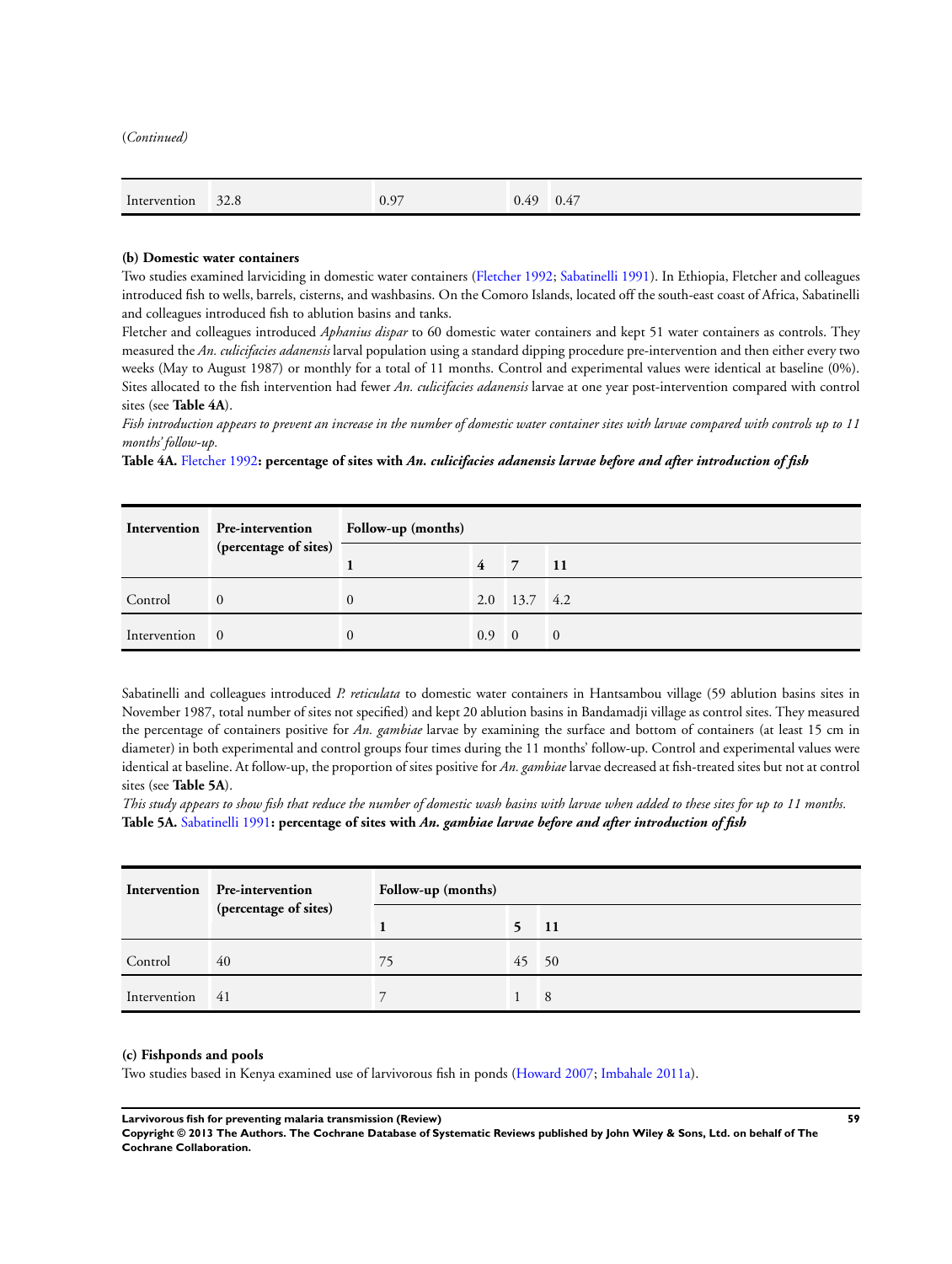(*Continued*)

| Intervention | 32.8 | 0.97 | 0.49 | 0.47 |
|---|---|---|---|---|

**(b) Domestic water containers**

Two studies examined larviciding in domestic water containers (Fletcher 1992; Sabatinelli 1991). In Ethiopia, Fletcher and colleagues introduced fish to wells, barrels, cisterns, and washbasins. On the Comoro Islands, located off the south-east coast of Africa, Sabatinelli and colleagues introduced fish to ablution basins and tanks.

Fletcher and colleagues introduced *Aphanius dispar* to 60 domestic water containers and kept 51 water containers as controls. They measured the *An. culicifacies adanensis* larval population using a standard dipping procedure pre-intervention and then either every two weeks (May to August 1987) or monthly for a total of 11 months. Control and experimental values were identical at baseline (0%). Sites allocated to the fish intervention had fewer *An. culicifacies adanensis* larvae at one year post-intervention compared with control sites (see **Table 4A**).

*Fish introduction appears to prevent an increase in the number of domestic water container sites with larvae compared with controls up to 11 months' follow-up.*

**Table 4A.** Fletcher 1992**: percentage of sites with *An. culicifacies adanensis larvae before and after introduction of fish***

| Intervention | Pre-intervention (percentage of sites) | Follow-up (months) | | | |
|---|---|---|---|---|---|
| | | 1 | 4 | 7 | 11 |
| Control | 0 | 0 | 2.0 | 13.7 | 4.2 |
| Intervention | 0 | 0 | 0.9 | 0 | 0 |

Sabatinelli and colleagues introduced *P. reticulata* to domestic water containers in Hantsambou village (59 ablution basins sites in November 1987, total number of sites not specified) and kept 20 ablution basins in Bandamadji village as control sites. They measured the percentage of containers positive for *An. gambiae* larvae by examining the surface and bottom of containers (at least 15 cm in diameter) in both experimental and control groups four times during the 11 months' follow-up. Control and experimental values were identical at baseline. At follow-up, the proportion of sites positive for *An. gambiae* larvae decreased at fish-treated sites but not at control sites (see **Table 5A**).

*This study appears to show fish that reduce the number of domestic wash basins with larvae when added to these sites for up to 11 months.*

**Table 5A.** Sabatinelli 1991**: percentage of sites with *An. gambiae larvae before and after introduction of fish***

| Intervention | Pre-intervention (percentage of sites) | Follow-up (months) | | |
|---|---|---|---|---|
| | | 1 | 5 | 11 |
| Control | 40 | 75 | 45 | 50 |
| Intervention | 41 | 7 | 1 | 8 |

**(c) Fishponds and pools**

Two studies based in Kenya examined use of larvivorous fish in ponds (Howard 2007; Imbahale 2011a).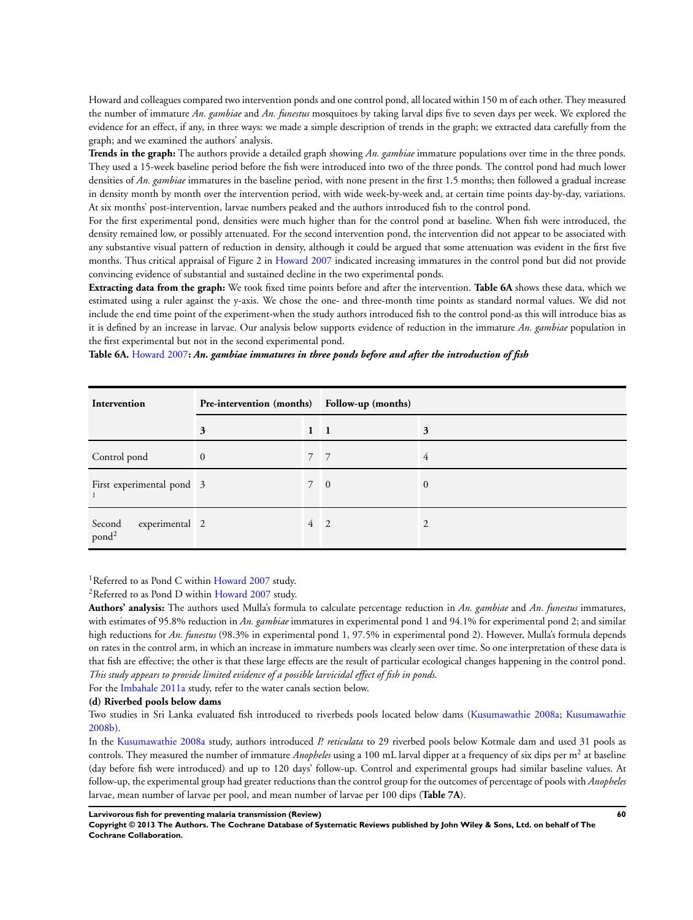Howard and colleagues compared two intervention ponds and one control pond, all located within 150 m of each other. They measured the number of immature *An. gambiae* and *An. funestus* mosquitoes by taking larval dips five to seven days per week. We explored the evidence for an effect, if any, in three ways: we made a simple description of trends in the graph; we extracted data carefully from the graph; and we examined the authors' analysis.

**Trends in the graph:** The authors provide a detailed graph showing *An. gambiae* immature populations over time in the three ponds. They used a 15-week baseline period before the fish were introduced into two of the three ponds. The control pond had much lower densities of *An. gambiae* immatures in the baseline period, with none present in the first 1.5 months; then followed a gradual increase in density month by month over the intervention period, with wide week-by-week and, at certain time points day-by-day, variations. At six months' post-intervention, larvae numbers peaked and the authors introduced fish to the control pond.

For the first experimental pond, densities were much higher than for the control pond at baseline. When fish were introduced, the density remained low, or possibly attenuated. For the second intervention pond, the intervention did not appear to be associated with any substantive visual pattern of reduction in density, although it could be argued that some attenuation was evident in the first five months. Thus critical appraisal of Figure 2 in Howard 2007 indicated increasing immatures in the control pond but did not provide convincing evidence of substantial and sustained decline in the two experimental ponds.

**Extracting data from the graph:** We took fixed time points before and after the intervention. **Table 6A** shows these data, which we estimated using a ruler against the y-axis. We chose the one- and three-month time points as standard normal values. We did not include the end time point of the experiment-when the study authors introduced fish to the control pond-as this will introduce bias as it is defined by an increase in larvae. Our analysis below supports evidence of reduction in the immature *An. gambiae* population in the first experimental but not in the second experimental pond.

**Table 6A.** Howard 2007**:** ***An. gambiae immatures in three ponds before and after the introduction of fish***

| Intervention | Pre-intervention (months) | | Follow-up (months) | |
|---|---|---|---|---|
| | 3 | 1 | 1 | 3 |
| Control pond | 0 | 7 | 7 | 4 |
| First experimental pond [1] | 3 | 7 | 0 | 0 |
| Second experimental pond[2] | 2 | 4 | 2 | 2 |

[1]Referred to as Pond C within Howard 2007 study.

[2]Referred to as Pond D within Howard 2007 study.

**Authors' analysis:** The authors used Mulla's formula to calculate percentage reduction in *An. gambiae* and *An. funestus* immatures, with estimates of 95.8% reduction in *An. gambiae* immatures in experimental pond 1 and 94.1% for experimental pond 2; and similar high reductions for *An. funestus* (98.3% in experimental pond 1, 97.5% in experimental pond 2). However, Mulla's formula depends on rates in the control arm, in which an increase in immature numbers was clearly seen over time. So one interpretation of these data is that fish are effective; the other is that these large effects are the result of particular ecological changes happening in the control pond. *This study appears to provide limited evidence of a possible larvicidal effect of fish in ponds.*

For the Imbahale 2011a study, refer to the water canals section below.

**(d) Riverbed pools below dams**

Two studies in Sri Lanka evaluated fish introduced to riverbeds pools located below dams (Kusumawathie 2008a; Kusumawathie 2008b).

In the Kusumawathie 2008a study, authors introduced *P. reticulata* to 29 riverbed pools below Kotmale dam and used 31 pools as controls. They measured the number of immature *Anopheles* using a 100 mL larval dipper at a frequency of six dips per m$^2$ at baseline (day before fish were introduced) and up to 120 days' follow-up. Control and experimental groups had similar baseline values. At follow-up, the experimental group had greater reductions than the control group for the outcomes of percentage of pools with *Anopheles* larvae, mean number of larvae per pool, and mean number of larvae per 100 dips (**Table 7A**).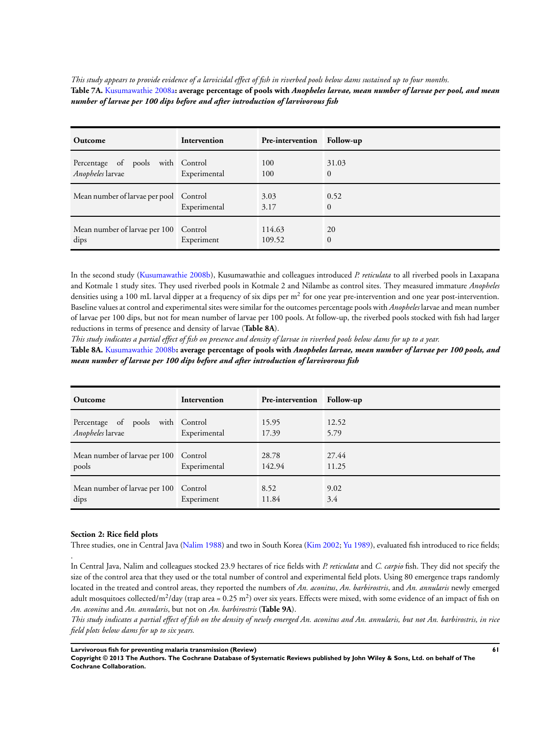*This study appears to provide evidence of a larvicidal effect of fish in riverbed pools below dams sustained up to four months.*

**Table 7A. Kusumawathie 2008a: average percentage of pools with *Anopheles larvae, mean number of larvae per pool, and mean number of larvae per 100 dips before and after introduction of larvivorous fish***

| Outcome | Intervention | Pre-intervention | Follow-up |
|---|---|---|---|
| Percentage of pools with *Anopheles* larvae | Control<br>Experimental | 100<br>100 | 31.03<br>0 |
| Mean number of larvae per pool | Control<br>Experimental | 3.03<br>3.17 | 0.52<br>0 |
| Mean number of larvae per 100 dips | Control<br>Experiment | 114.63<br>109.52 | 20<br>0 |

In the second study (Kusumawathie 2008b), Kusumawathie and colleagues introduced *P. reticulata* to all riverbed pools in Laxapana and Kotmale 1 study sites. They used riverbed pools in Kotmale 2 and Nilambe as control sites. They measured immature *Anopheles* densities using a 100 mL larval dipper at a frequency of six dips per m$^2$ for one year pre-intervention and one year post-intervention. Baseline values at control and experimental sites were similar for the outcomes percentage pools with *Anopheles* larvae and mean number of larvae per 100 dips, but not for mean number of larvae per 100 pools. At follow-up, the riverbed pools stocked with fish had larger reductions in terms of presence and density of larvae (**Table 8A**).

*This study indicates a partial effect of fish on presence and density of larvae in riverbed pools below dams for up to a year.*

**Table 8A. Kusumawathie 2008b: average percentage of pools with *Anopheles larvae, mean number of larvae per 100 pools, and mean number of larvae per 100 dips before and after introduction of larvivorous fish***

| Outcome | Intervention | Pre-intervention | Follow-up |
|---|---|---|---|
| Percentage of pools with *Anopheles* larvae | Control<br>Experimental | 15.95<br>17.39 | 12.52<br>5.79 |
| Mean number of larvae per 100 pools | Control<br>Experimental | 28.78<br>142.94 | 27.44<br>11.25 |
| Mean number of larvae per 100 dips | Control<br>Experiment | 8.52<br>11.84 | 9.02<br>3.4 |

### Section 2: Rice field plots

Three studies, one in Central Java (Nalim 1988) and two in South Korea (Kim 2002; Yu 1989), evaluated fish introduced to rice fields;

.

In Central Java, Nalim and colleagues stocked 23.9 hectares of rice fields with *P. reticulata* and *C. carpio* fish. They did not specify the size of the control area that they used or the total number of control and experimental field plots. Using 80 emergence traps randomly located in the treated and control areas, they reported the numbers of *An. aconitus*, *An. barbirostris*, and *An. annularis* newly emerged adult mosquitoes collected/m$^2$/day (trap area = 0.25 m$^2$) over six years. Effects were mixed, with some evidence of an impact of fish on *An. aconitus* and *An. annularis*, but not on *An. barbirostris* (**Table 9A**).

*This study indicates a partial effect of fish on the density of newly emerged An. aconitus and An. annularis, but not An. barbirostris, in rice field plots below dams for up to six years.*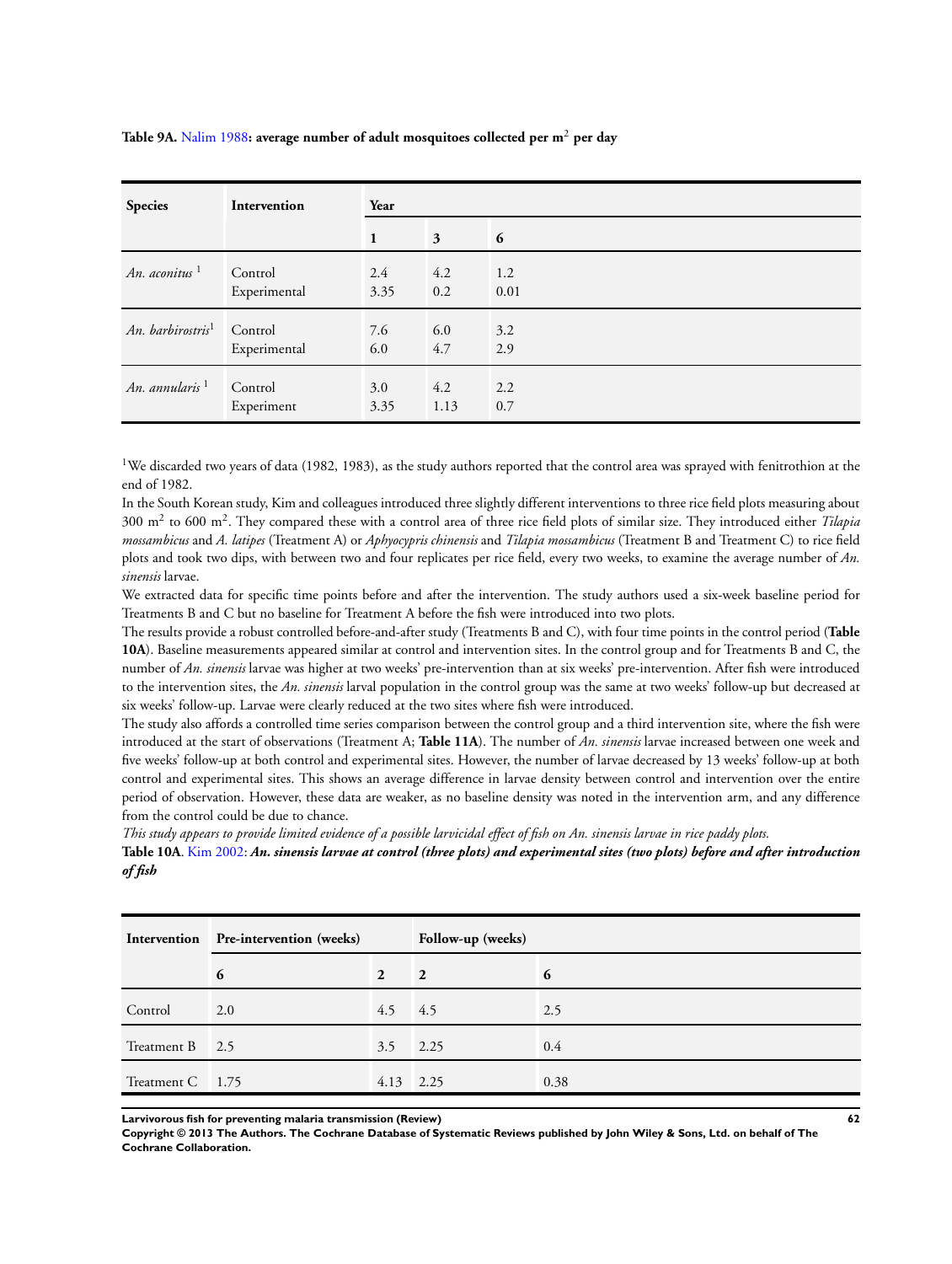**Table 9A.** Nalim 1988**: average number of adult mosquitoes collected per m$^2$ per day**

| Species | Intervention | Year | | |
|---|---|---|---|---|
| | | 1 | 3 | 6 |
| *An. aconitus* [1] | Control<br>Experimental | 2.4<br>3.35 | 4.2<br>0.2 | 1.2<br>0.01 |
| *An. barbirostris*[1] | Control<br>Experimental | 7.6<br>6.0 | 6.0<br>4.7 | 3.2<br>2.9 |
| *An. annularis* [1] | Control<br>Experiment | 3.0<br>3.35 | 4.2<br>1.13 | 2.2<br>0.7 |

[1]We discarded two years of data (1982, 1983), as the study authors reported that the control area was sprayed with fenitrothion at the end of 1982.

In the South Korean study, Kim and colleagues introduced three slightly different interventions to three rice field plots measuring about 300 m$^2$ to 600 m$^2$. They compared these with a control area of three rice field plots of similar size. They introduced either *Tilapia mossambicus* and *A. latipes* (Treatment A) or *Aphyocypris chinensis* and *Tilapia mossambicus* (Treatment B and Treatment C) to rice field plots and took two dips, with between two and four replicates per rice field, every two weeks, to examine the average number of *An. sinensis* larvae.

We extracted data for specific time points before and after the intervention. The study authors used a six-week baseline period for Treatments B and C but no baseline for Treatment A before the fish were introduced into two plots.

The results provide a robust controlled before-and-after study (Treatments B and C), with four time points in the control period (**Table 10A**). Baseline measurements appeared similar at control and intervention sites. In the control group and for Treatments B and C, the number of *An. sinensis* larvae was higher at two weeks' pre-intervention than at six weeks' pre-intervention. After fish were introduced to the intervention sites, the *An. sinensis* larval population in the control group was the same at two weeks' follow-up but decreased at six weeks' follow-up. Larvae were clearly reduced at the two sites where fish were introduced.

The study also affords a controlled time series comparison between the control group and a third intervention site, where the fish were introduced at the start of observations (Treatment A; **Table 11A**). The number of *An. sinensis* larvae increased between one week and five weeks' follow-up at both control and experimental sites. However, the number of larvae decreased by 13 weeks' follow-up at both control and experimental sites. This shows an average difference in larvae density between control and intervention over the entire period of observation. However, these data are weaker, as no baseline density was noted in the intervention arm, and any difference from the control could be due to chance.

*This study appears to provide limited evidence of a possible larvicidal effect of fish on An. sinensis larvae in rice paddy plots.*

**Table 10A**. Kim 2002: ***An. sinensis larvae at control (three plots) and experimental sites (two plots) before and after introduction of fish***

| Intervention | Pre-intervention (weeks) | | Follow-up (weeks) | |
|---|---|---|---|---|
| | 6 | 2 | 2 | 6 |
| Control | 2.0 | 4.5 | 4.5 | 2.5 |
| Treatment B | 2.5 | 3.5 | 2.25 | 0.4 |
| Treatment C | 1.75 | 4.13 | 2.25 | 0.38 |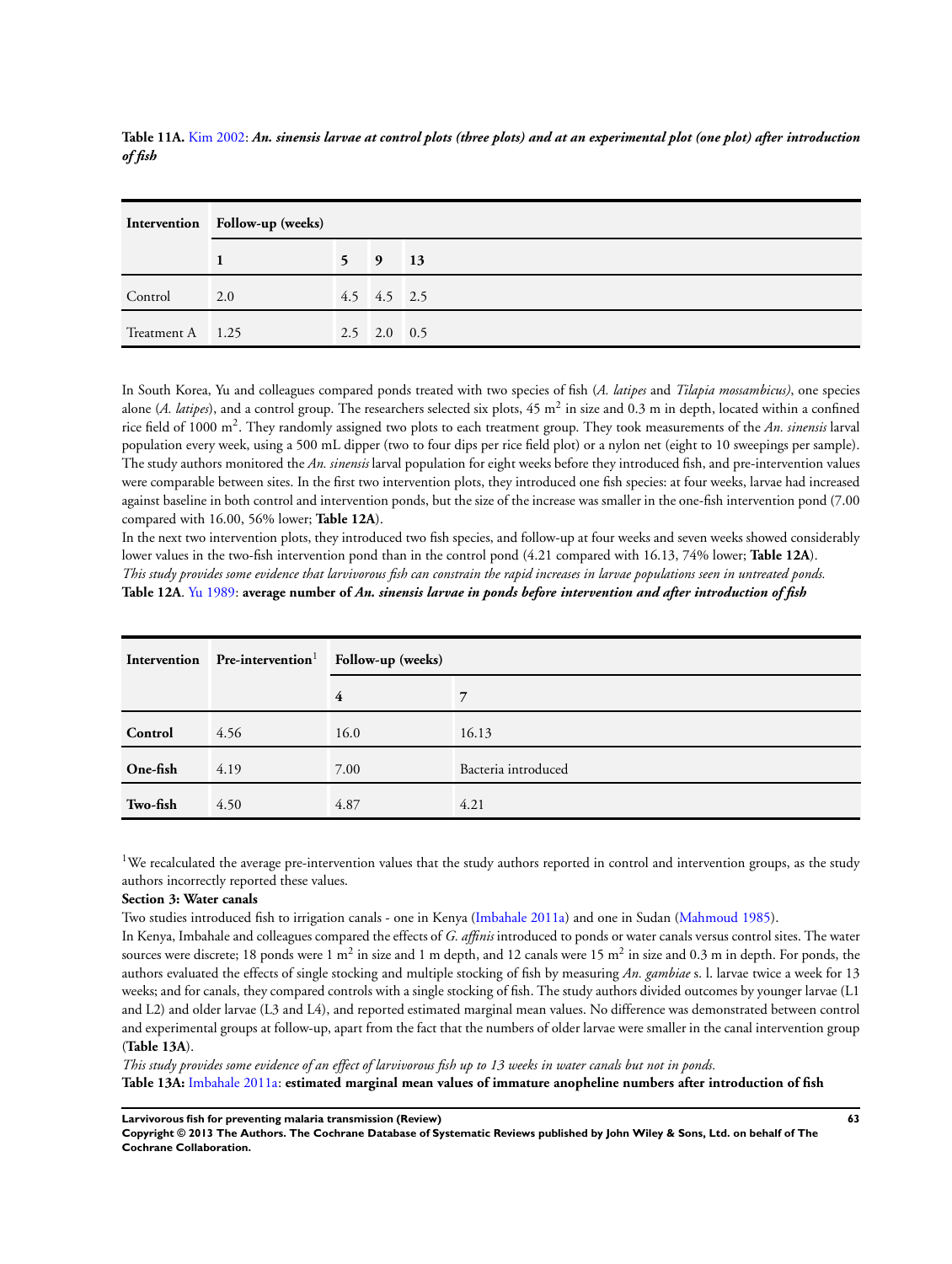**Table 11A.** Kim 2002: ***An. sinensis larvae at control plots (three plots) and at an experimental plot (one plot) after introduction of fish***

| Intervention | Follow-up (weeks) | | | |
|---|---|---|---|---|
| | **1** | **5** | **9** | **13** |
| Control | 2.0 | 4.5 | 4.5 | 2.5 |
| Treatment A | 1.25 | 2.5 | 2.0 | 0.5 |

In South Korea, Yu and colleagues compared ponds treated with two species of fish (*A. latipes* and *Tilapia mossambicus)*, one species alone (*A. latipes*), and a control group. The researchers selected six plots, 45 $m^2$ in size and 0.3 m in depth, located within a confined rice field of 1000 $m^2$. They randomly assigned two plots to each treatment group. They took measurements of the *An. sinensis* larval population every week, using a 500 mL dipper (two to four dips per rice field plot) or a nylon net (eight to 10 sweepings per sample). The study authors monitored the *An. sinensis* larval population for eight weeks before they introduced fish, and pre-intervention values were comparable between sites. In the first two intervention plots, they introduced one fish species: at four weeks, larvae had increased against baseline in both control and intervention ponds, but the size of the increase was smaller in the one-fish intervention pond (7.00 compared with 16.00, 56% lower; **Table 12A**).

In the next two intervention plots, they introduced two fish species, and follow-up at four weeks and seven weeks showed considerably lower values in the two-fish intervention pond than in the control pond (4.21 compared with 16.13, 74% lower; **Table 12A**).

*This study provides some evidence that larvivorous fish can constrain the rapid increases in larvae populations seen in untreated ponds.*

**Table 12A**. Yu 1989: **average number of *An. sinensis larvae in ponds before intervention and after introduction of fish***

| Intervention | Pre-intervention[1] | Follow-up (weeks) | |
|---|---|---|---|
| | | **4** | **7** |
| **Control** | 4.56 | 16.0 | 16.13 |
| **One-fish** | 4.19 | 7.00 | Bacteria introduced |
| **Two-fish** | 4.50 | 4.87 | 4.21 |

[1]We recalculated the average pre-intervention values that the study authors reported in control and intervention groups, as the study authors incorrectly reported these values.

**Section 3: Water canals**

Two studies introduced fish to irrigation canals - one in Kenya (Imbahale 2011a) and one in Sudan (Mahmoud 1985).

In Kenya, Imbahale and colleagues compared the effects of *G. affinis* introduced to ponds or water canals versus control sites. The water sources were discrete; 18 ponds were 1 $m^2$ in size and 1 m depth, and 12 canals were 15 $m^2$ in size and 0.3 m in depth. For ponds, the authors evaluated the effects of single stocking and multiple stocking of fish by measuring *An. gambiae* s. l. larvae twice a week for 13 weeks; and for canals, they compared controls with a single stocking of fish. The study authors divided outcomes by younger larvae (L1 and L2) and older larvae (L3 and L4), and reported estimated marginal mean values. No difference was demonstrated between control and experimental groups at follow-up, apart from the fact that the numbers of older larvae were smaller in the canal intervention group (**Table 13A**).

*This study provides some evidence of an effect of larvivorous fish up to 13 weeks in water canals but not in ponds.*

**Table 13A:** Imbahale 2011a: **estimated marginal mean values of immature anopheline numbers after introduction of fish**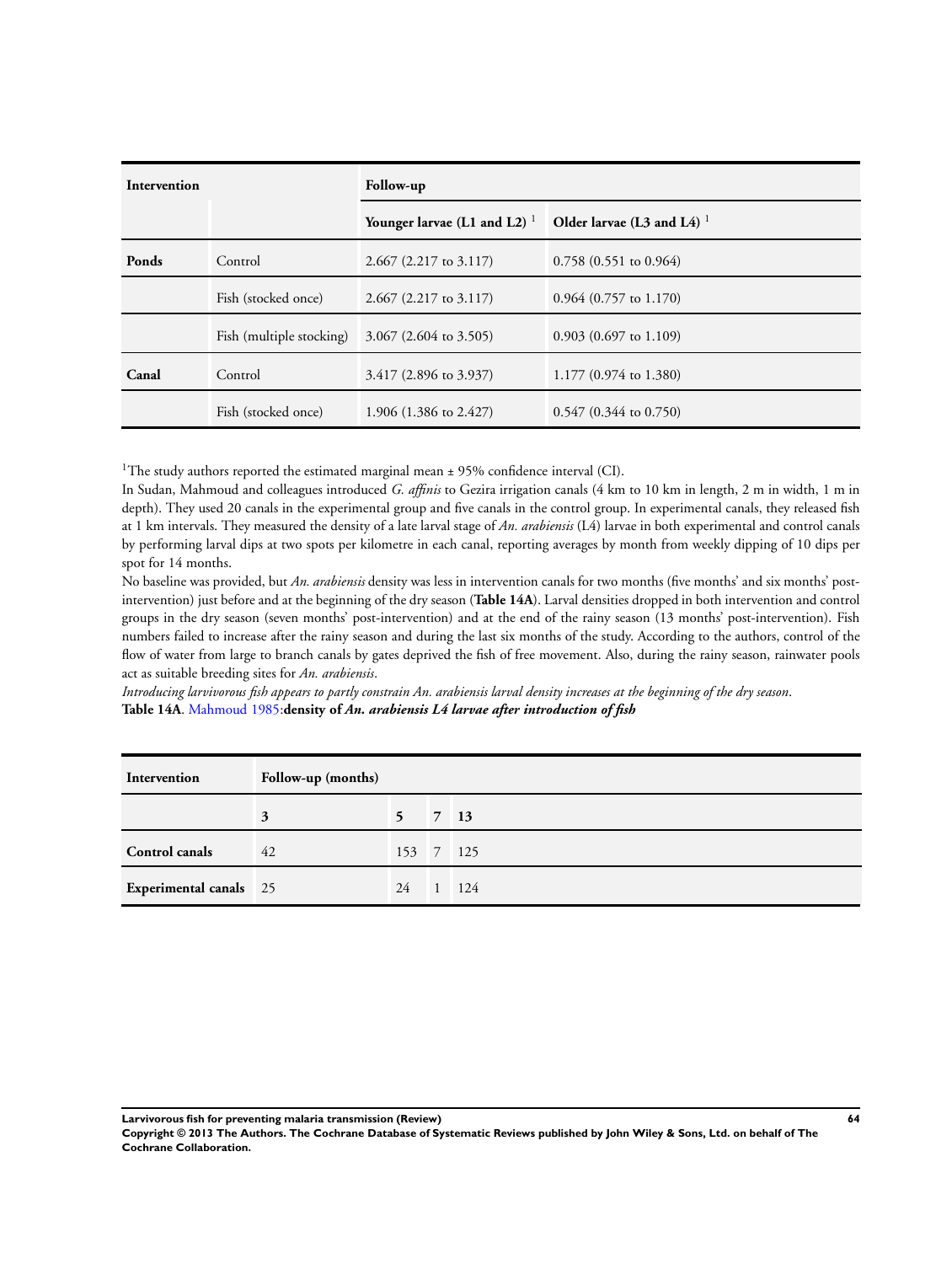| Intervention | | Follow-up | |
|---|---|---|---|
| | | Younger larvae (L1 and L2) [1] | Older larvae (L3 and L4) [1] |
| **Ponds** | Control | 2.667 (2.217 to 3.117) | 0.758 (0.551 to 0.964) |
| | Fish (stocked once) | 2.667 (2.217 to 3.117) | 0.964 (0.757 to 1.170) |
| | Fish (multiple stocking) | 3.067 (2.604 to 3.505) | 0.903 (0.697 to 1.109) |
| **Canal** | Control | 3.417 (2.896 to 3.937) | 1.177 (0.974 to 1.380) |
| | Fish (stocked once) | 1.906 (1.386 to 2.427) | 0.547 (0.344 to 0.750) |

[1]The study authors reported the estimated marginal mean ± 95% confidence interval (CI).

In Sudan, Mahmoud and colleagues introduced *G. affinis* to Gezira irrigation canals (4 km to 10 km in length, 2 m in width, 1 m in depth). They used 20 canals in the experimental group and five canals in the control group. In experimental canals, they released fish at 1 km intervals. They measured the density of a late larval stage of *An. arabiensis* (L4) larvae in both experimental and control canals by performing larval dips at two spots per kilometre in each canal, reporting averages by month from weekly dipping of 10 dips per spot for 14 months.

No baseline was provided, but *An. arabiensis* density was less in intervention canals for two months (five months' and six months' post-intervention) just before and at the beginning of the dry season (**Table 14A**). Larval densities dropped in both intervention and control groups in the dry season (seven months' post-intervention) and at the end of the rainy season (13 months' post-intervention). Fish numbers failed to increase after the rainy season and during the last six months of the study. According to the authors, control of the flow of water from large to branch canals by gates deprived the fish of free movement. Also, during the rainy season, rainwater pools act as suitable breeding sites for *An. arabiensis*.

*Introducing larvivorous fish appears to partly constrain An. arabiensis larval density increases at the beginning of the dry season*.

**Table 14A**. Mahmoud 1985:**density of *An. arabiensis* L4 larvae after introduction of fish**

| Intervention | Follow-up (months) | | | |
|---|---|---|---|---|
| | 3 | 5 | 7 | 13 |
| **Control canals** | 42 | 153 | 7 | 125 |
| **Experimental canals** | 25 | 24 | 1 | 124 |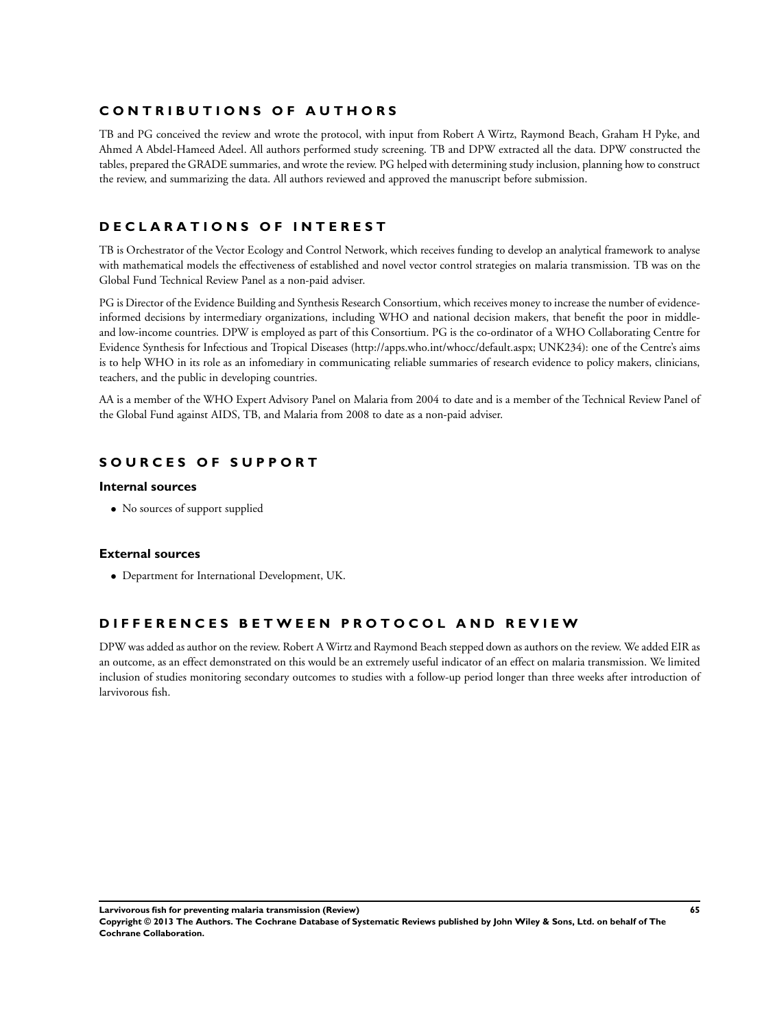## CONTRIBUTIONS OF AUTHORS

TB and PG conceived the review and wrote the protocol, with input from Robert A Wirtz, Raymond Beach, Graham H Pyke, and Ahmed A Abdel-Hameed Adeel. All authors performed study screening. TB and DPW extracted all the data. DPW constructed the tables, prepared the GRADE summaries, and wrote the review. PG helped with determining study inclusion, planning how to construct the review, and summarizing the data. All authors reviewed and approved the manuscript before submission.

## DECLARATIONS OF INTEREST

TB is Orchestrator of the Vector Ecology and Control Network, which receives funding to develop an analytical framework to analyse with mathematical models the effectiveness of established and novel vector control strategies on malaria transmission. TB was on the Global Fund Technical Review Panel as a non-paid adviser.

PG is Director of the Evidence Building and Synthesis Research Consortium, which receives money to increase the number of evidence-informed decisions by intermediary organizations, including WHO and national decision makers, that benefit the poor in middle- and low-income countries. DPW is employed as part of this Consortium. PG is the co-ordinator of a WHO Collaborating Centre for Evidence Synthesis for Infectious and Tropical Diseases (http://apps.who.int/whocc/default.aspx; UNK234): one of the Centre's aims is to help WHO in its role as an infomediary in communicating reliable summaries of research evidence to policy makers, clinicians, teachers, and the public in developing countries.

AA is a member of the WHO Expert Advisory Panel on Malaria from 2004 to date and is a member of the Technical Review Panel of the Global Fund against AIDS, TB, and Malaria from 2008 to date as a non-paid adviser.

## SOURCES OF SUPPORT

### Internal sources

- No sources of support supplied

### External sources

- Department for International Development, UK.

## DIFFERENCES BETWEEN PROTOCOL AND REVIEW

DPW was added as author on the review. Robert A Wirtz and Raymond Beach stepped down as authors on the review. We added EIR as an outcome, as an effect demonstrated on this would be an extremely useful indicator of an effect on malaria transmission. We limited inclusion of studies monitoring secondary outcomes to studies with a follow-up period longer than three weeks after introduction of larvivorous fish.